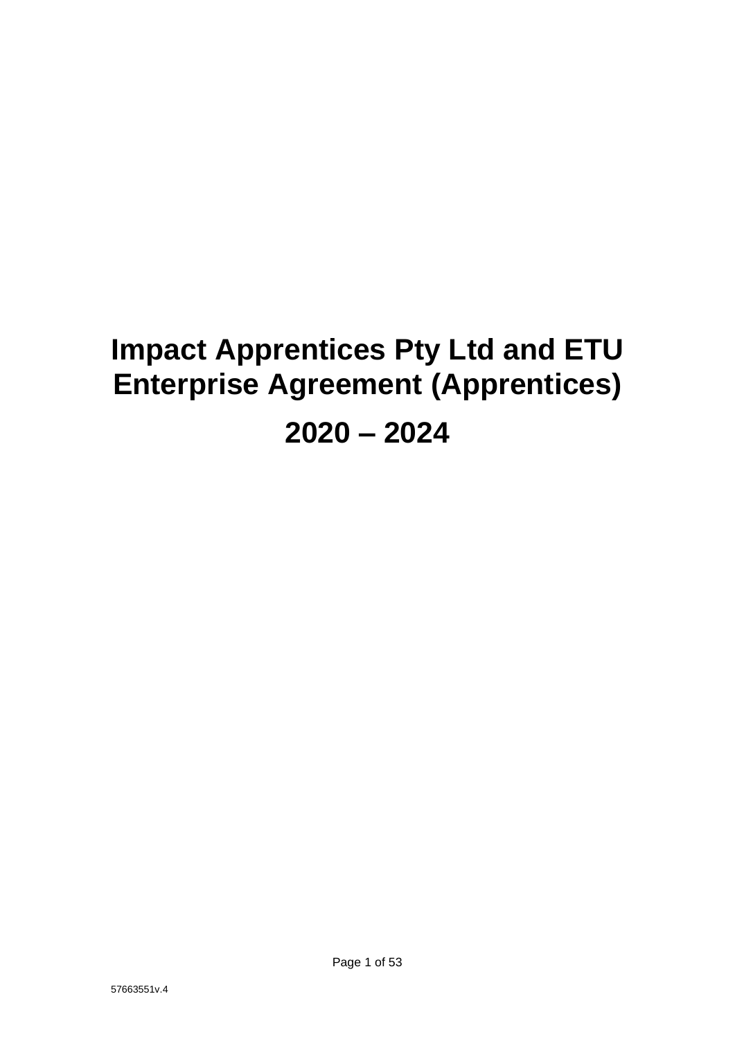# Impact Apprentices Pty Ltd and ETU Enterprise Agreement (Apprentices)

# 2020 – 2024

57663551v.4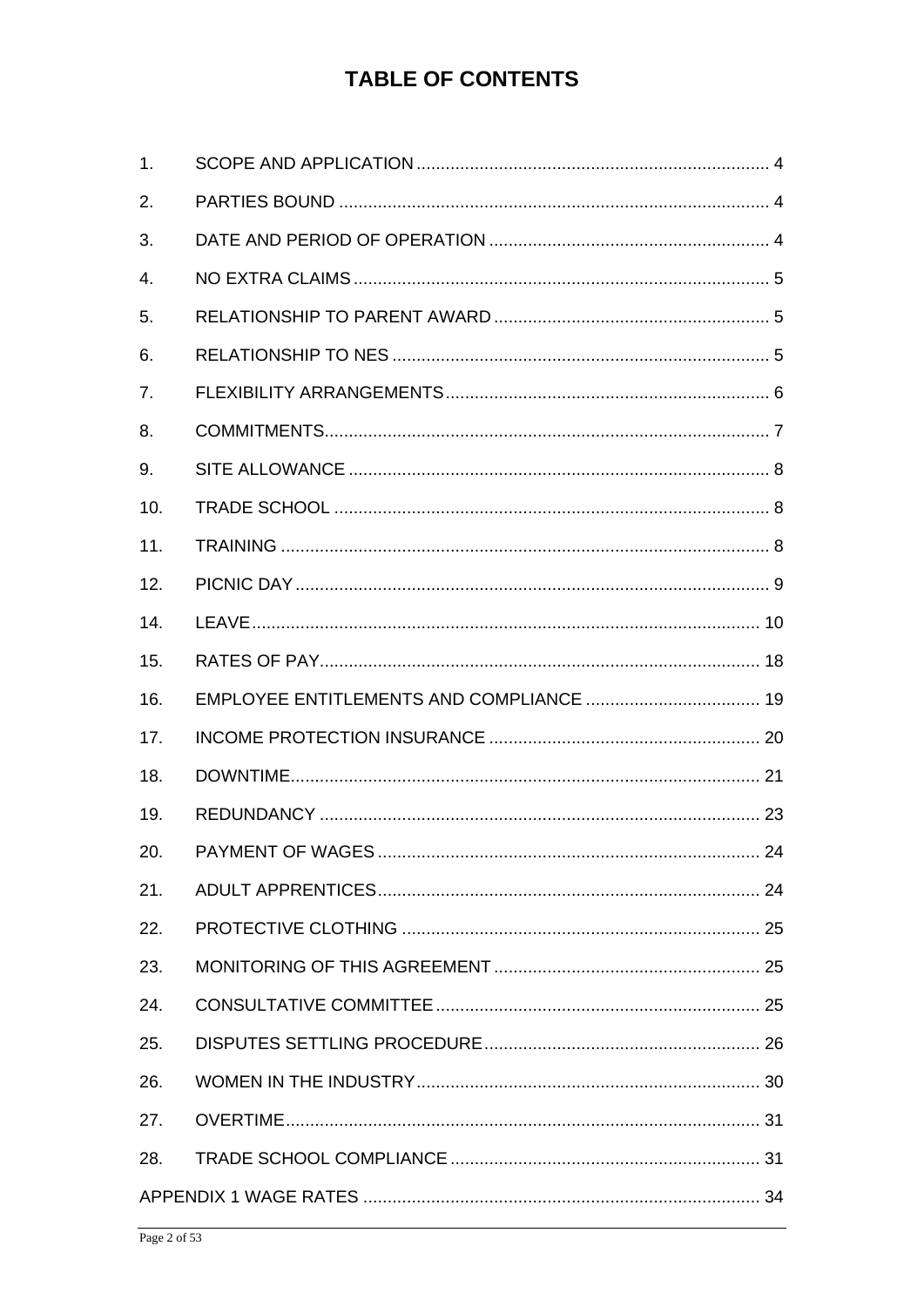# TABLE OF CONTENTS

| | | |
|---|---|---|
| 1. | SCOPE AND APPLICATION | 4 |
| 2. | PARTIES BOUND | 4 |
| 3. | DATE AND PERIOD OF OPERATION | 4 |
| 4. | NO EXTRA CLAIMS | 5 |
| 5. | RELATIONSHIP TO PARENT AWARD | 5 |
| 6. | RELATIONSHIP TO NES | 5 |
| 7. | FLEXIBILITY ARRANGEMENTS | 6 |
| 8. | COMMITMENTS | 7 |
| 9. | SITE ALLOWANCE | 8 |
| 10. | TRADE SCHOOL | 8 |
| 11. | TRAINING | 8 |
| 12. | PICNIC DAY | 9 |
| 14. | LEAVE | 10 |
| 15. | RATES OF PAY | 18 |
| 16. | EMPLOYEE ENTITLEMENTS AND COMPLIANCE | 19 |
| 17. | INCOME PROTECTION INSURANCE | 20 |
| 18. | DOWNTIME | 21 |
| 19. | REDUNDANCY | 23 |
| 20. | PAYMENT OF WAGES | 24 |
| 21. | ADULT APPRENTICES | 24 |
| 22. | PROTECTIVE CLOTHING | 25 |
| 23. | MONITORING OF THIS AGREEMENT | 25 |
| 24. | CONSULTATIVE COMMITTEE | 25 |
| 25. | DISPUTES SETTLING PROCEDURE | 26 |
| 26. | WOMEN IN THE INDUSTRY | 30 |
| 27. | OVERTIME | 31 |
| 28. | TRADE SCHOOL COMPLIANCE | 31 |
| | APPENDIX 1 WAGE RATES | 34 |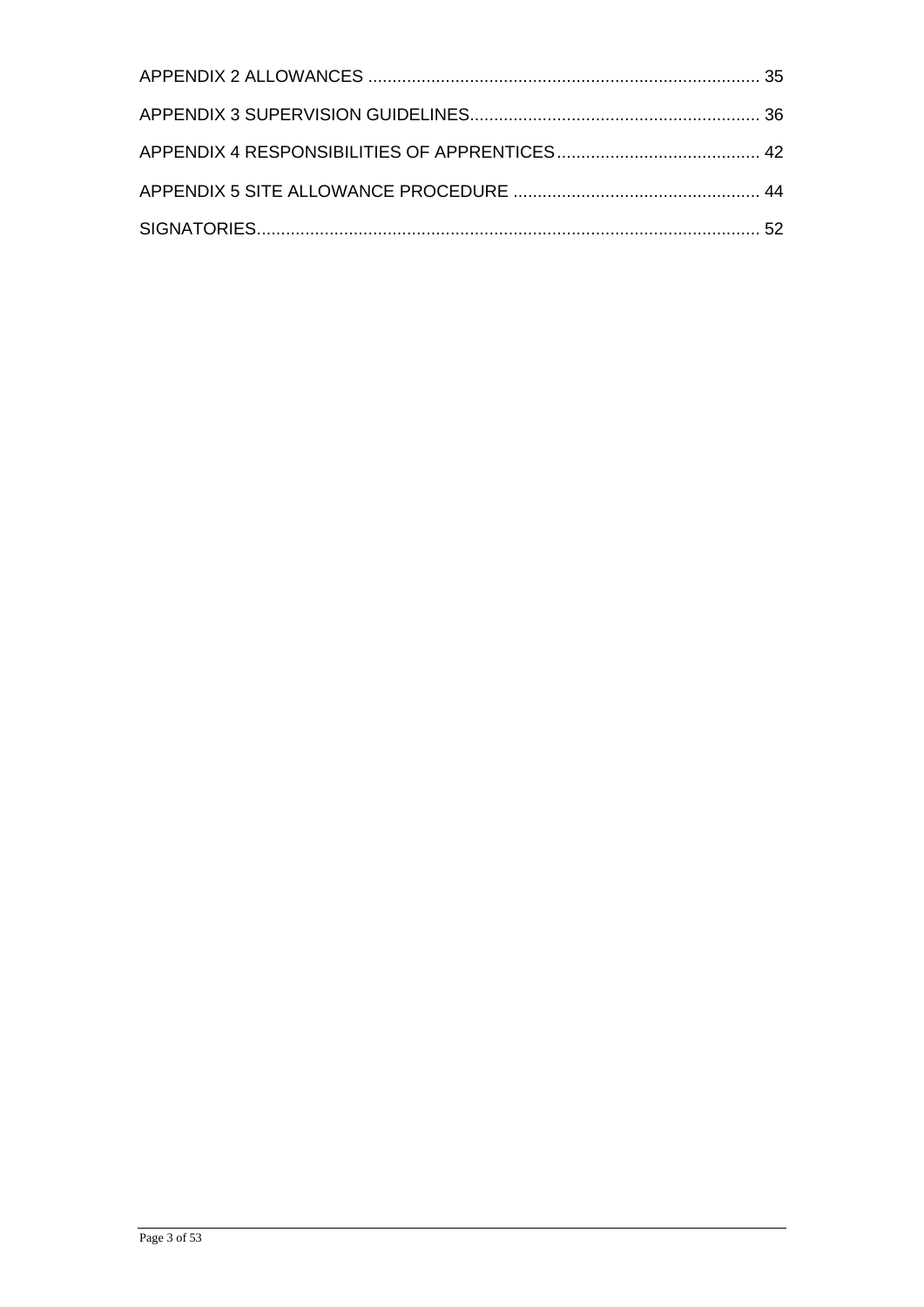APPENDIX 2 ALLOWANCES ........................................................................................ 35

APPENDIX 3 SUPERVISION GUIDELINES................................................................ 36

APPENDIX 4 RESPONSIBILITIES OF APPRENTICES............................................ 42

APPENDIX 5 SITE ALLOWANCE PROCEDURE ...................................................... 44

SIGNATORIES............................................................................................................ 52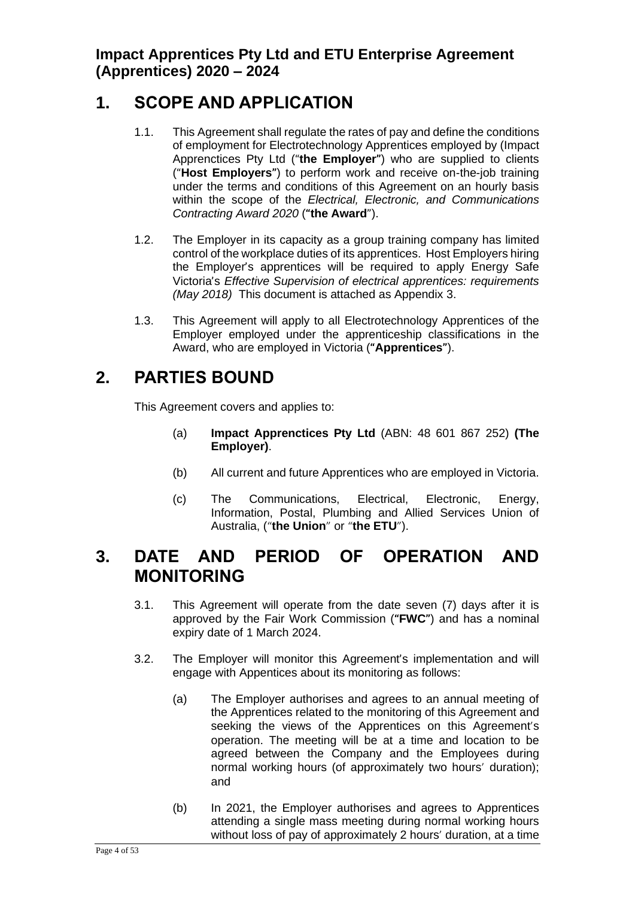**Impact Apprentices Pty Ltd and ETU Enterprise Agreement (Apprentices) 2020 – 2024**

# 1. SCOPE AND APPLICATION

1.1. This Agreement shall regulate the rates of pay and define the conditions of employment for Electrotechnology Apprentices employed by (Impact Apprenctices Pty Ltd ("**the Employer**") who are supplied to clients ("**Host Employers**") to perform work and receive on-the-job training under the terms and conditions of this Agreement on an hourly basis within the scope of the *Electrical, Electronic, and Communications Contracting Award 2020* (**"the Award**").

1.2. The Employer in its capacity as a group training company has limited control of the workplace duties of its apprentices. Host Employers hiring the Employer's apprentices will be required to apply Energy Safe Victoria's *Effective Supervision of electrical apprentices: requirements (May 2018)* This document is attached as Appendix 3.

1.3. This Agreement will apply to all Electrotechnology Apprentices of the Employer employed under the apprenticeship classifications in the Award, who are employed in Victoria (**"Apprentices"**).

# 2. PARTIES BOUND

This Agreement covers and applies to:

(a) **Impact Apprenctices Pty Ltd** (ABN: 48 601 867 252) **(The Employer)**.

(b) All current and future Apprentices who are employed in Victoria.

(c) The Communications, Electrical, Electronic, Energy, Information, Postal, Plumbing and Allied Services Union of Australia, ("**the Union**" or "**the ETU**").

# 3. DATE AND PERIOD OF OPERATION AND MONITORING

3.1. This Agreement will operate from the date seven (7) days after it is approved by the Fair Work Commission (**"FWC"**) and has a nominal expiry date of 1 March 2024.

3.2. The Employer will monitor this Agreement's implementation and will engage with Appentices about its monitoring as follows:

(a) The Employer authorises and agrees to an annual meeting of the Apprentices related to the monitoring of this Agreement and seeking the views of the Apprentices on this Agreement's operation. The meeting will be at a time and location to be agreed between the Company and the Employees during normal working hours (of approximately two hours' duration); and

(b) In 2021, the Employer authorises and agrees to Apprentices attending a single mass meeting during normal working hours without loss of pay of approximately 2 hours' duration, at a time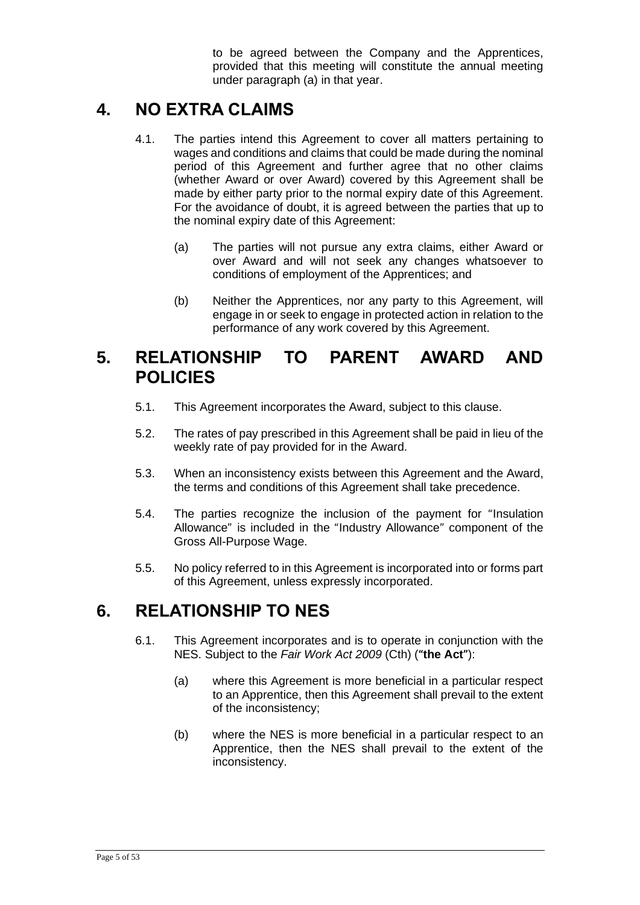to be agreed between the Company and the Apprentices, provided that this meeting will constitute the annual meeting under paragraph (a) in that year.

# 4. NO EXTRA CLAIMS

4.1. The parties intend this Agreement to cover all matters pertaining to wages and conditions and claims that could be made during the nominal period of this Agreement and further agree that no other claims (whether Award or over Award) covered by this Agreement shall be made by either party prior to the normal expiry date of this Agreement. For the avoidance of doubt, it is agreed between the parties that up to the nominal expiry date of this Agreement:

(a) The parties will not pursue any extra claims, either Award or over Award and will not seek any changes whatsoever to conditions of employment of the Apprentices; and

(b) Neither the Apprentices, nor any party to this Agreement, will engage in or seek to engage in protected action in relation to the performance of any work covered by this Agreement.

# 5. RELATIONSHIP TO PARENT AWARD AND POLICIES

5.1. This Agreement incorporates the Award, subject to this clause.

5.2. The rates of pay prescribed in this Agreement shall be paid in lieu of the weekly rate of pay provided for in the Award.

5.3. When an inconsistency exists between this Agreement and the Award, the terms and conditions of this Agreement shall take precedence.

5.4. The parties recognize the inclusion of the payment for "Insulation Allowance" is included in the "Industry Allowance" component of the Gross All-Purpose Wage.

5.5. No policy referred to in this Agreement is incorporated into or forms part of this Agreement, unless expressly incorporated.

# 6. RELATIONSHIP TO NES

6.1. This Agreement incorporates and is to operate in conjunction with the NES. Subject to the *Fair Work Act 2009* (Cth) (**"the Act"**):

(a) where this Agreement is more beneficial in a particular respect to an Apprentice, then this Agreement shall prevail to the extent of the inconsistency;

(b) where the NES is more beneficial in a particular respect to an Apprentice, then the NES shall prevail to the extent of the inconsistency.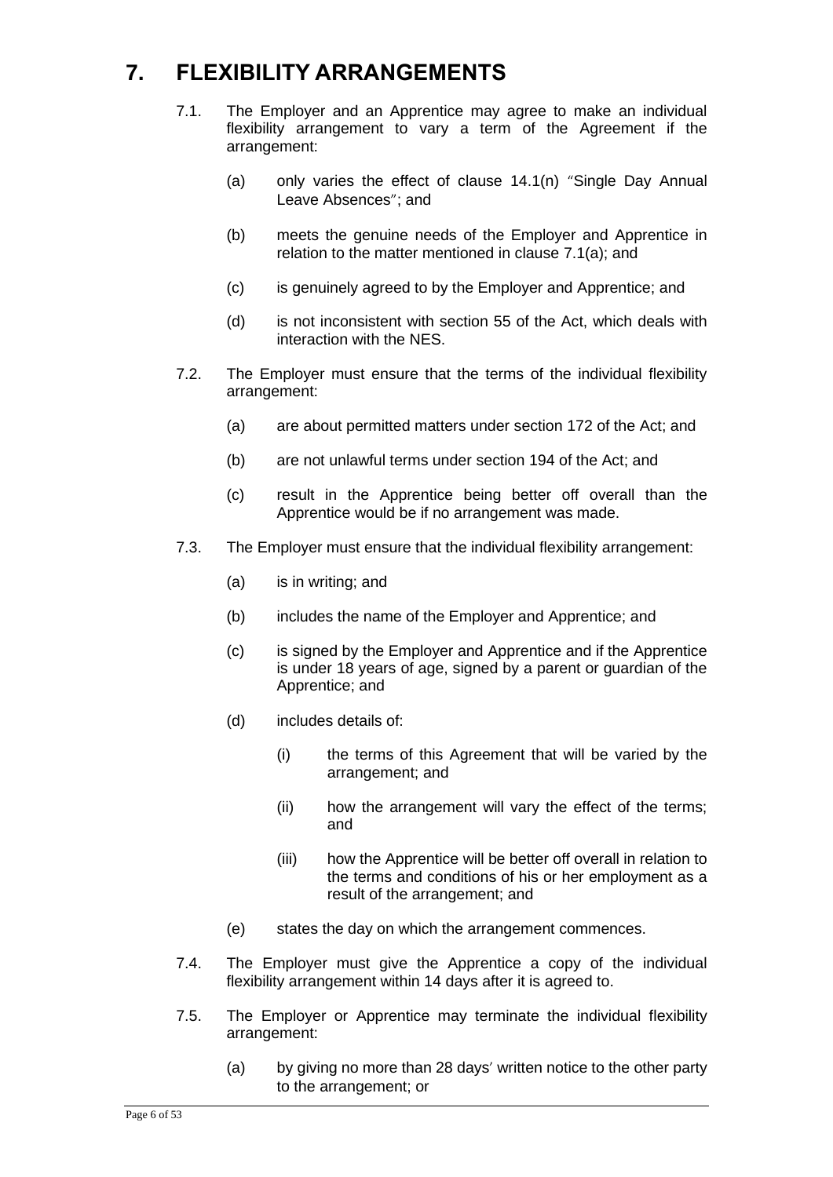# 7. FLEXIBILITY ARRANGEMENTS

7.1. The Employer and an Apprentice may agree to make an individual flexibility arrangement to vary a term of the Agreement if the arrangement:

(a) only varies the effect of clause 14.1(n) "Single Day Annual Leave Absences"; and

(b) meets the genuine needs of the Employer and Apprentice in relation to the matter mentioned in clause 7.1(a); and

(c) is genuinely agreed to by the Employer and Apprentice; and

(d) is not inconsistent with section 55 of the Act, which deals with interaction with the NES.

7.2. The Employer must ensure that the terms of the individual flexibility arrangement:

(a) are about permitted matters under section 172 of the Act; and

(b) are not unlawful terms under section 194 of the Act; and

(c) result in the Apprentice being better off overall than the Apprentice would be if no arrangement was made.

7.3. The Employer must ensure that the individual flexibility arrangement:

(a) is in writing; and

(b) includes the name of the Employer and Apprentice; and

(c) is signed by the Employer and Apprentice and if the Apprentice is under 18 years of age, signed by a parent or guardian of the Apprentice; and

(d) includes details of:

(i) the terms of this Agreement that will be varied by the arrangement; and

(ii) how the arrangement will vary the effect of the terms; and

(iii) how the Apprentice will be better off overall in relation to the terms and conditions of his or her employment as a result of the arrangement; and

(e) states the day on which the arrangement commences.

7.4. The Employer must give the Apprentice a copy of the individual flexibility arrangement within 14 days after it is agreed to.

7.5. The Employer or Apprentice may terminate the individual flexibility arrangement:

(a) by giving no more than 28 days' written notice to the other party to the arrangement; or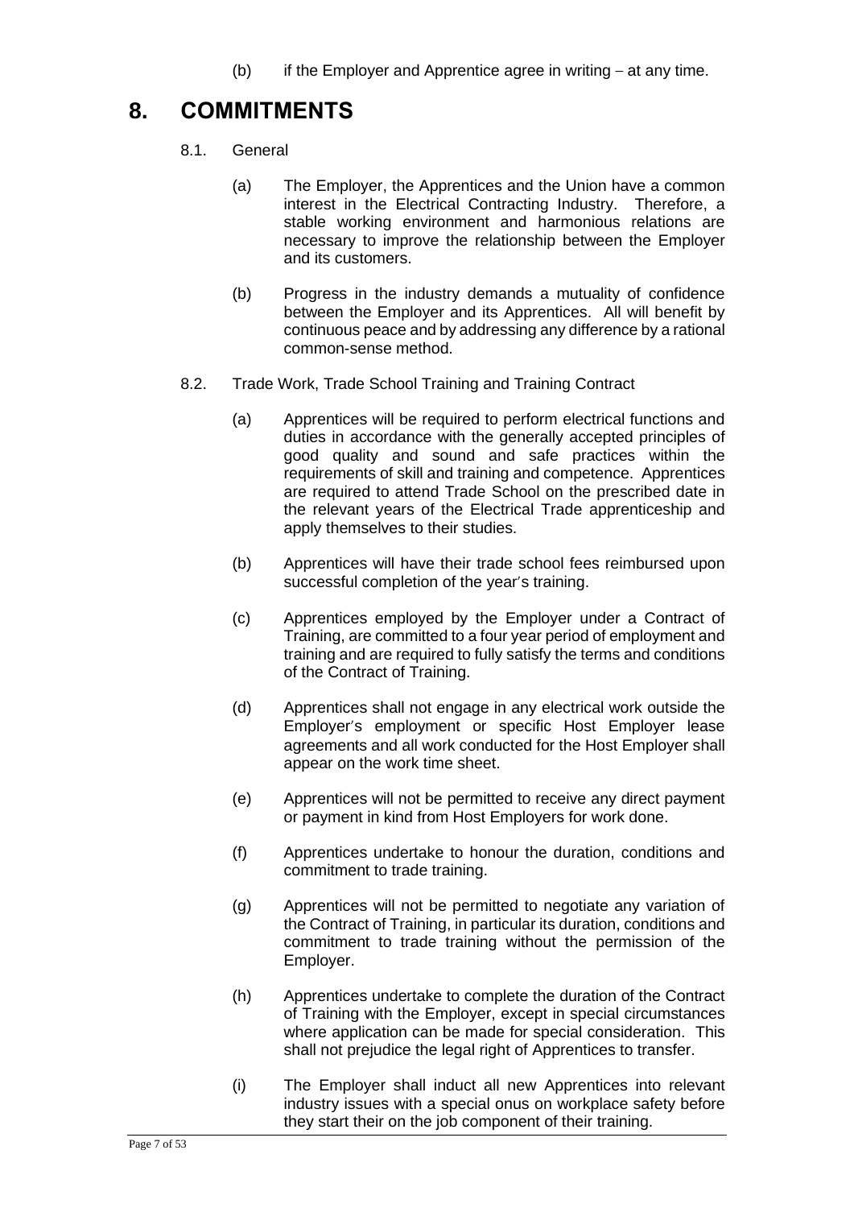(b) if the Employer and Apprentice agree in writing – at any time.

# 8. COMMITMENTS

8.1. General

(a) The Employer, the Apprentices and the Union have a common interest in the Electrical Contracting Industry. Therefore, a stable working environment and harmonious relations are necessary to improve the relationship between the Employer and its customers.

(b) Progress in the industry demands a mutuality of confidence between the Employer and its Apprentices. All will benefit by continuous peace and by addressing any difference by a rational common-sense method.

8.2. Trade Work, Trade School Training and Training Contract

(a) Apprentices will be required to perform electrical functions and duties in accordance with the generally accepted principles of good quality and sound and safe practices within the requirements of skill and training and competence. Apprentices are required to attend Trade School on the prescribed date in the relevant years of the Electrical Trade apprenticeship and apply themselves to their studies.

(b) Apprentices will have their trade school fees reimbursed upon successful completion of the year's training.

(c) Apprentices employed by the Employer under a Contract of Training, are committed to a four year period of employment and training and are required to fully satisfy the terms and conditions of the Contract of Training.

(d) Apprentices shall not engage in any electrical work outside the Employer's employment or specific Host Employer lease agreements and all work conducted for the Host Employer shall appear on the work time sheet.

(e) Apprentices will not be permitted to receive any direct payment or payment in kind from Host Employers for work done.

(f) Apprentices undertake to honour the duration, conditions and commitment to trade training.

(g) Apprentices will not be permitted to negotiate any variation of the Contract of Training, in particular its duration, conditions and commitment to trade training without the permission of the Employer.

(h) Apprentices undertake to complete the duration of the Contract of Training with the Employer, except in special circumstances where application can be made for special consideration. This shall not prejudice the legal right of Apprentices to transfer.

(i) The Employer shall induct all new Apprentices into relevant industry issues with a special onus on workplace safety before they start their on the job component of their training.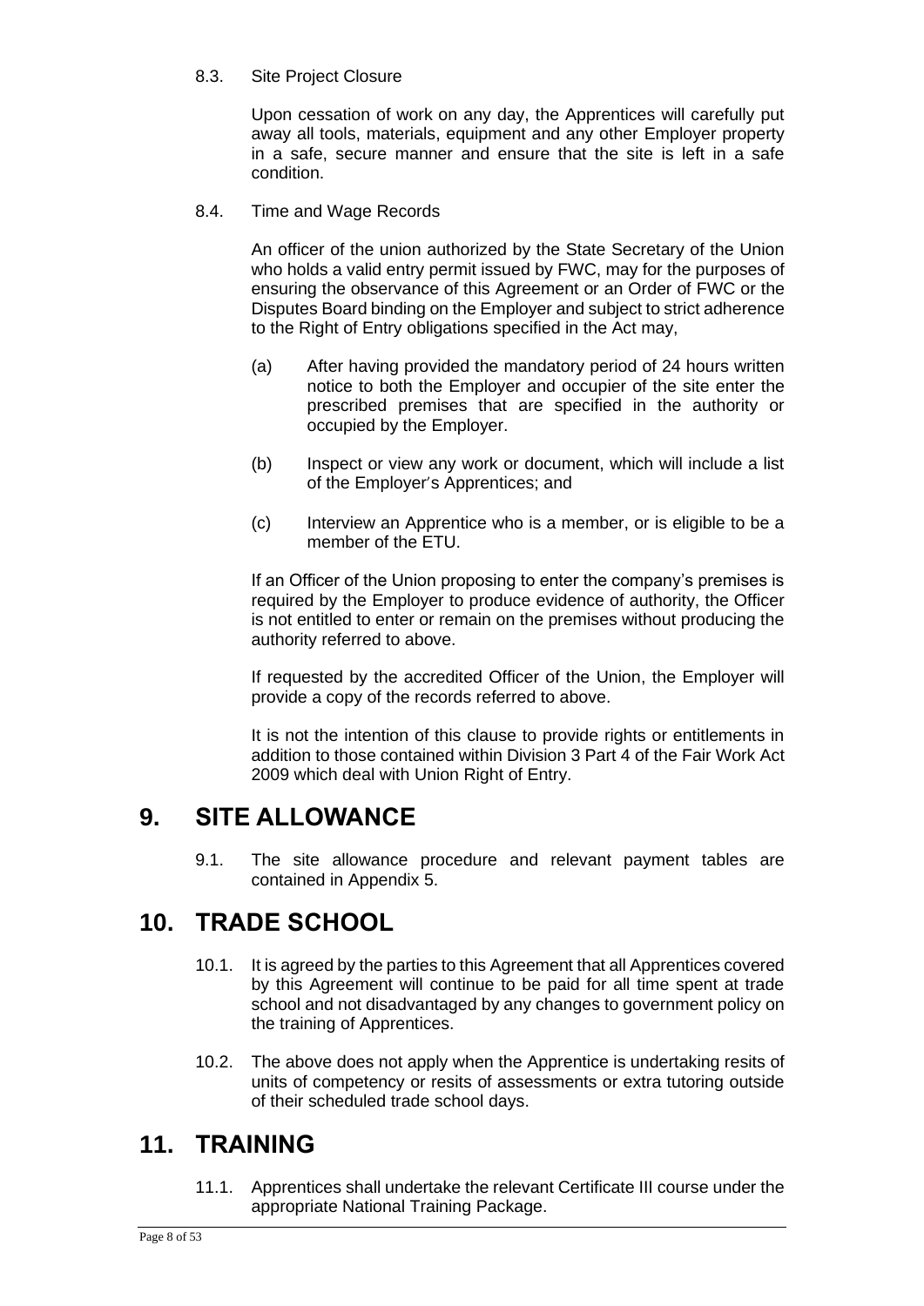8.3. Site Project Closure

Upon cessation of work on any day, the Apprentices will carefully put away all tools, materials, equipment and any other Employer property in a safe, secure manner and ensure that the site is left in a safe condition.

8.4. Time and Wage Records

An officer of the union authorized by the State Secretary of the Union who holds a valid entry permit issued by FWC, may for the purposes of ensuring the observance of this Agreement or an Order of FWC or the Disputes Board binding on the Employer and subject to strict adherence to the Right of Entry obligations specified in the Act may,

(a) After having provided the mandatory period of 24 hours written notice to both the Employer and occupier of the site enter the prescribed premises that are specified in the authority or occupied by the Employer.

(b) Inspect or view any work or document, which will include a list of the Employer's Apprentices; and

(c) Interview an Apprentice who is a member, or is eligible to be a member of the ETU.

If an Officer of the Union proposing to enter the company's premises is required by the Employer to produce evidence of authority, the Officer is not entitled to enter or remain on the premises without producing the authority referred to above.

If requested by the accredited Officer of the Union, the Employer will provide a copy of the records referred to above.

It is not the intention of this clause to provide rights or entitlements in addition to those contained within Division 3 Part 4 of the Fair Work Act 2009 which deal with Union Right of Entry.

# 9. SITE ALLOWANCE

9.1. The site allowance procedure and relevant payment tables are contained in Appendix 5.

# 10. TRADE SCHOOL

10.1. It is agreed by the parties to this Agreement that all Apprentices covered by this Agreement will continue to be paid for all time spent at trade school and not disadvantaged by any changes to government policy on the training of Apprentices.

10.2. The above does not apply when the Apprentice is undertaking resits of units of competency or resits of assessments or extra tutoring outside of their scheduled trade school days.

# 11. TRAINING

11.1. Apprentices shall undertake the relevant Certificate III course under the appropriate National Training Package.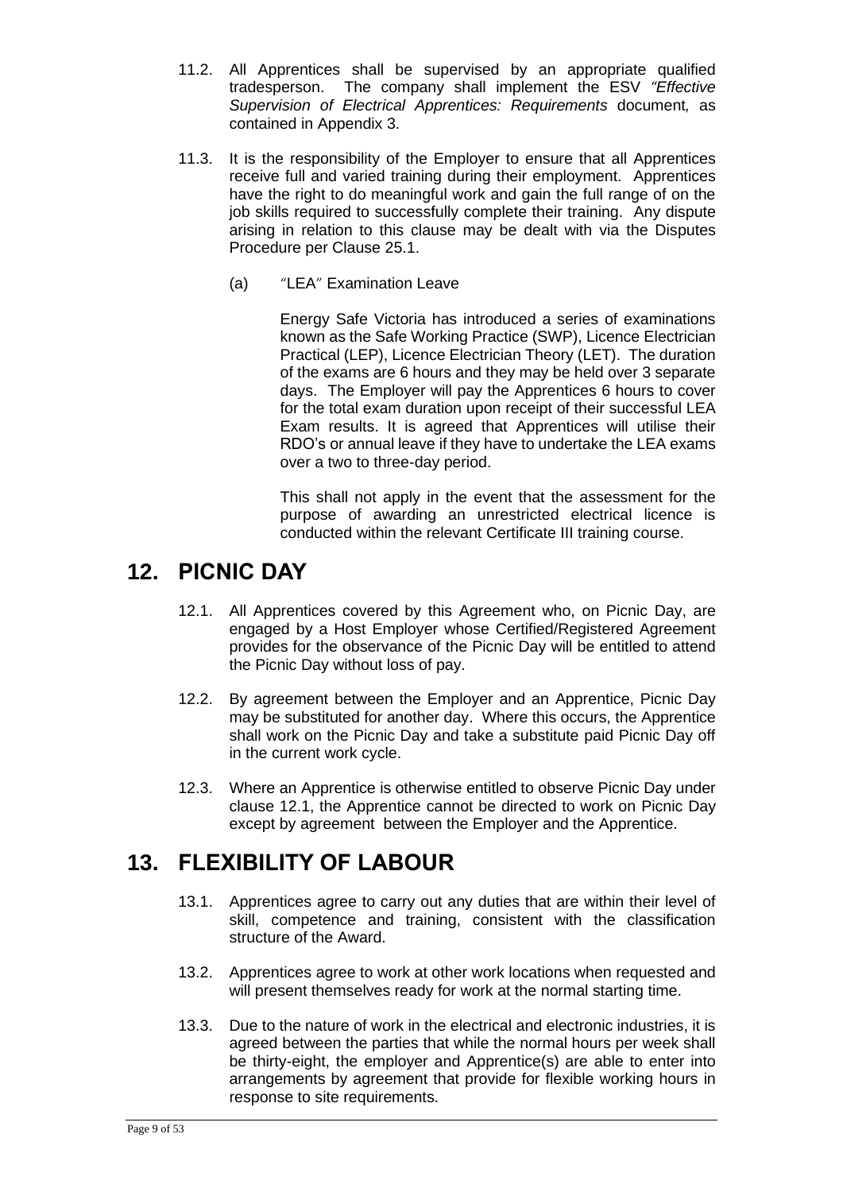11.2. All Apprentices shall be supervised by an appropriate qualified tradesperson. The company shall implement the ESV *"Effective Supervision of Electrical Apprentices: Requirements* document*,* as contained in Appendix 3.

11.3. It is the responsibility of the Employer to ensure that all Apprentices receive full and varied training during their employment. Apprentices have the right to do meaningful work and gain the full range of on the job skills required to successfully complete their training. Any dispute arising in relation to this clause may be dealt with via the Disputes Procedure per Clause 25.1.

(a) "LEA" Examination Leave

Energy Safe Victoria has introduced a series of examinations known as the Safe Working Practice (SWP), Licence Electrician Practical (LEP), Licence Electrician Theory (LET). The duration of the exams are 6 hours and they may be held over 3 separate days. The Employer will pay the Apprentices 6 hours to cover for the total exam duration upon receipt of their successful LEA Exam results. It is agreed that Apprentices will utilise their RDO's or annual leave if they have to undertake the LEA exams over a two to three-day period.

This shall not apply in the event that the assessment for the purpose of awarding an unrestricted electrical licence is conducted within the relevant Certificate III training course.

## 12. PICNIC DAY

12.1. All Apprentices covered by this Agreement who, on Picnic Day, are engaged by a Host Employer whose Certified/Registered Agreement provides for the observance of the Picnic Day will be entitled to attend the Picnic Day without loss of pay.

12.2. By agreement between the Employer and an Apprentice, Picnic Day may be substituted for another day. Where this occurs, the Apprentice shall work on the Picnic Day and take a substitute paid Picnic Day off in the current work cycle.

12.3. Where an Apprentice is otherwise entitled to observe Picnic Day under clause 12.1, the Apprentice cannot be directed to work on Picnic Day except by agreement between the Employer and the Apprentice.

## 13. FLEXIBILITY OF LABOUR

13.1. Apprentices agree to carry out any duties that are within their level of skill, competence and training, consistent with the classification structure of the Award.

13.2. Apprentices agree to work at other work locations when requested and will present themselves ready for work at the normal starting time.

13.3. Due to the nature of work in the electrical and electronic industries, it is agreed between the parties that while the normal hours per week shall be thirty-eight, the employer and Apprentice(s) are able to enter into arrangements by agreement that provide for flexible working hours in response to site requirements.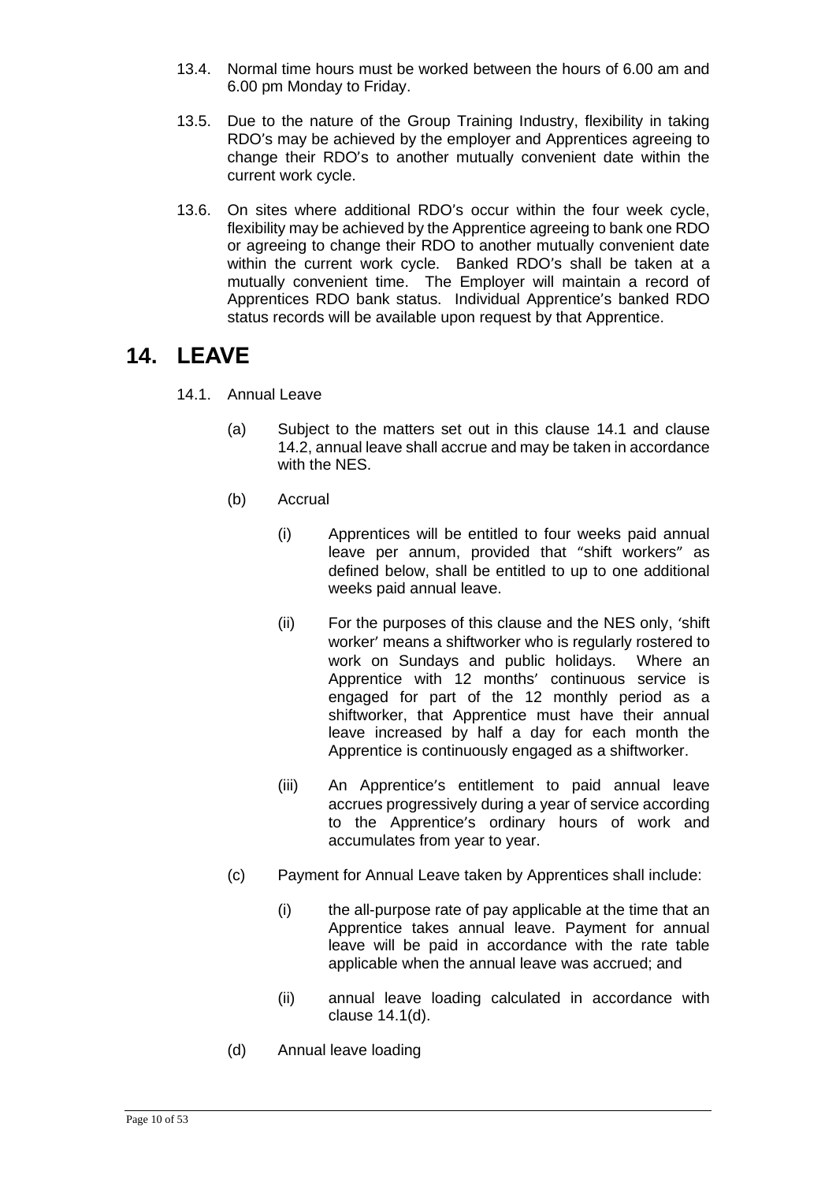13.4. Normal time hours must be worked between the hours of 6.00 am and 6.00 pm Monday to Friday.

13.5. Due to the nature of the Group Training Industry, flexibility in taking RDO's may be achieved by the employer and Apprentices agreeing to change their RDO's to another mutually convenient date within the current work cycle.

13.6. On sites where additional RDO's occur within the four week cycle, flexibility may be achieved by the Apprentice agreeing to bank one RDO or agreeing to change their RDO to another mutually convenient date within the current work cycle. Banked RDO's shall be taken at a mutually convenient time. The Employer will maintain a record of Apprentices RDO bank status. Individual Apprentice's banked RDO status records will be available upon request by that Apprentice.

# 14. LEAVE

14.1. Annual Leave

(a) Subject to the matters set out in this clause 14.1 and clause 14.2, annual leave shall accrue and may be taken in accordance with the NES.

(b) Accrual

(i) Apprentices will be entitled to four weeks paid annual leave per annum, provided that "shift workers" as defined below, shall be entitled to up to one additional weeks paid annual leave.

(ii) For the purposes of this clause and the NES only, 'shift worker' means a shiftworker who is regularly rostered to work on Sundays and public holidays. Where an Apprentice with 12 months' continuous service is engaged for part of the 12 monthly period as a shiftworker, that Apprentice must have their annual leave increased by half a day for each month the Apprentice is continuously engaged as a shiftworker.

(iii) An Apprentice's entitlement to paid annual leave accrues progressively during a year of service according to the Apprentice's ordinary hours of work and accumulates from year to year.

(c) Payment for Annual Leave taken by Apprentices shall include:

(i) the all-purpose rate of pay applicable at the time that an Apprentice takes annual leave. Payment for annual leave will be paid in accordance with the rate table applicable when the annual leave was accrued; and

(ii) annual leave loading calculated in accordance with clause 14.1(d).

(d) Annual leave loading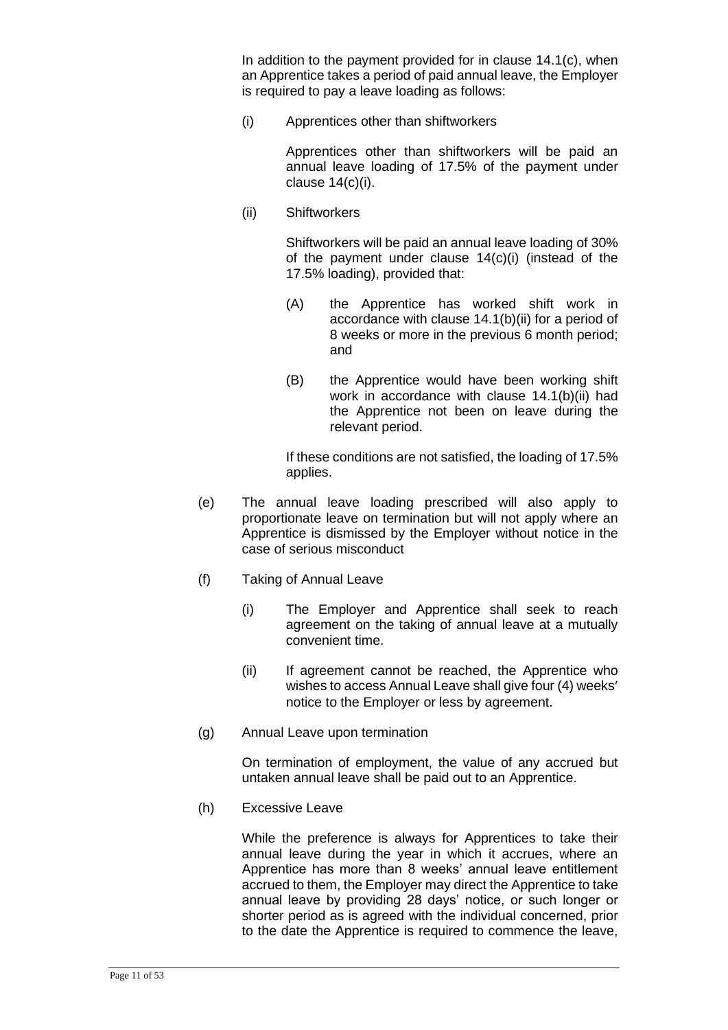In addition to the payment provided for in clause 14.1(c), when an Apprentice takes a period of paid annual leave, the Employer is required to pay a leave loading as follows:

(i) Apprentices other than shiftworkers

Apprentices other than shiftworkers will be paid an annual leave loading of 17.5% of the payment under clause 14(c)(i).

(ii) Shiftworkers

Shiftworkers will be paid an annual leave loading of 30% of the payment under clause 14(c)(i) (instead of the 17.5% loading), provided that:

(A) the Apprentice has worked shift work in accordance with clause 14.1(b)(ii) for a period of 8 weeks or more in the previous 6 month period; and

(B) the Apprentice would have been working shift work in accordance with clause 14.1(b)(ii) had the Apprentice not been on leave during the relevant period.

If these conditions are not satisfied, the loading of 17.5% applies.

(e) The annual leave loading prescribed will also apply to proportionate leave on termination but will not apply where an Apprentice is dismissed by the Employer without notice in the case of serious misconduct

(f) Taking of Annual Leave

(i) The Employer and Apprentice shall seek to reach agreement on the taking of annual leave at a mutually convenient time.

(ii) If agreement cannot be reached, the Apprentice who wishes to access Annual Leave shall give four (4) weeks′ notice to the Employer or less by agreement.

(g) Annual Leave upon termination

On termination of employment, the value of any accrued but untaken annual leave shall be paid out to an Apprentice.

(h) Excessive Leave

While the preference is always for Apprentices to take their annual leave during the year in which it accrues, where an Apprentice has more than 8 weeks' annual leave entitlement accrued to them, the Employer may direct the Apprentice to take annual leave by providing 28 days' notice, or such longer or shorter period as is agreed with the individual concerned, prior to the date the Apprentice is required to commence the leave,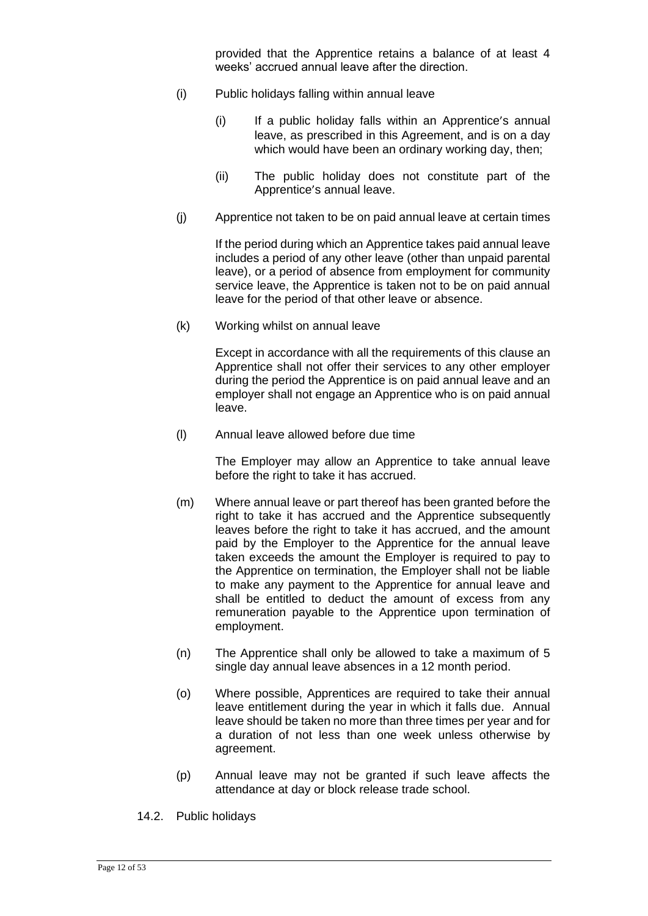provided that the Apprentice retains a balance of at least 4 weeks' accrued annual leave after the direction.

(i) Public holidays falling within annual leave

(i) If a public holiday falls within an Apprentice's annual leave, as prescribed in this Agreement, and is on a day which would have been an ordinary working day, then;

(ii) The public holiday does not constitute part of the Apprentice's annual leave.

(j) Apprentice not taken to be on paid annual leave at certain times

If the period during which an Apprentice takes paid annual leave includes a period of any other leave (other than unpaid parental leave), or a period of absence from employment for community service leave, the Apprentice is taken not to be on paid annual leave for the period of that other leave or absence.

(k) Working whilst on annual leave

Except in accordance with all the requirements of this clause an Apprentice shall not offer their services to any other employer during the period the Apprentice is on paid annual leave and an employer shall not engage an Apprentice who is on paid annual leave.

(l) Annual leave allowed before due time

The Employer may allow an Apprentice to take annual leave before the right to take it has accrued.

(m) Where annual leave or part thereof has been granted before the right to take it has accrued and the Apprentice subsequently leaves before the right to take it has accrued, and the amount paid by the Employer to the Apprentice for the annual leave taken exceeds the amount the Employer is required to pay to the Apprentice on termination, the Employer shall not be liable to make any payment to the Apprentice for annual leave and shall be entitled to deduct the amount of excess from any remuneration payable to the Apprentice upon termination of employment.

(n) The Apprentice shall only be allowed to take a maximum of 5 single day annual leave absences in a 12 month period.

(o) Where possible, Apprentices are required to take their annual leave entitlement during the year in which it falls due. Annual leave should be taken no more than three times per year and for a duration of not less than one week unless otherwise by agreement.

(p) Annual leave may not be granted if such leave affects the attendance at day or block release trade school.

14.2. Public holidays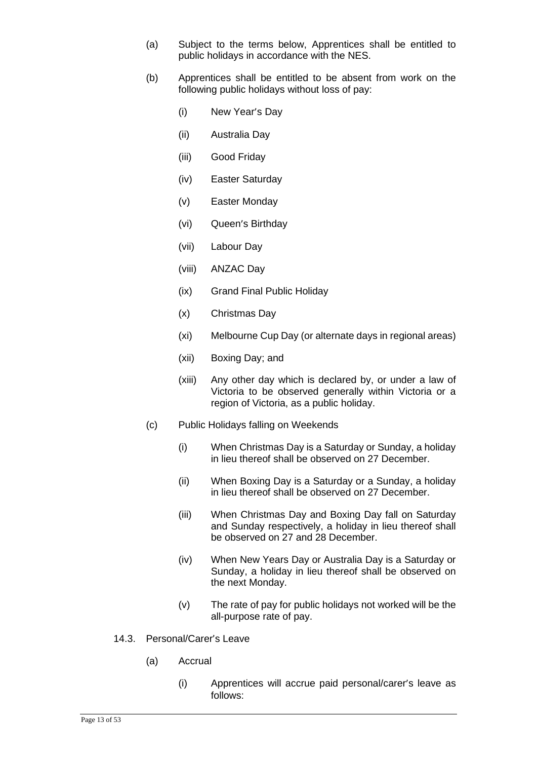(a) Subject to the terms below, Apprentices shall be entitled to public holidays in accordance with the NES.

(b) Apprentices shall be entitled to be absent from work on the following public holidays without loss of pay:

   (i) New Year's Day

   (ii) Australia Day

   (iii) Good Friday

   (iv) Easter Saturday

   (v) Easter Monday

   (vi) Queen's Birthday

   (vii) Labour Day

   (viii) ANZAC Day

   (ix) Grand Final Public Holiday

   (x) Christmas Day

   (xi) Melbourne Cup Day (or alternate days in regional areas)

   (xii) Boxing Day; and

   (xiii) Any other day which is declared by, or under a law of Victoria to be observed generally within Victoria or a region of Victoria, as a public holiday.

(c) Public Holidays falling on Weekends

   (i) When Christmas Day is a Saturday or Sunday, a holiday in lieu thereof shall be observed on 27 December.

   (ii) When Boxing Day is a Saturday or a Sunday, a holiday in lieu thereof shall be observed on 27 December.

   (iii) When Christmas Day and Boxing Day fall on Saturday and Sunday respectively, a holiday in lieu thereof shall be observed on 27 and 28 December.

   (iv) When New Years Day or Australia Day is a Saturday or Sunday, a holiday in lieu thereof shall be observed on the next Monday.

   (v) The rate of pay for public holidays not worked will be the all-purpose rate of pay.

14.3. Personal/Carer's Leave

(a) Accrual

   (i) Apprentices will accrue paid personal/carer's leave as follows: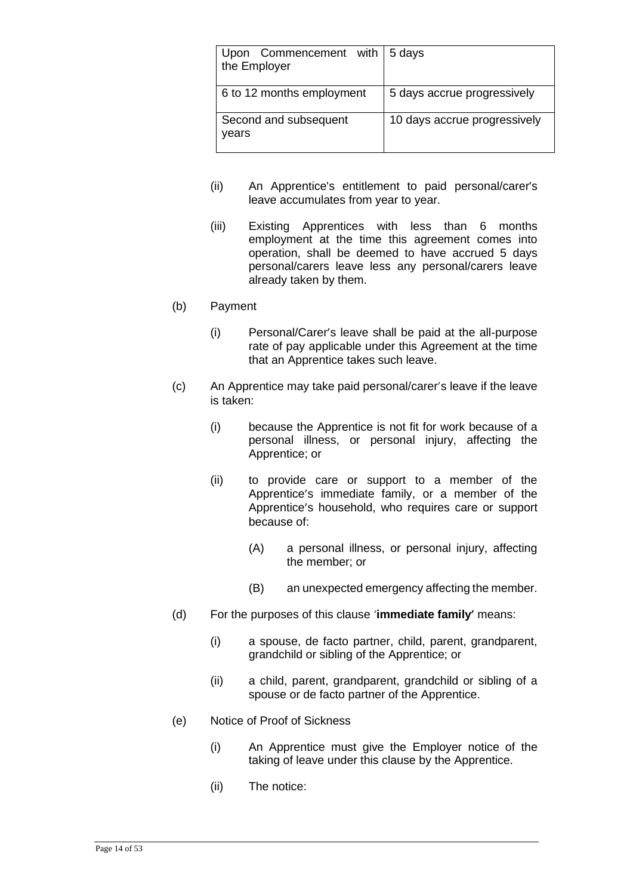| Upon Commencement with the Employer | 5 days |
|---|---|
| 6 to 12 months employment | 5 days accrue progressively |
| Second and subsequent years | 10 days accrue progressively |

(ii) An Apprentice's entitlement to paid personal/carer's leave accumulates from year to year.

(iii) Existing Apprentices with less than 6 months employment at the time this agreement comes into operation, shall be deemed to have accrued 5 days personal/carers leave less any personal/carers leave already taken by them.

(b) Payment

(i) Personal/Carer's leave shall be paid at the all-purpose rate of pay applicable under this Agreement at the time that an Apprentice takes such leave.

(c) An Apprentice may take paid personal/carer's leave if the leave is taken:

(i) because the Apprentice is not fit for work because of a personal illness, or personal injury, affecting the Apprentice; or

(ii) to provide care or support to a member of the Apprentice's immediate family, or a member of the Apprentice's household, who requires care or support because of:

(A) a personal illness, or personal injury, affecting the member; or

(B) an unexpected emergency affecting the member.

(d) For the purposes of this clause '**immediate family**' means:

(i) a spouse, de facto partner, child, parent, grandparent, grandchild or sibling of the Apprentice; or

(ii) a child, parent, grandparent, grandchild or sibling of a spouse or de facto partner of the Apprentice.

(e) Notice of Proof of Sickness

(i) An Apprentice must give the Employer notice of the taking of leave under this clause by the Apprentice.

(ii) The notice: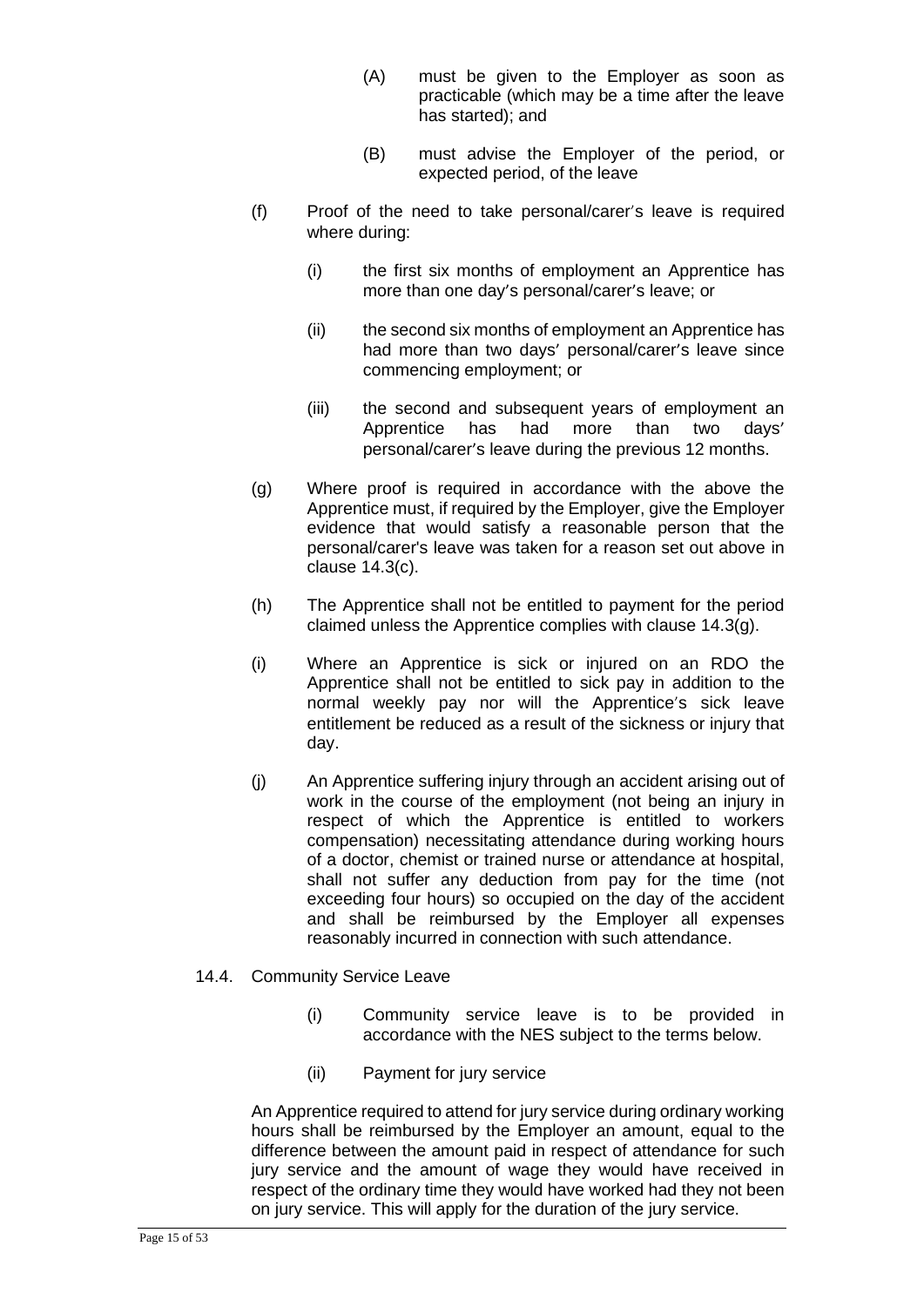(A) must be given to the Employer as soon as practicable (which may be a time after the leave has started); and

(B) must advise the Employer of the period, or expected period, of the leave

(f) Proof of the need to take personal/carer's leave is required where during:

(i) the first six months of employment an Apprentice has more than one day's personal/carer's leave; or

(ii) the second six months of employment an Apprentice has had more than two days' personal/carer's leave since commencing employment; or

(iii) the second and subsequent years of employment an Apprentice has had more than two days' personal/carer's leave during the previous 12 months.

(g) Where proof is required in accordance with the above the Apprentice must, if required by the Employer, give the Employer evidence that would satisfy a reasonable person that the personal/carer's leave was taken for a reason set out above in clause 14.3(c).

(h) The Apprentice shall not be entitled to payment for the period claimed unless the Apprentice complies with clause 14.3(g).

(i) Where an Apprentice is sick or injured on an RDO the Apprentice shall not be entitled to sick pay in addition to the normal weekly pay nor will the Apprentice's sick leave entitlement be reduced as a result of the sickness or injury that day.

(j) An Apprentice suffering injury through an accident arising out of work in the course of the employment (not being an injury in respect of which the Apprentice is entitled to workers compensation) necessitating attendance during working hours of a doctor, chemist or trained nurse or attendance at hospital, shall not suffer any deduction from pay for the time (not exceeding four hours) so occupied on the day of the accident and shall be reimbursed by the Employer all expenses reasonably incurred in connection with such attendance.

14.4. Community Service Leave

(i) Community service leave is to be provided in accordance with the NES subject to the terms below.

(ii) Payment for jury service

An Apprentice required to attend for jury service during ordinary working hours shall be reimbursed by the Employer an amount, equal to the difference between the amount paid in respect of attendance for such jury service and the amount of wage they would have received in respect of the ordinary time they would have worked had they not been on jury service. This will apply for the duration of the jury service.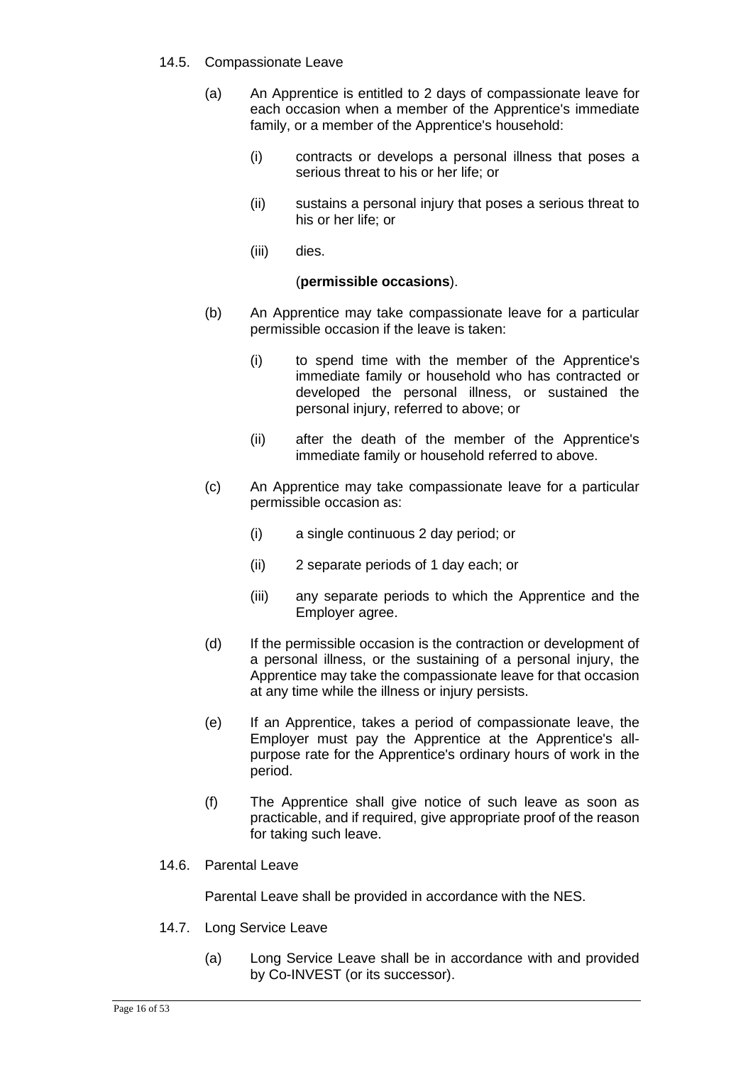### 14.5. Compassionate Leave

(a) An Apprentice is entitled to 2 days of compassionate leave for each occasion when a member of the Apprentice's immediate family, or a member of the Apprentice's household:

   (i) contracts or develops a personal illness that poses a serious threat to his or her life; or

   (ii) sustains a personal injury that poses a serious threat to his or her life; or

   (iii) dies.

   (**permissible occasions**).

(b) An Apprentice may take compassionate leave for a particular permissible occasion if the leave is taken:

   (i) to spend time with the member of the Apprentice's immediate family or household who has contracted or developed the personal illness, or sustained the personal injury, referred to above; or

   (ii) after the death of the member of the Apprentice's immediate family or household referred to above.

(c) An Apprentice may take compassionate leave for a particular permissible occasion as:

   (i) a single continuous 2 day period; or

   (ii) 2 separate periods of 1 day each; or

   (iii) any separate periods to which the Apprentice and the Employer agree.

(d) If the permissible occasion is the contraction or development of a personal illness, or the sustaining of a personal injury, the Apprentice may take the compassionate leave for that occasion at any time while the illness or injury persists.

(e) If an Apprentice, takes a period of compassionate leave, the Employer must pay the Apprentice at the Apprentice's all-purpose rate for the Apprentice's ordinary hours of work in the period.

(f) The Apprentice shall give notice of such leave as soon as practicable, and if required, give appropriate proof of the reason for taking such leave.

### 14.6. Parental Leave

Parental Leave shall be provided in accordance with the NES.

### 14.7. Long Service Leave

(a) Long Service Leave shall be in accordance with and provided by Co-INVEST (or its successor).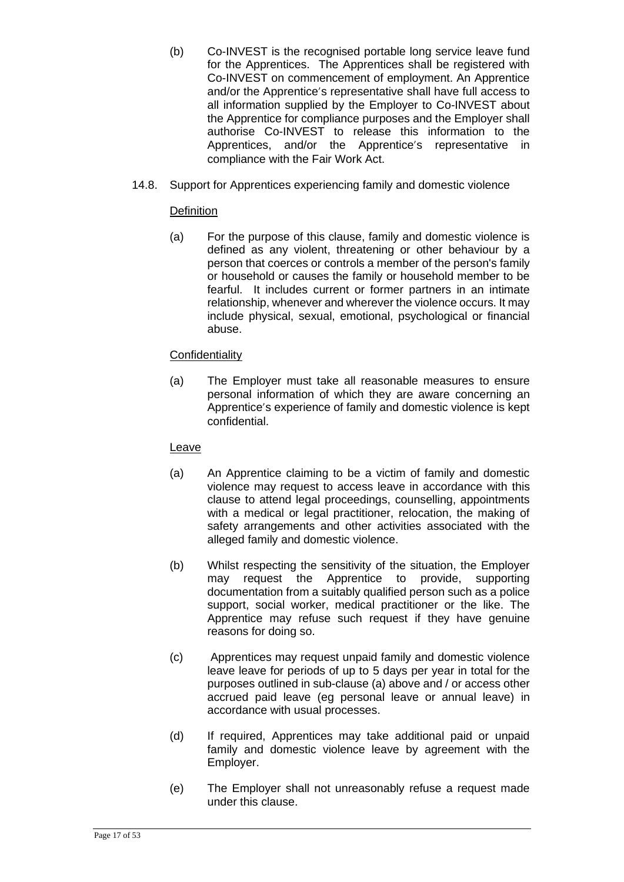(b) Co-INVEST is the recognised portable long service leave fund for the Apprentices. The Apprentices shall be registered with Co-INVEST on commencement of employment. An Apprentice and/or the Apprentice's representative shall have full access to all information supplied by the Employer to Co-INVEST about the Apprentice for compliance purposes and the Employer shall authorise Co-INVEST to release this information to the Apprentices, and/or the Apprentice's representative in compliance with the Fair Work Act.

14.8. Support for Apprentices experiencing family and domestic violence

Definition

(a) For the purpose of this clause, family and domestic violence is defined as any violent, threatening or other behaviour by a person that coerces or controls a member of the person's family or household or causes the family or household member to be fearful. It includes current or former partners in an intimate relationship, whenever and wherever the violence occurs. It may include physical, sexual, emotional, psychological or financial abuse.

Confidentiality

(a) The Employer must take all reasonable measures to ensure personal information of which they are aware concerning an Apprentice's experience of family and domestic violence is kept confidential.

Leave

(a) An Apprentice claiming to be a victim of family and domestic violence may request to access leave in accordance with this clause to attend legal proceedings, counselling, appointments with a medical or legal practitioner, relocation, the making of safety arrangements and other activities associated with the alleged family and domestic violence.

(b) Whilst respecting the sensitivity of the situation, the Employer may request the Apprentice to provide, supporting documentation from a suitably qualified person such as a police support, social worker, medical practitioner or the like. The Apprentice may refuse such request if they have genuine reasons for doing so.

(c) Apprentices may request unpaid family and domestic violence leave leave for periods of up to 5 days per year in total for the purposes outlined in sub-clause (a) above and / or access other accrued paid leave (eg personal leave or annual leave) in accordance with usual processes.

(d) If required, Apprentices may take additional paid or unpaid family and domestic violence leave by agreement with the Employer.

(e) The Employer shall not unreasonably refuse a request made under this clause.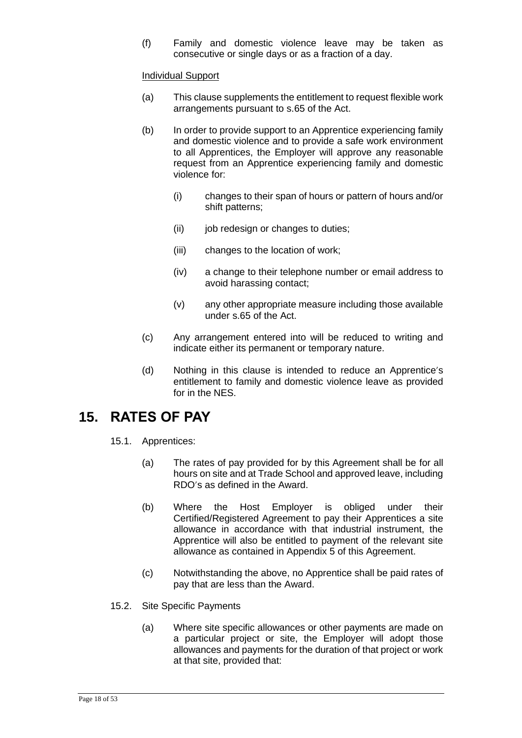(f) Family and domestic violence leave may be taken as consecutive or single days or as a fraction of a day.

Individual Support

(a) This clause supplements the entitlement to request flexible work arrangements pursuant to s.65 of the Act.

(b) In order to provide support to an Apprentice experiencing family and domestic violence and to provide a safe work environment to all Apprentices, the Employer will approve any reasonable request from an Apprentice experiencing family and domestic violence for:

  (i) changes to their span of hours or pattern of hours and/or shift patterns;

  (ii) job redesign or changes to duties;

  (iii) changes to the location of work;

  (iv) a change to their telephone number or email address to avoid harassing contact;

  (v) any other appropriate measure including those available under s.65 of the Act.

(c) Any arrangement entered into will be reduced to writing and indicate either its permanent or temporary nature.

(d) Nothing in this clause is intended to reduce an Apprentice's entitlement to family and domestic violence leave as provided for in the NES.

# 15. RATES OF PAY

15.1. Apprentices:

(a) The rates of pay provided for by this Agreement shall be for all hours on site and at Trade School and approved leave, including RDO's as defined in the Award.

(b) Where the Host Employer is obliged under their Certified/Registered Agreement to pay their Apprentices a site allowance in accordance with that industrial instrument, the Apprentice will also be entitled to payment of the relevant site allowance as contained in Appendix 5 of this Agreement.

(c) Notwithstanding the above, no Apprentice shall be paid rates of pay that are less than the Award.

15.2. Site Specific Payments

(a) Where site specific allowances or other payments are made on a particular project or site, the Employer will adopt those allowances and payments for the duration of that project or work at that site, provided that: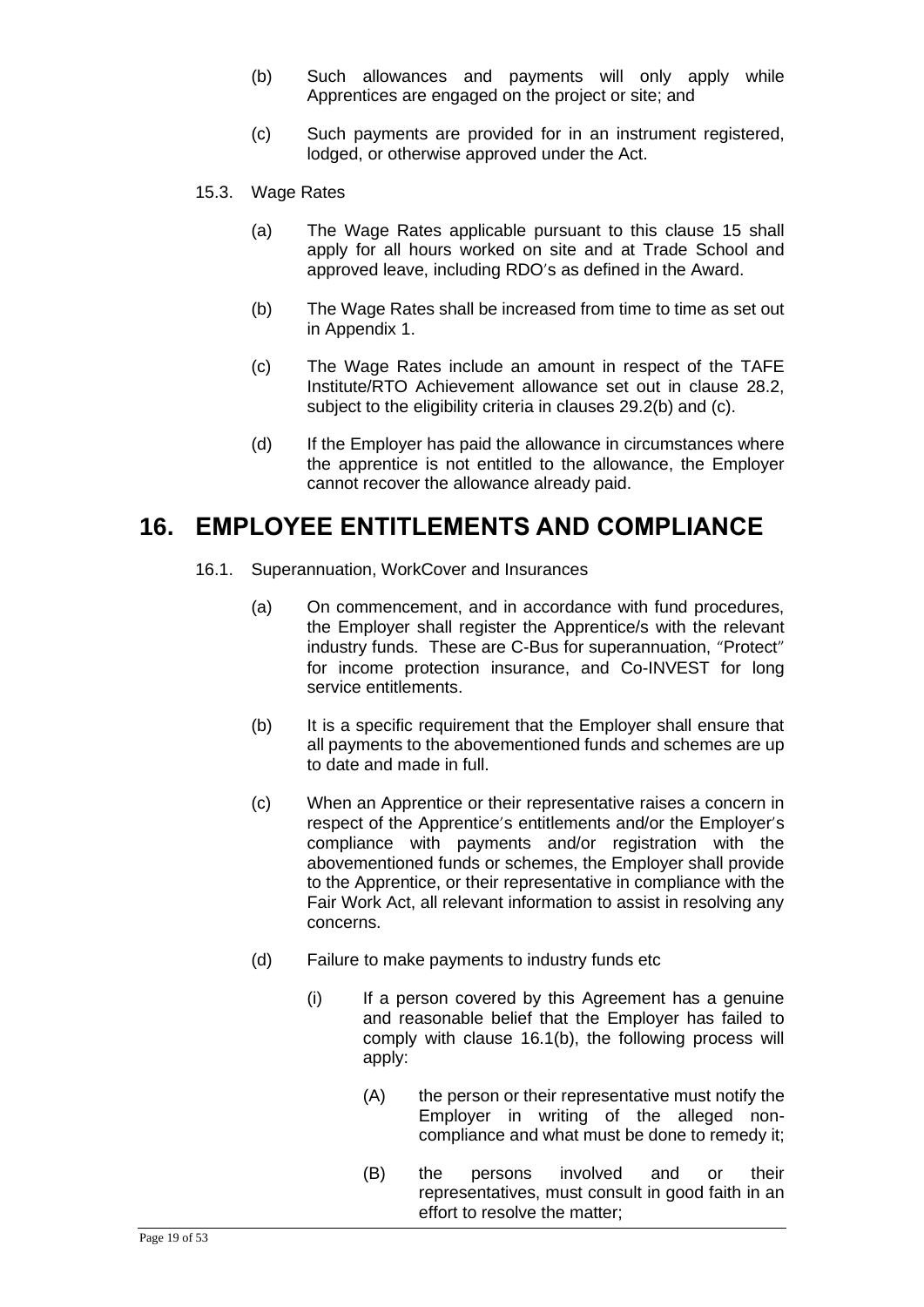(b) Such allowances and payments will only apply while Apprentices are engaged on the project or site; and

(c) Such payments are provided for in an instrument registered, lodged, or otherwise approved under the Act.

15.3. Wage Rates

(a) The Wage Rates applicable pursuant to this clause 15 shall apply for all hours worked on site and at Trade School and approved leave, including RDO's as defined in the Award.

(b) The Wage Rates shall be increased from time to time as set out in Appendix 1.

(c) The Wage Rates include an amount in respect of the TAFE Institute/RTO Achievement allowance set out in clause 28.2, subject to the eligibility criteria in clauses 29.2(b) and (c).

(d) If the Employer has paid the allowance in circumstances where the apprentice is not entitled to the allowance, the Employer cannot recover the allowance already paid.

# 16. EMPLOYEE ENTITLEMENTS AND COMPLIANCE

16.1. Superannuation, WorkCover and Insurances

(a) On commencement, and in accordance with fund procedures, the Employer shall register the Apprentice/s with the relevant industry funds. These are C-Bus for superannuation, "Protect" for income protection insurance, and Co-INVEST for long service entitlements.

(b) It is a specific requirement that the Employer shall ensure that all payments to the abovementioned funds and schemes are up to date and made in full.

(c) When an Apprentice or their representative raises a concern in respect of the Apprentice's entitlements and/or the Employer's compliance with payments and/or registration with the abovementioned funds or schemes, the Employer shall provide to the Apprentice, or their representative in compliance with the Fair Work Act, all relevant information to assist in resolving any concerns.

(d) Failure to make payments to industry funds etc

(i) If a person covered by this Agreement has a genuine and reasonable belief that the Employer has failed to comply with clause 16.1(b), the following process will apply:

(A) the person or their representative must notify the Employer in writing of the alleged non-compliance and what must be done to remedy it;

(B) the persons involved and or their representatives, must consult in good faith in an effort to resolve the matter;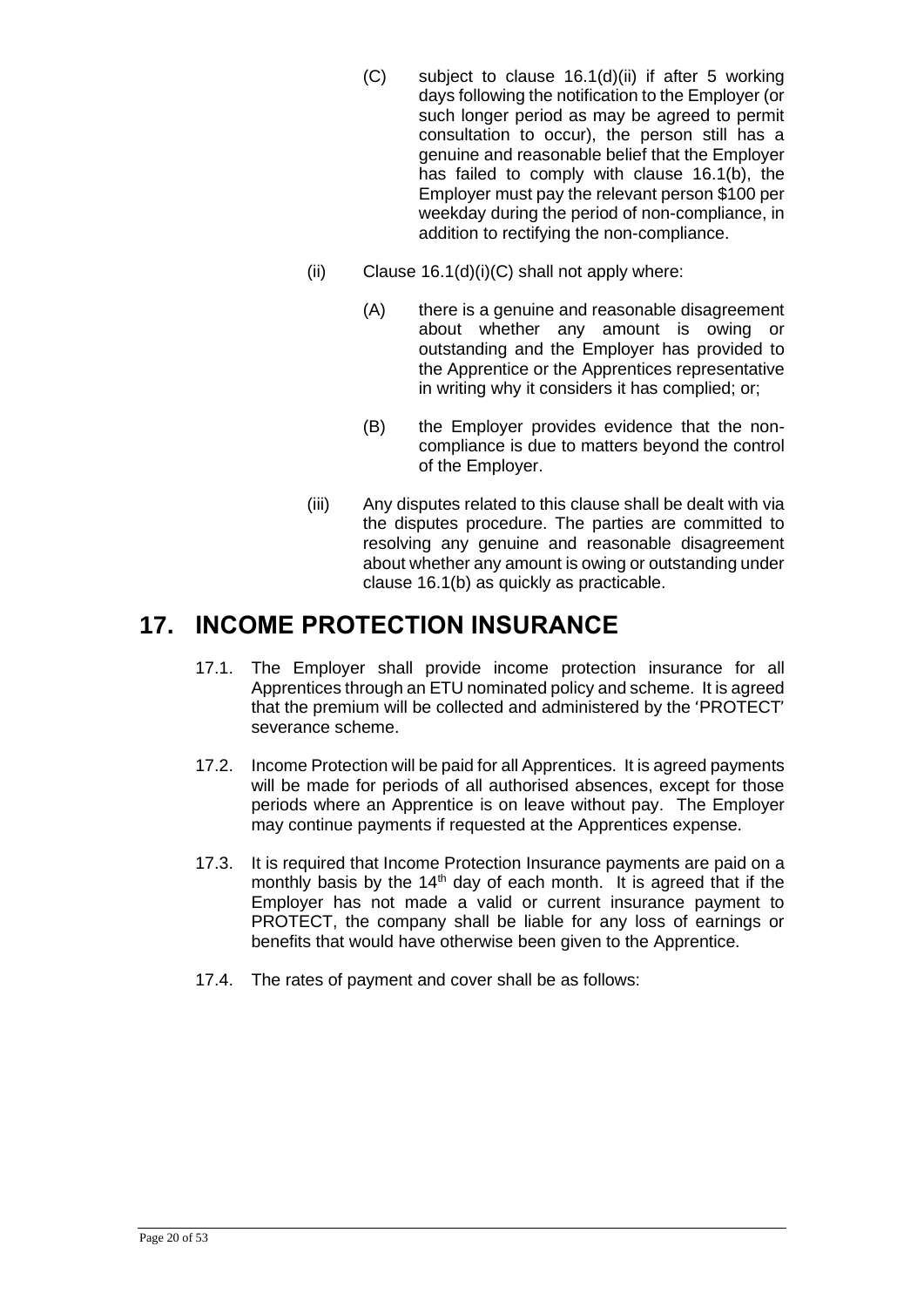(C) subject to clause 16.1(d)(ii) if after 5 working days following the notification to the Employer (or such longer period as may be agreed to permit consultation to occur), the person still has a genuine and reasonable belief that the Employer has failed to comply with clause 16.1(b), the Employer must pay the relevant person $100 per weekday during the period of non-compliance, in addition to rectifying the non-compliance.

(ii) Clause 16.1(d)(i)(C) shall not apply where:

(A) there is a genuine and reasonable disagreement about whether any amount is owing or outstanding and the Employer has provided to the Apprentice or the Apprentices representative in writing why it considers it has complied; or;

(B) the Employer provides evidence that the non-compliance is due to matters beyond the control of the Employer.

(iii) Any disputes related to this clause shall be dealt with via the disputes procedure. The parties are committed to resolving any genuine and reasonable disagreement about whether any amount is owing or outstanding under clause 16.1(b) as quickly as practicable.

# 17. INCOME PROTECTION INSURANCE

17.1. The Employer shall provide income protection insurance for all Apprentices through an ETU nominated policy and scheme. It is agreed that the premium will be collected and administered by the 'PROTECT' severance scheme.

17.2. Income Protection will be paid for all Apprentices. It is agreed payments will be made for periods of all authorised absences, except for those periods where an Apprentice is on leave without pay. The Employer may continue payments if requested at the Apprentices expense.

17.3. It is required that Income Protection Insurance payments are paid on a monthly basis by the 14th day of each month. It is agreed that if the Employer has not made a valid or current insurance payment to PROTECT, the company shall be liable for any loss of earnings or benefits that would have otherwise been given to the Apprentice.

17.4. The rates of payment and cover shall be as follows: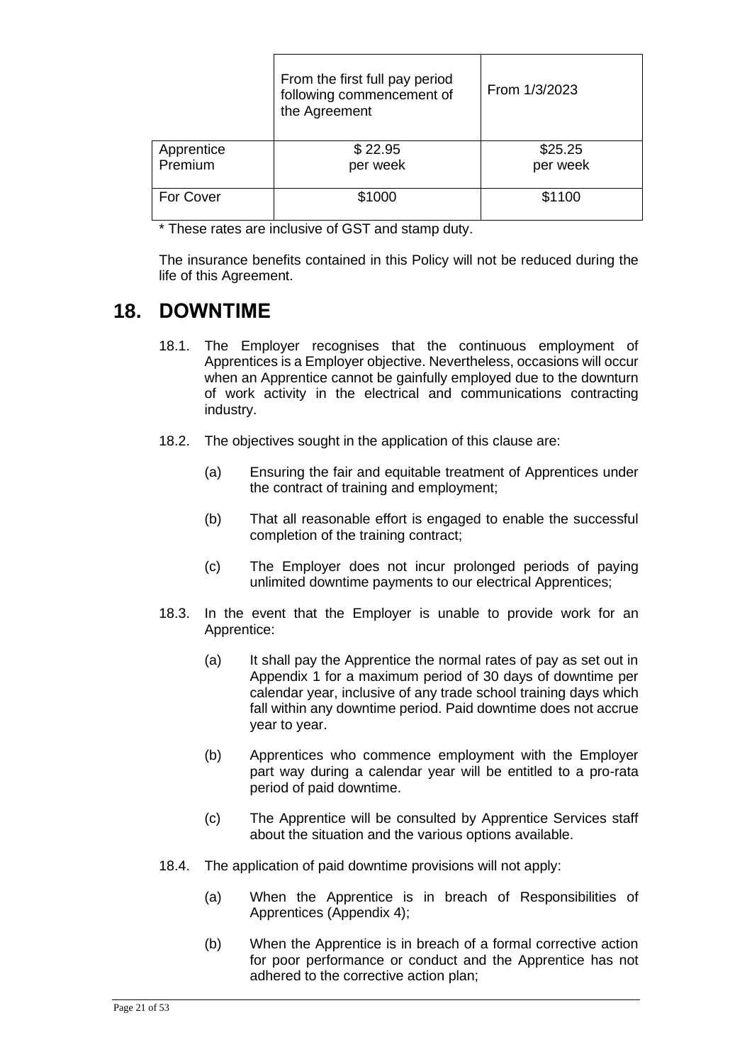| | From the first full pay period following commencement of the Agreement | From 1/3/2023 |
|---|---|---|
| Apprentice Premium | $ 22.95 per week | $25.25 per week |
| For Cover | $1000 | $1100 |

* These rates are inclusive of GST and stamp duty.

The insurance benefits contained in this Policy will not be reduced during the life of this Agreement.

# 18. DOWNTIME

18.1. The Employer recognises that the continuous employment of Apprentices is a Employer objective. Nevertheless, occasions will occur when an Apprentice cannot be gainfully employed due to the downturn of work activity in the electrical and communications contracting industry.

18.2. The objectives sought in the application of this clause are:

- (a) Ensuring the fair and equitable treatment of Apprentices under the contract of training and employment;
- (b) That all reasonable effort is engaged to enable the successful completion of the training contract;
- (c) The Employer does not incur prolonged periods of paying unlimited downtime payments to our electrical Apprentices;

18.3. In the event that the Employer is unable to provide work for an Apprentice:

- (a) It shall pay the Apprentice the normal rates of pay as set out in Appendix 1 for a maximum period of 30 days of downtime per calendar year, inclusive of any trade school training days which fall within any downtime period. Paid downtime does not accrue year to year.
- (b) Apprentices who commence employment with the Employer part way during a calendar year will be entitled to a pro-rata period of paid downtime.
- (c) The Apprentice will be consulted by Apprentice Services staff about the situation and the various options available.

18.4. The application of paid downtime provisions will not apply:

- (a) When the Apprentice is in breach of Responsibilities of Apprentices (Appendix 4);
- (b) When the Apprentice is in breach of a formal corrective action for poor performance or conduct and the Apprentice has not adhered to the corrective action plan;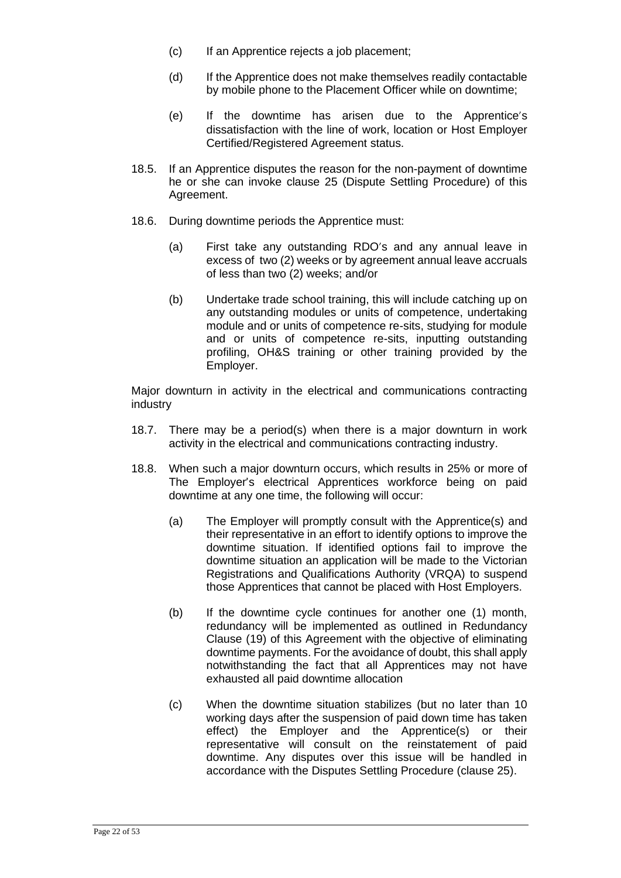(c) If an Apprentice rejects a job placement;

(d) If the Apprentice does not make themselves readily contactable by mobile phone to the Placement Officer while on downtime;

(e) If the downtime has arisen due to the Apprentice′s dissatisfaction with the line of work, location or Host Employer Certified/Registered Agreement status.

18.5. If an Apprentice disputes the reason for the non-payment of downtime he or she can invoke clause 25 (Dispute Settling Procedure) of this Agreement.

18.6. During downtime periods the Apprentice must:

(a) First take any outstanding RDO′s and any annual leave in excess of two (2) weeks or by agreement annual leave accruals of less than two (2) weeks; and/or

(b) Undertake trade school training, this will include catching up on any outstanding modules or units of competence, undertaking module and or units of competence re-sits, studying for module and or units of competence re-sits, inputting outstanding profiling, OH&S training or other training provided by the Employer.

Major downturn in activity in the electrical and communications contracting industry

18.7. There may be a period(s) when there is a major downturn in work activity in the electrical and communications contracting industry.

18.8. When such a major downturn occurs, which results in 25% or more of The Employer's electrical Apprentices workforce being on paid downtime at any one time, the following will occur:

(a) The Employer will promptly consult with the Apprentice(s) and their representative in an effort to identify options to improve the downtime situation. If identified options fail to improve the downtime situation an application will be made to the Victorian Registrations and Qualifications Authority (VRQA) to suspend those Apprentices that cannot be placed with Host Employers.

(b) If the downtime cycle continues for another one (1) month, redundancy will be implemented as outlined in Redundancy Clause (19) of this Agreement with the objective of eliminating downtime payments. For the avoidance of doubt, this shall apply notwithstanding the fact that all Apprentices may not have exhausted all paid downtime allocation

(c) When the downtime situation stabilizes (but no later than 10 working days after the suspension of paid down time has taken effect) the Employer and the Apprentice(s) or their representative will consult on the reinstatement of paid downtime. Any disputes over this issue will be handled in accordance with the Disputes Settling Procedure (clause 25).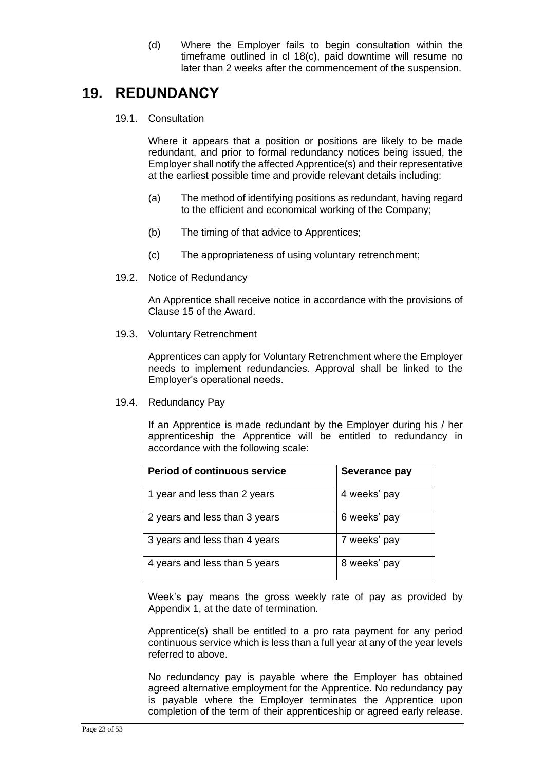(d) Where the Employer fails to begin consultation within the timeframe outlined in cl 18(c), paid downtime will resume no later than 2 weeks after the commencement of the suspension.

# 19. REDUNDANCY

19.1. Consultation

Where it appears that a position or positions are likely to be made redundant, and prior to formal redundancy notices being issued, the Employer shall notify the affected Apprentice(s) and their representative at the earliest possible time and provide relevant details including:

(a) The method of identifying positions as redundant, having regard to the efficient and economical working of the Company;

(b) The timing of that advice to Apprentices;

(c) The appropriateness of using voluntary retrenchment;

19.2. Notice of Redundancy

An Apprentice shall receive notice in accordance with the provisions of Clause 15 of the Award.

19.3. Voluntary Retrenchment

Apprentices can apply for Voluntary Retrenchment where the Employer needs to implement redundancies. Approval shall be linked to the Employer's operational needs.

19.4. Redundancy Pay

If an Apprentice is made redundant by the Employer during his / her apprenticeship the Apprentice will be entitled to redundancy in accordance with the following scale:

| Period of continuous service | Severance pay |
|---|---|
| 1 year and less than 2 years | 4 weeks' pay |
| 2 years and less than 3 years | 6 weeks' pay |
| 3 years and less than 4 years | 7 weeks' pay |
| 4 years and less than 5 years | 8 weeks' pay |

Week's pay means the gross weekly rate of pay as provided by Appendix 1, at the date of termination.

Apprentice(s) shall be entitled to a pro rata payment for any period continuous service which is less than a full year at any of the year levels referred to above.

No redundancy pay is payable where the Employer has obtained agreed alternative employment for the Apprentice. No redundancy pay is payable where the Employer terminates the Apprentice upon completion of the term of their apprenticeship or agreed early release.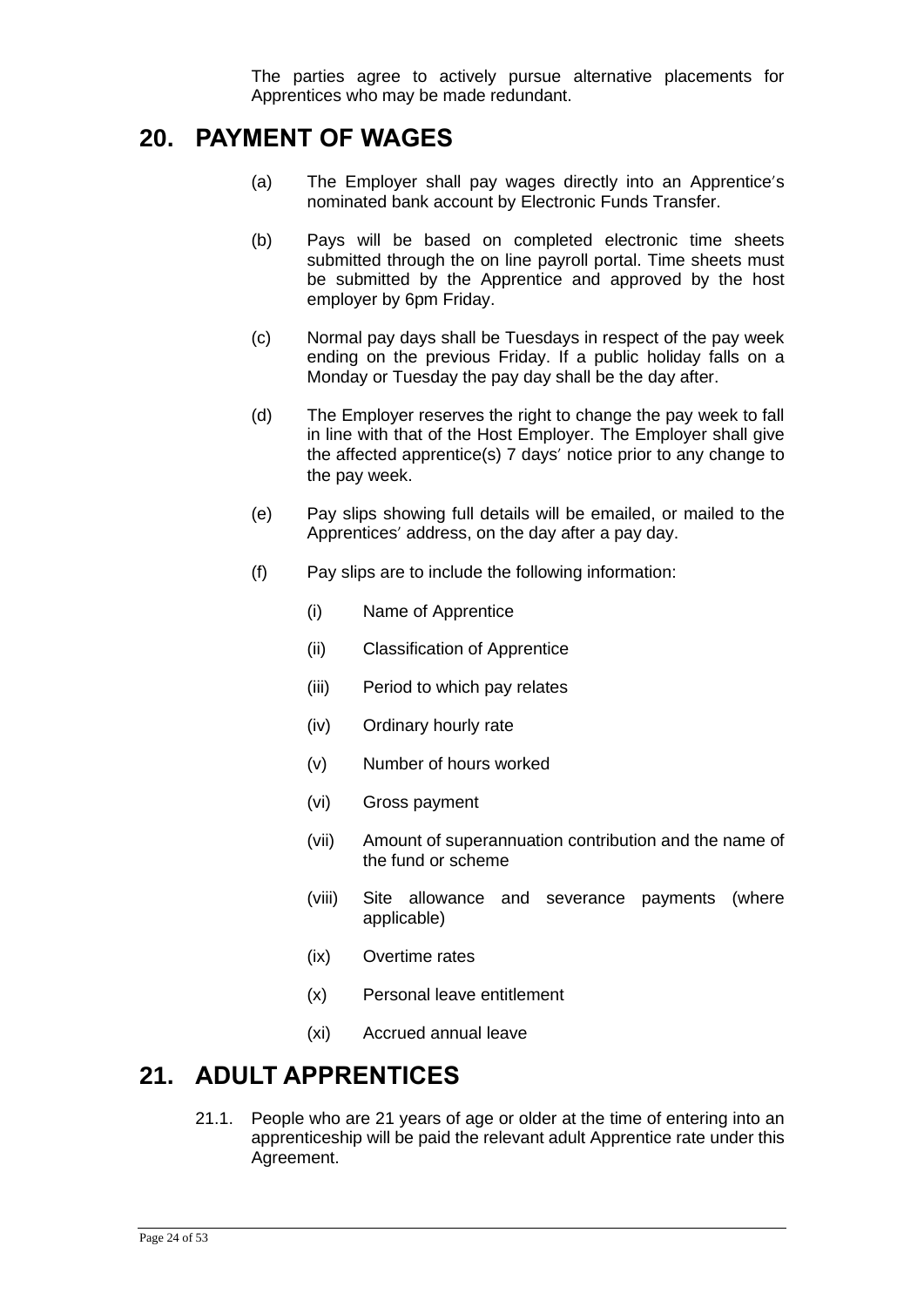The parties agree to actively pursue alternative placements for Apprentices who may be made redundant.

## 20. PAYMENT OF WAGES

(a) The Employer shall pay wages directly into an Apprentice′s nominated bank account by Electronic Funds Transfer.

(b) Pays will be based on completed electronic time sheets submitted through the on line payroll portal. Time sheets must be submitted by the Apprentice and approved by the host employer by 6pm Friday.

(c) Normal pay days shall be Tuesdays in respect of the pay week ending on the previous Friday. If a public holiday falls on a Monday or Tuesday the pay day shall be the day after.

(d) The Employer reserves the right to change the pay week to fall in line with that of the Host Employer. The Employer shall give the affected apprentice(s) 7 days′ notice prior to any change to the pay week.

(e) Pay slips showing full details will be emailed, or mailed to the Apprentices′ address, on the day after a pay day.

(f) Pay slips are to include the following information:

- (i) Name of Apprentice
- (ii) Classification of Apprentice
- (iii) Period to which pay relates
- (iv) Ordinary hourly rate
- (v) Number of hours worked
- (vi) Gross payment
- (vii) Amount of superannuation contribution and the name of the fund or scheme
- (viii) Site allowance and severance payments (where applicable)
- (ix) Overtime rates
- (x) Personal leave entitlement
- (xi) Accrued annual leave

## 21. ADULT APPRENTICES

21.1. People who are 21 years of age or older at the time of entering into an apprenticeship will be paid the relevant adult Apprentice rate under this Agreement.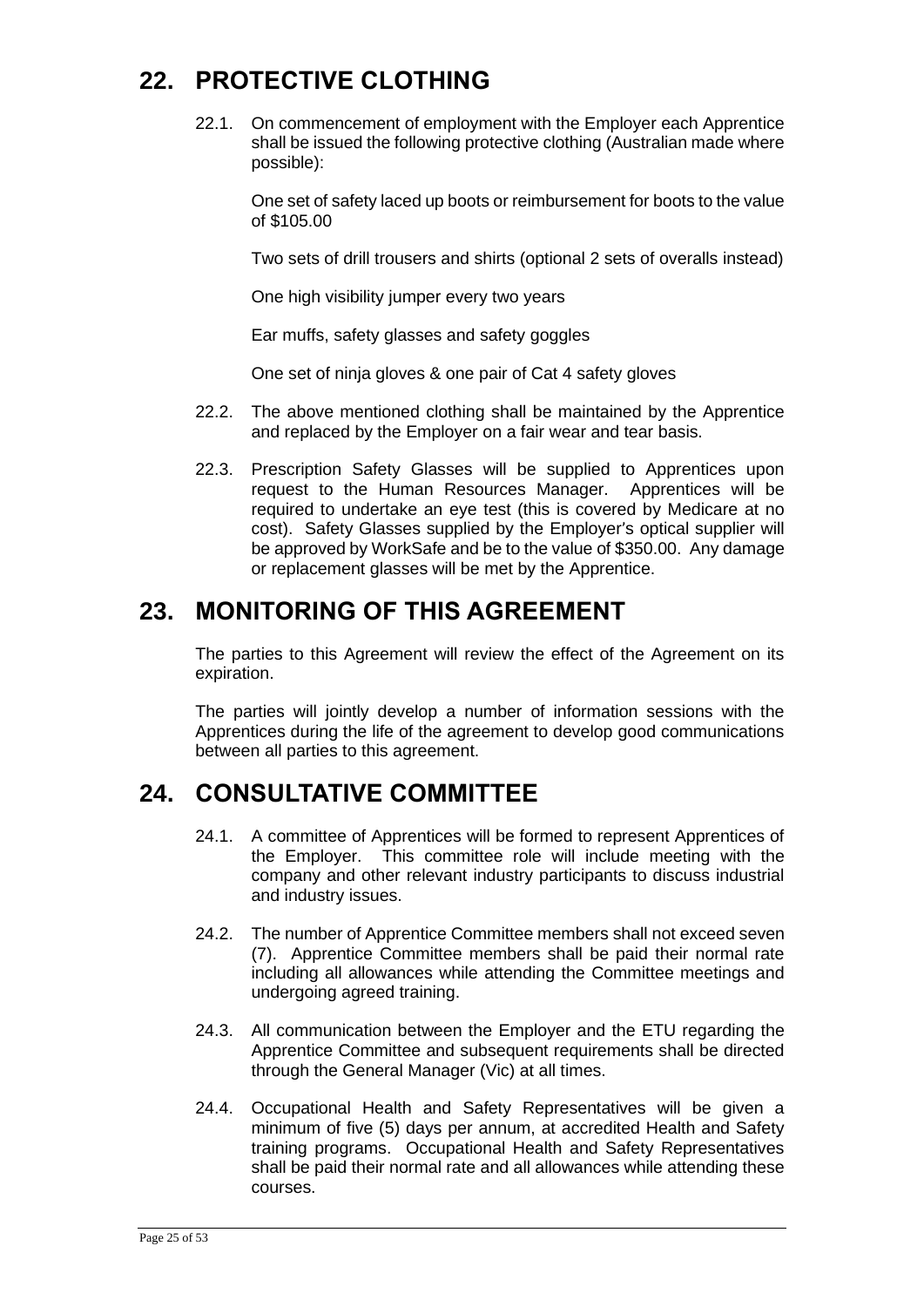## 22. PROTECTIVE CLOTHING

22.1. On commencement of employment with the Employer each Apprentice shall be issued the following protective clothing (Australian made where possible):

One set of safety laced up boots or reimbursement for boots to the value of $105.00

Two sets of drill trousers and shirts (optional 2 sets of overalls instead)

One high visibility jumper every two years

Ear muffs, safety glasses and safety goggles

One set of ninja gloves & one pair of Cat 4 safety gloves

22.2. The above mentioned clothing shall be maintained by the Apprentice and replaced by the Employer on a fair wear and tear basis.

22.3. Prescription Safety Glasses will be supplied to Apprentices upon request to the Human Resources Manager. Apprentices will be required to undertake an eye test (this is covered by Medicare at no cost). Safety Glasses supplied by the Employer's optical supplier will be approved by WorkSafe and be to the value of $350.00. Any damage or replacement glasses will be met by the Apprentice.

## 23. MONITORING OF THIS AGREEMENT

The parties to this Agreement will review the effect of the Agreement on its expiration.

The parties will jointly develop a number of information sessions with the Apprentices during the life of the agreement to develop good communications between all parties to this agreement.

## 24. CONSULTATIVE COMMITTEE

24.1. A committee of Apprentices will be formed to represent Apprentices of the Employer. This committee role will include meeting with the company and other relevant industry participants to discuss industrial and industry issues.

24.2. The number of Apprentice Committee members shall not exceed seven (7). Apprentice Committee members shall be paid their normal rate including all allowances while attending the Committee meetings and undergoing agreed training.

24.3. All communication between the Employer and the ETU regarding the Apprentice Committee and subsequent requirements shall be directed through the General Manager (Vic) at all times.

24.4. Occupational Health and Safety Representatives will be given a minimum of five (5) days per annum, at accredited Health and Safety training programs. Occupational Health and Safety Representatives shall be paid their normal rate and all allowances while attending these courses.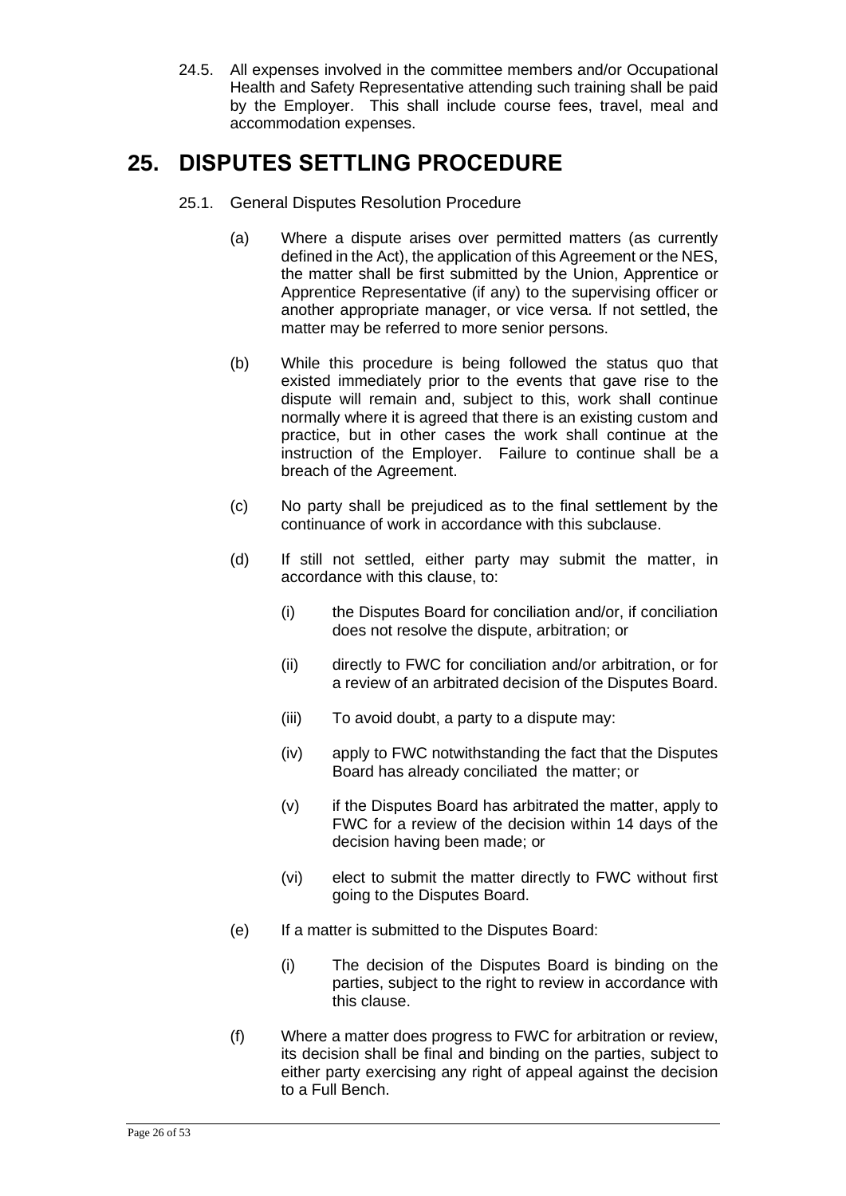24.5. All expenses involved in the committee members and/or Occupational Health and Safety Representative attending such training shall be paid by the Employer. This shall include course fees, travel, meal and accommodation expenses.

# 25. DISPUTES SETTLING PROCEDURE

25.1. General Disputes Resolution Procedure

(a) Where a dispute arises over permitted matters (as currently defined in the Act), the application of this Agreement or the NES, the matter shall be first submitted by the Union, Apprentice or Apprentice Representative (if any) to the supervising officer or another appropriate manager, or vice versa. If not settled, the matter may be referred to more senior persons.

(b) While this procedure is being followed the status quo that existed immediately prior to the events that gave rise to the dispute will remain and, subject to this, work shall continue normally where it is agreed that there is an existing custom and practice, but in other cases the work shall continue at the instruction of the Employer. Failure to continue shall be a breach of the Agreement.

(c) No party shall be prejudiced as to the final settlement by the continuance of work in accordance with this subclause.

(d) If still not settled, either party may submit the matter, in accordance with this clause, to:

(i) the Disputes Board for conciliation and/or, if conciliation does not resolve the dispute, arbitration; or

(ii) directly to FWC for conciliation and/or arbitration, or for a review of an arbitrated decision of the Disputes Board.

(iii) To avoid doubt, a party to a dispute may:

(iv) apply to FWC notwithstanding the fact that the Disputes Board has already conciliated the matter; or

(v) if the Disputes Board has arbitrated the matter, apply to FWC for a review of the decision within 14 days of the decision having been made; or

(vi) elect to submit the matter directly to FWC without first going to the Disputes Board.

(e) If a matter is submitted to the Disputes Board:

(i) The decision of the Disputes Board is binding on the parties, subject to the right to review in accordance with this clause.

(f) Where a matter does progress to FWC for arbitration or review, its decision shall be final and binding on the parties, subject to either party exercising any right of appeal against the decision to a Full Bench.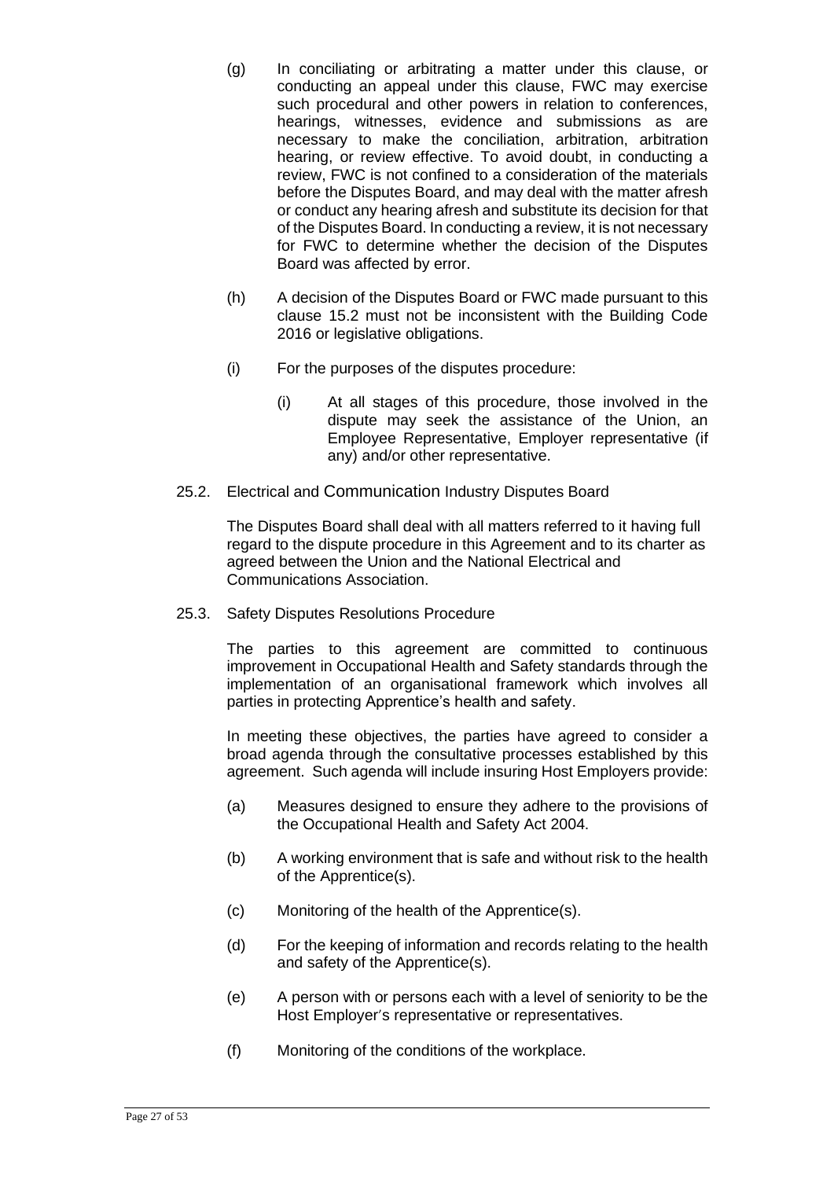(g) In conciliating or arbitrating a matter under this clause, or conducting an appeal under this clause, FWC may exercise such procedural and other powers in relation to conferences, hearings, witnesses, evidence and submissions as are necessary to make the conciliation, arbitration, arbitration hearing, or review effective. To avoid doubt, in conducting a review, FWC is not confined to a consideration of the materials before the Disputes Board, and may deal with the matter afresh or conduct any hearing afresh and substitute its decision for that of the Disputes Board. In conducting a review, it is not necessary for FWC to determine whether the decision of the Disputes Board was affected by error.

(h) A decision of the Disputes Board or FWC made pursuant to this clause 15.2 must not be inconsistent with the Building Code 2016 or legislative obligations.

(i) For the purposes of the disputes procedure:

(i) At all stages of this procedure, those involved in the dispute may seek the assistance of the Union, an Employee Representative, Employer representative (if any) and/or other representative.

25.2. Electrical and Communication Industry Disputes Board

The Disputes Board shall deal with all matters referred to it having full regard to the dispute procedure in this Agreement and to its charter as agreed between the Union and the National Electrical and Communications Association.

25.3. Safety Disputes Resolutions Procedure

The parties to this agreement are committed to continuous improvement in Occupational Health and Safety standards through the implementation of an organisational framework which involves all parties in protecting Apprentice's health and safety.

In meeting these objectives, the parties have agreed to consider a broad agenda through the consultative processes established by this agreement. Such agenda will include insuring Host Employers provide:

(a) Measures designed to ensure they adhere to the provisions of the Occupational Health and Safety Act 2004.

(b) A working environment that is safe and without risk to the health of the Apprentice(s).

(c) Monitoring of the health of the Apprentice(s).

(d) For the keeping of information and records relating to the health and safety of the Apprentice(s).

(e) A person with or persons each with a level of seniority to be the Host Employer's representative or representatives.

(f) Monitoring of the conditions of the workplace.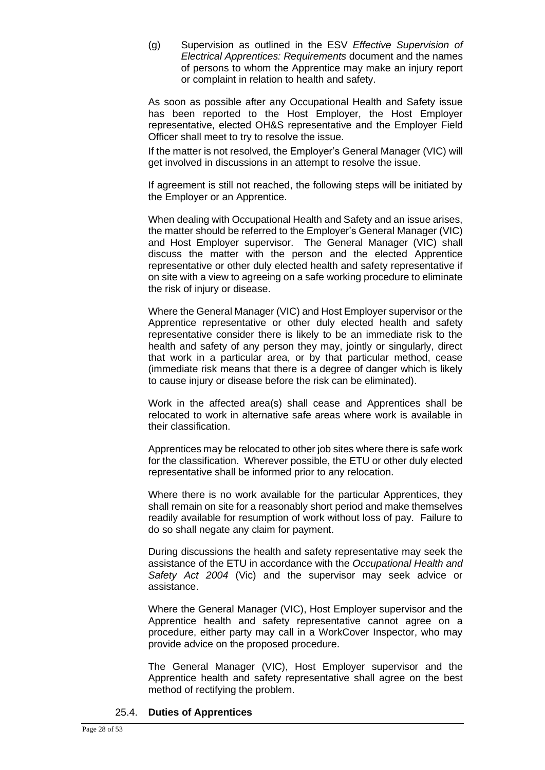(g) Supervision as outlined in the ESV *Effective Supervision of Electrical Apprentices: Requirements* document and the names of persons to whom the Apprentice may make an injury report or complaint in relation to health and safety.

As soon as possible after any Occupational Health and Safety issue has been reported to the Host Employer, the Host Employer representative, elected OH&S representative and the Employer Field Officer shall meet to try to resolve the issue.

If the matter is not resolved, the Employer's General Manager (VIC) will get involved in discussions in an attempt to resolve the issue.

If agreement is still not reached, the following steps will be initiated by the Employer or an Apprentice.

When dealing with Occupational Health and Safety and an issue arises, the matter should be referred to the Employer's General Manager (VIC) and Host Employer supervisor. The General Manager (VIC) shall discuss the matter with the person and the elected Apprentice representative or other duly elected health and safety representative if on site with a view to agreeing on a safe working procedure to eliminate the risk of injury or disease.

Where the General Manager (VIC) and Host Employer supervisor or the Apprentice representative or other duly elected health and safety representative consider there is likely to be an immediate risk to the health and safety of any person they may, jointly or singularly, direct that work in a particular area, or by that particular method, cease (immediate risk means that there is a degree of danger which is likely to cause injury or disease before the risk can be eliminated).

Work in the affected area(s) shall cease and Apprentices shall be relocated to work in alternative safe areas where work is available in their classification.

Apprentices may be relocated to other job sites where there is safe work for the classification. Wherever possible, the ETU or other duly elected representative shall be informed prior to any relocation.

Where there is no work available for the particular Apprentices, they shall remain on site for a reasonably short period and make themselves readily available for resumption of work without loss of pay. Failure to do so shall negate any claim for payment.

During discussions the health and safety representative may seek the assistance of the ETU in accordance with the *Occupational Health and Safety Act 2004* (Vic) and the supervisor may seek advice or assistance.

Where the General Manager (VIC), Host Employer supervisor and the Apprentice health and safety representative cannot agree on a procedure, either party may call in a WorkCover Inspector, who may provide advice on the proposed procedure.

The General Manager (VIC), Host Employer supervisor and the Apprentice health and safety representative shall agree on the best method of rectifying the problem.

### 25.4. **Duties of Apprentices**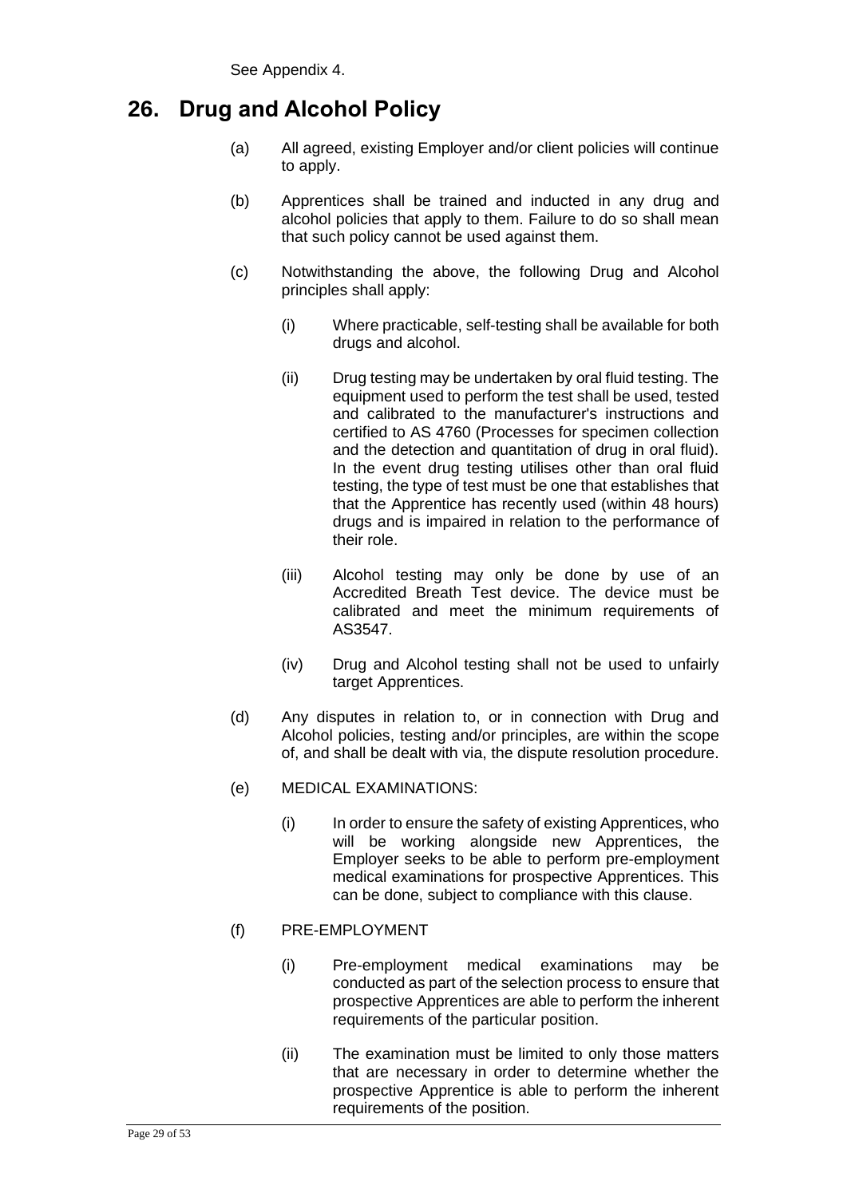See Appendix 4.

## 26. Drug and Alcohol Policy

(a) All agreed, existing Employer and/or client policies will continue to apply.

(b) Apprentices shall be trained and inducted in any drug and alcohol policies that apply to them. Failure to do so shall mean that such policy cannot be used against them.

(c) Notwithstanding the above, the following Drug and Alcohol principles shall apply:

(i) Where practicable, self-testing shall be available for both drugs and alcohol.

(ii) Drug testing may be undertaken by oral fluid testing. The equipment used to perform the test shall be used, tested and calibrated to the manufacturer's instructions and certified to AS 4760 (Processes for specimen collection and the detection and quantitation of drug in oral fluid). In the event drug testing utilises other than oral fluid testing, the type of test must be one that establishes that that the Apprentice has recently used (within 48 hours) drugs and is impaired in relation to the performance of their role.

(iii) Alcohol testing may only be done by use of an Accredited Breath Test device. The device must be calibrated and meet the minimum requirements of AS3547.

(iv) Drug and Alcohol testing shall not be used to unfairly target Apprentices.

(d) Any disputes in relation to, or in connection with Drug and Alcohol policies, testing and/or principles, are within the scope of, and shall be dealt with via, the dispute resolution procedure.

(e) MEDICAL EXAMINATIONS:

(i) In order to ensure the safety of existing Apprentices, who will be working alongside new Apprentices, the Employer seeks to be able to perform pre-employment medical examinations for prospective Apprentices. This can be done, subject to compliance with this clause.

(f) PRE-EMPLOYMENT

(i) Pre-employment medical examinations may be conducted as part of the selection process to ensure that prospective Apprentices are able to perform the inherent requirements of the particular position.

(ii) The examination must be limited to only those matters that are necessary in order to determine whether the prospective Apprentice is able to perform the inherent requirements of the position.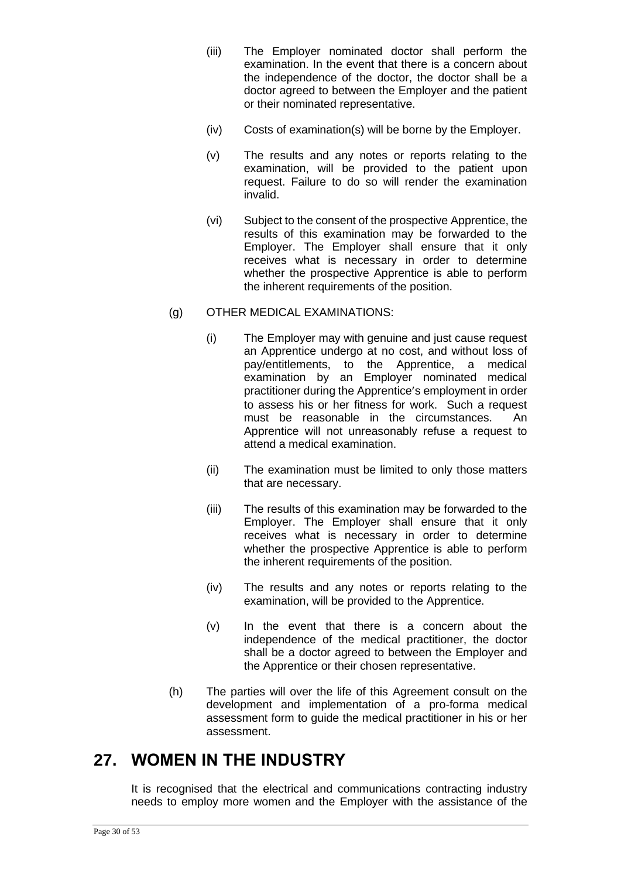(iii) The Employer nominated doctor shall perform the examination. In the event that there is a concern about the independence of the doctor, the doctor shall be a doctor agreed to between the Employer and the patient or their nominated representative.

(iv) Costs of examination(s) will be borne by the Employer.

(v) The results and any notes or reports relating to the examination, will be provided to the patient upon request. Failure to do so will render the examination invalid.

(vi) Subject to the consent of the prospective Apprentice, the results of this examination may be forwarded to the Employer. The Employer shall ensure that it only receives what is necessary in order to determine whether the prospective Apprentice is able to perform the inherent requirements of the position.

(g) OTHER MEDICAL EXAMINATIONS:

(i) The Employer may with genuine and just cause request an Apprentice undergo at no cost, and without loss of pay/entitlements, to the Apprentice, a medical examination by an Employer nominated medical practitioner during the Apprentice's employment in order to assess his or her fitness for work. Such a request must be reasonable in the circumstances. An Apprentice will not unreasonably refuse a request to attend a medical examination.

(ii) The examination must be limited to only those matters that are necessary.

(iii) The results of this examination may be forwarded to the Employer. The Employer shall ensure that it only receives what is necessary in order to determine whether the prospective Apprentice is able to perform the inherent requirements of the position.

(iv) The results and any notes or reports relating to the examination, will be provided to the Apprentice.

(v) In the event that there is a concern about the independence of the medical practitioner, the doctor shall be a doctor agreed to between the Employer and the Apprentice or their chosen representative.

(h) The parties will over the life of this Agreement consult on the development and implementation of a pro-forma medical assessment form to guide the medical practitioner in his or her assessment.

# 27. WOMEN IN THE INDUSTRY

It is recognised that the electrical and communications contracting industry needs to employ more women and the Employer with the assistance of the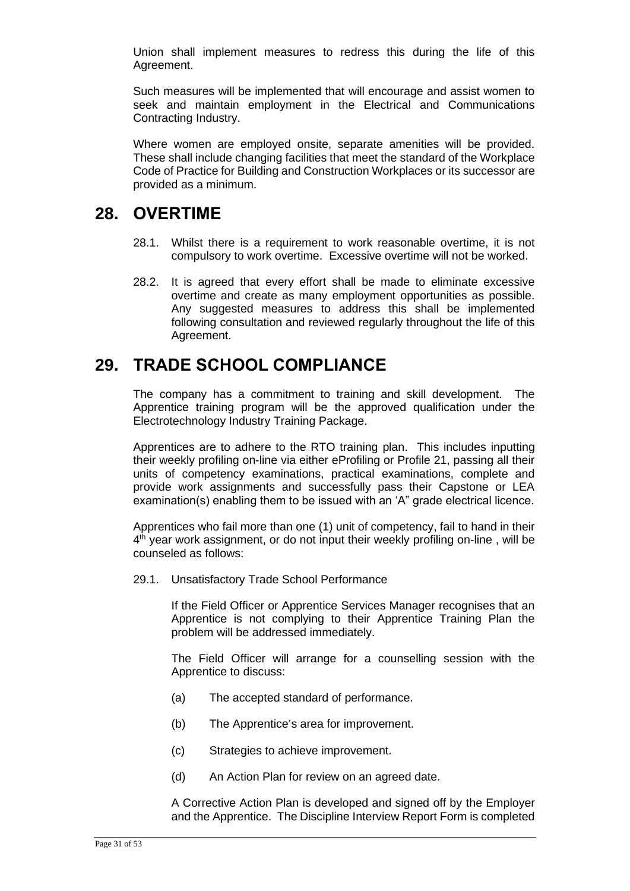Union shall implement measures to redress this during the life of this Agreement.

Such measures will be implemented that will encourage and assist women to seek and maintain employment in the Electrical and Communications Contracting Industry.

Where women are employed onsite, separate amenities will be provided. These shall include changing facilities that meet the standard of the Workplace Code of Practice for Building and Construction Workplaces or its successor are provided as a minimum.

# 28. OVERTIME

28.1. Whilst there is a requirement to work reasonable overtime, it is not compulsory to work overtime. Excessive overtime will not be worked.

28.2. It is agreed that every effort shall be made to eliminate excessive overtime and create as many employment opportunities as possible. Any suggested measures to address this shall be implemented following consultation and reviewed regularly throughout the life of this Agreement.

# 29. TRADE SCHOOL COMPLIANCE

The company has a commitment to training and skill development. The Apprentice training program will be the approved qualification under the Electrotechnology Industry Training Package.

Apprentices are to adhere to the RTO training plan. This includes inputting their weekly profiling on-line via either eProfiling or Profile 21, passing all their units of competency examinations, practical examinations, complete and provide work assignments and successfully pass their Capstone or LEA examination(s) enabling them to be issued with an 'A" grade electrical licence.

Apprentices who fail more than one (1) unit of competency, fail to hand in their 4th year work assignment, or do not input their weekly profiling on-line , will be counseled as follows:

29.1. Unsatisfactory Trade School Performance

If the Field Officer or Apprentice Services Manager recognises that an Apprentice is not complying to their Apprentice Training Plan the problem will be addressed immediately.

The Field Officer will arrange for a counselling session with the Apprentice to discuss:

(a) The accepted standard of performance.

(b) The Apprentice's area for improvement.

(c) Strategies to achieve improvement.

(d) An Action Plan for review on an agreed date.

A Corrective Action Plan is developed and signed off by the Employer and the Apprentice. The Discipline Interview Report Form is completed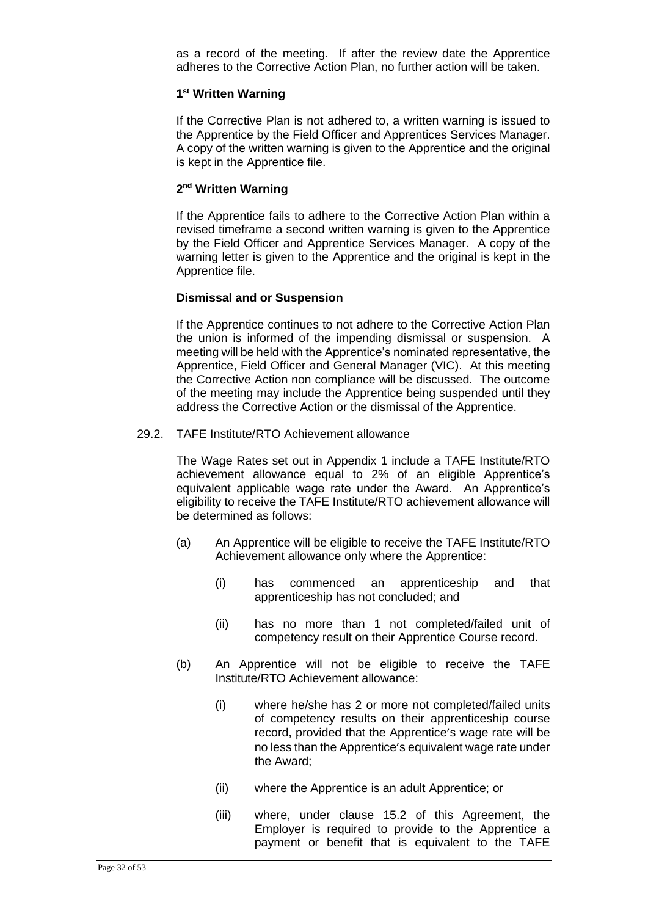as a record of the meeting. If after the review date the Apprentice adheres to the Corrective Action Plan, no further action will be taken.

**1st Written Warning**

If the Corrective Plan is not adhered to, a written warning is issued to the Apprentice by the Field Officer and Apprentices Services Manager. A copy of the written warning is given to the Apprentice and the original is kept in the Apprentice file.

**2nd Written Warning**

If the Apprentice fails to adhere to the Corrective Action Plan within a revised timeframe a second written warning is given to the Apprentice by the Field Officer and Apprentice Services Manager. A copy of the warning letter is given to the Apprentice and the original is kept in the Apprentice file.

**Dismissal and or Suspension**

If the Apprentice continues to not adhere to the Corrective Action Plan the union is informed of the impending dismissal or suspension. A meeting will be held with the Apprentice's nominated representative, the Apprentice, Field Officer and General Manager (VIC). At this meeting the Corrective Action non compliance will be discussed. The outcome of the meeting may include the Apprentice being suspended until they address the Corrective Action or the dismissal of the Apprentice.

29.2. TAFE Institute/RTO Achievement allowance

The Wage Rates set out in Appendix 1 include a TAFE Institute/RTO achievement allowance equal to 2% of an eligible Apprentice's equivalent applicable wage rate under the Award. An Apprentice's eligibility to receive the TAFE Institute/RTO achievement allowance will be determined as follows:

(a) An Apprentice will be eligible to receive the TAFE Institute/RTO Achievement allowance only where the Apprentice:

(i) has commenced an apprenticeship and that apprenticeship has not concluded; and

(ii) has no more than 1 not completed/failed unit of competency result on their Apprentice Course record.

(b) An Apprentice will not be eligible to receive the TAFE Institute/RTO Achievement allowance:

(i) where he/she has 2 or more not completed/failed units of competency results on their apprenticeship course record, provided that the Apprentice's wage rate will be no less than the Apprentice's equivalent wage rate under the Award;

(ii) where the Apprentice is an adult Apprentice; or

(iii) where, under clause 15.2 of this Agreement, the Employer is required to provide to the Apprentice a payment or benefit that is equivalent to the TAFE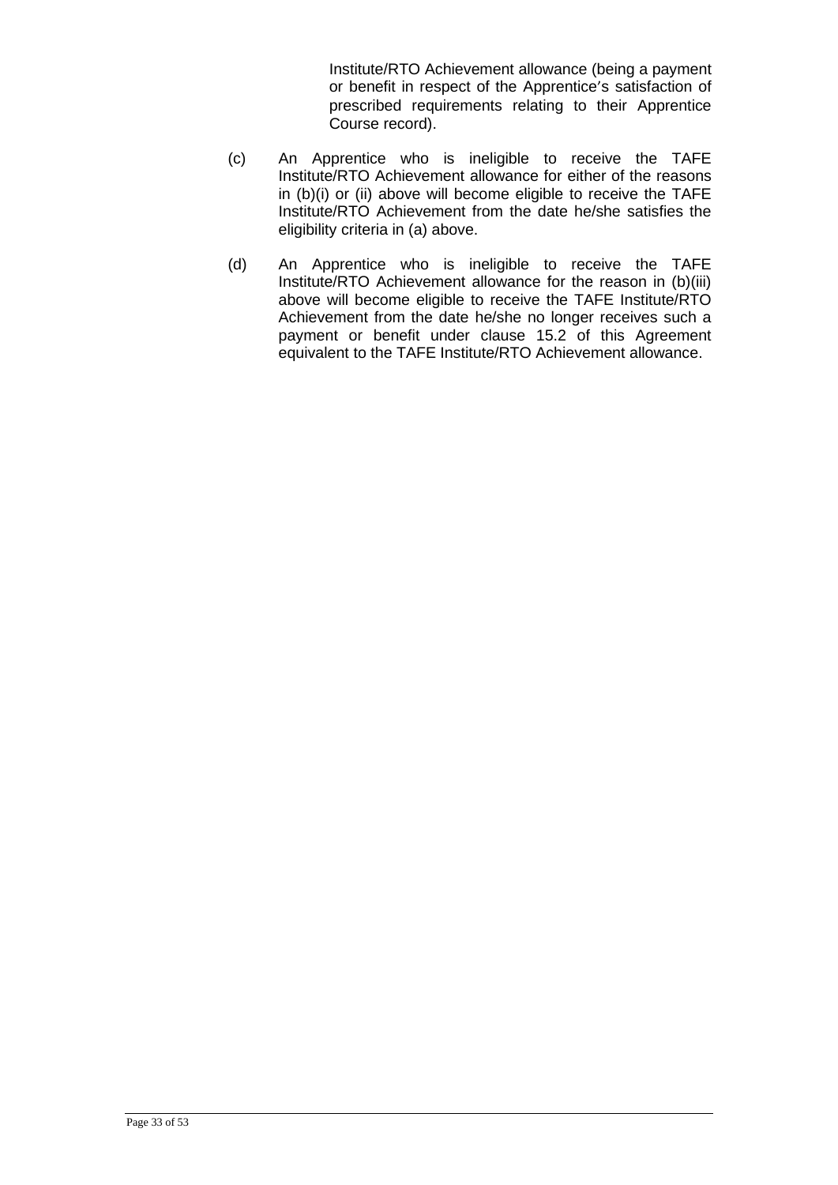Institute/RTO Achievement allowance (being a payment or benefit in respect of the Apprentice's satisfaction of prescribed requirements relating to their Apprentice Course record).

(c) An Apprentice who is ineligible to receive the TAFE Institute/RTO Achievement allowance for either of the reasons in (b)(i) or (ii) above will become eligible to receive the TAFE Institute/RTO Achievement from the date he/she satisfies the eligibility criteria in (a) above.

(d) An Apprentice who is ineligible to receive the TAFE Institute/RTO Achievement allowance for the reason in (b)(iii) above will become eligible to receive the TAFE Institute/RTO Achievement from the date he/she no longer receives such a payment or benefit under clause 15.2 of this Agreement equivalent to the TAFE Institute/RTO Achievement allowance.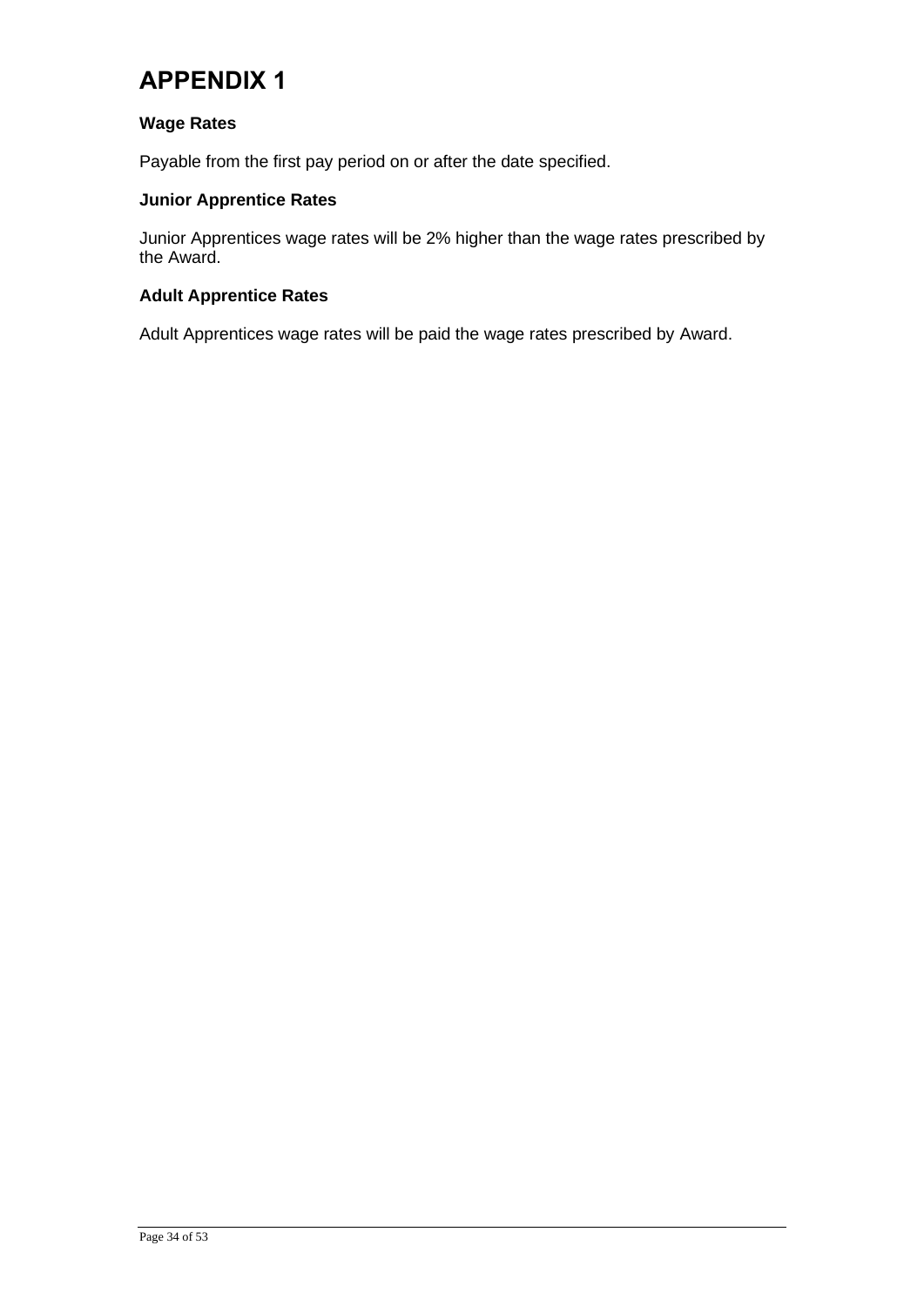# APPENDIX 1

**Wage Rates**

Payable from the first pay period on or after the date specified.

**Junior Apprentice Rates**

Junior Apprentices wage rates will be 2% higher than the wage rates prescribed by the Award.

**Adult Apprentice Rates**

Adult Apprentices wage rates will be paid the wage rates prescribed by Award.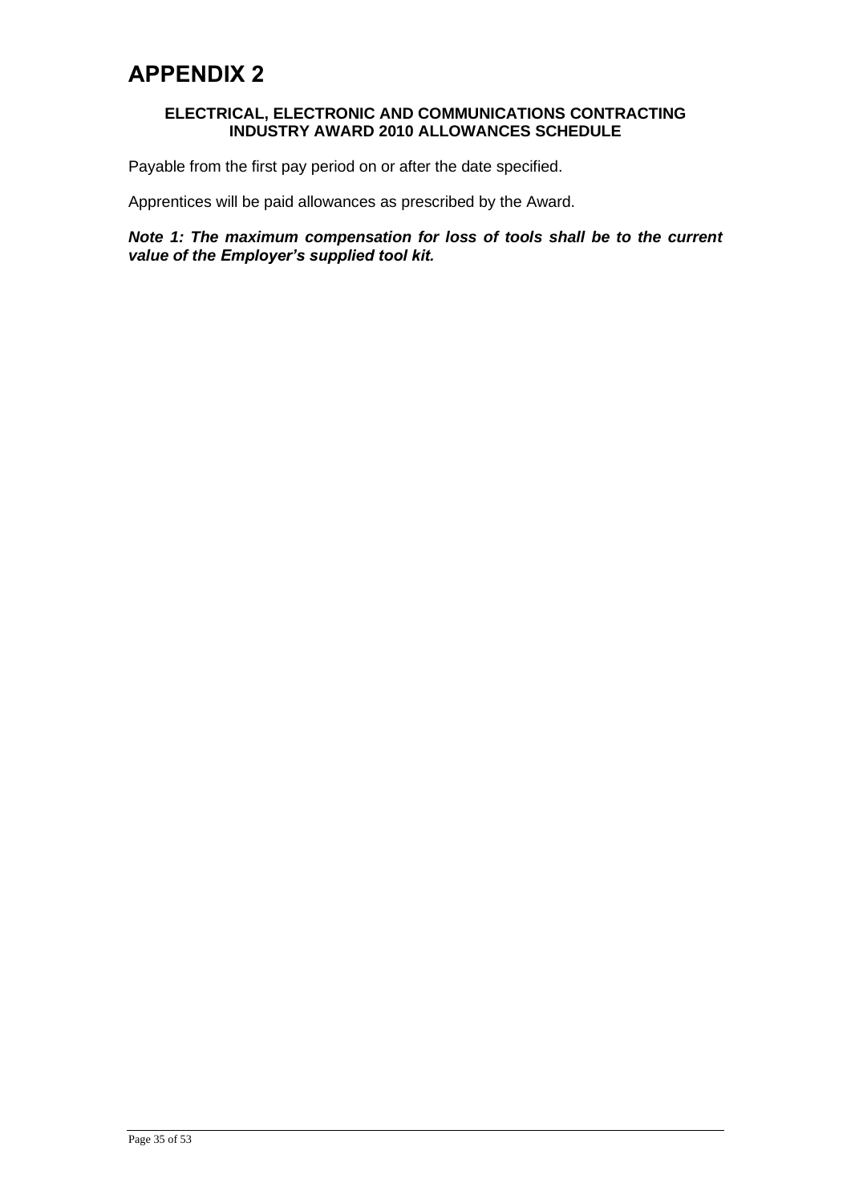# APPENDIX 2

### ELECTRICAL, ELECTRONIC AND COMMUNICATIONS CONTRACTING INDUSTRY AWARD 2010 ALLOWANCES SCHEDULE

Payable from the first pay period on or after the date specified.

Apprentices will be paid allowances as prescribed by the Award.

***Note 1: The maximum compensation for loss of tools shall be to the current value of the Employer's supplied tool kit.***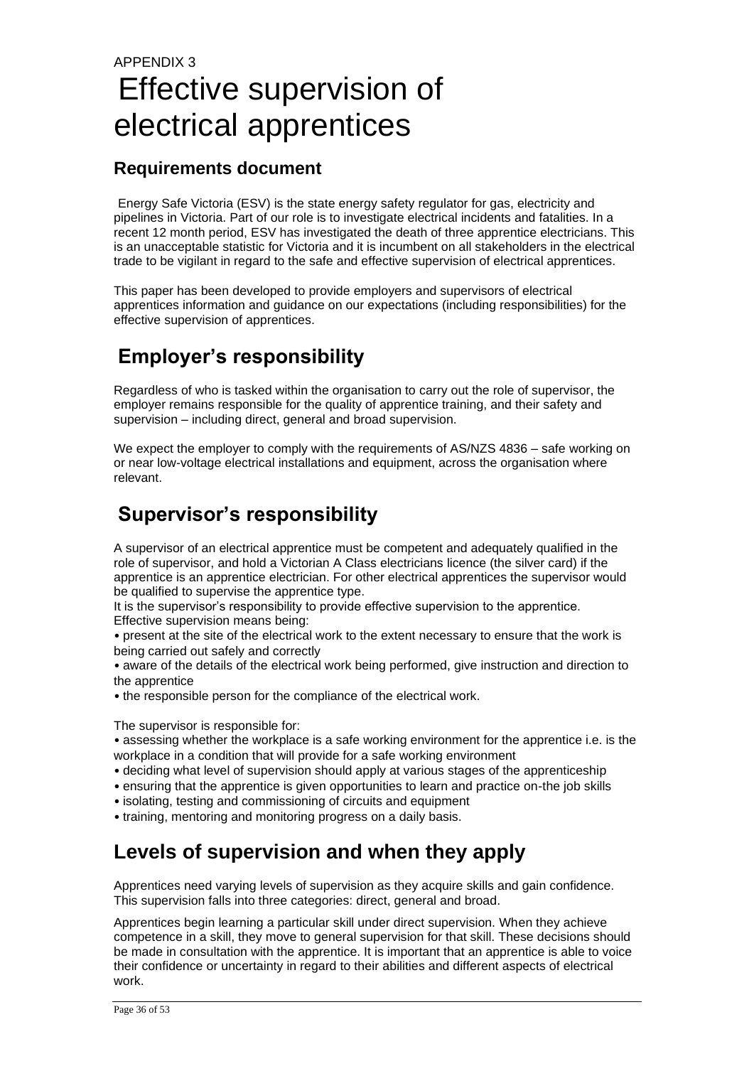APPENDIX 3

# Effective supervision of electrical apprentices

## Requirements document

Energy Safe Victoria (ESV) is the state energy safety regulator for gas, electricity and pipelines in Victoria. Part of our role is to investigate electrical incidents and fatalities. In a recent 12 month period, ESV has investigated the death of three apprentice electricians. This is an unacceptable statistic for Victoria and it is incumbent on all stakeholders in the electrical trade to be vigilant in regard to the safe and effective supervision of electrical apprentices.

This paper has been developed to provide employers and supervisors of electrical apprentices information and guidance on our expectations (including responsibilities) for the effective supervision of apprentices.

## Employer's responsibility

Regardless of who is tasked within the organisation to carry out the role of supervisor, the employer remains responsible for the quality of apprentice training, and their safety and supervision – including direct, general and broad supervision.

We expect the employer to comply with the requirements of AS/NZS 4836 – safe working on or near low-voltage electrical installations and equipment, across the organisation where relevant.

## Supervisor's responsibility

A supervisor of an electrical apprentice must be competent and adequately qualified in the role of supervisor, and hold a Victorian A Class electricians licence (the silver card) if the apprentice is an apprentice electrician. For other electrical apprentices the supervisor would be qualified to supervise the apprentice type.

It is the supervisor's responsibility to provide effective supervision to the apprentice. Effective supervision means being:

- present at the site of the electrical work to the extent necessary to ensure that the work is being carried out safely and correctly
- aware of the details of the electrical work being performed, give instruction and direction to the apprentice
- the responsible person for the compliance of the electrical work.

The supervisor is responsible for:

- assessing whether the workplace is a safe working environment for the apprentice i.e. is the workplace in a condition that will provide for a safe working environment
- deciding what level of supervision should apply at various stages of the apprenticeship
- ensuring that the apprentice is given opportunities to learn and practice on-the job skills
- isolating, testing and commissioning of circuits and equipment
- training, mentoring and monitoring progress on a daily basis.

## Levels of supervision and when they apply

Apprentices need varying levels of supervision as they acquire skills and gain confidence. This supervision falls into three categories: direct, general and broad.

Apprentices begin learning a particular skill under direct supervision. When they achieve competence in a skill, they move to general supervision for that skill. These decisions should be made in consultation with the apprentice. It is important that an apprentice is able to voice their confidence or uncertainty in regard to their abilities and different aspects of electrical work.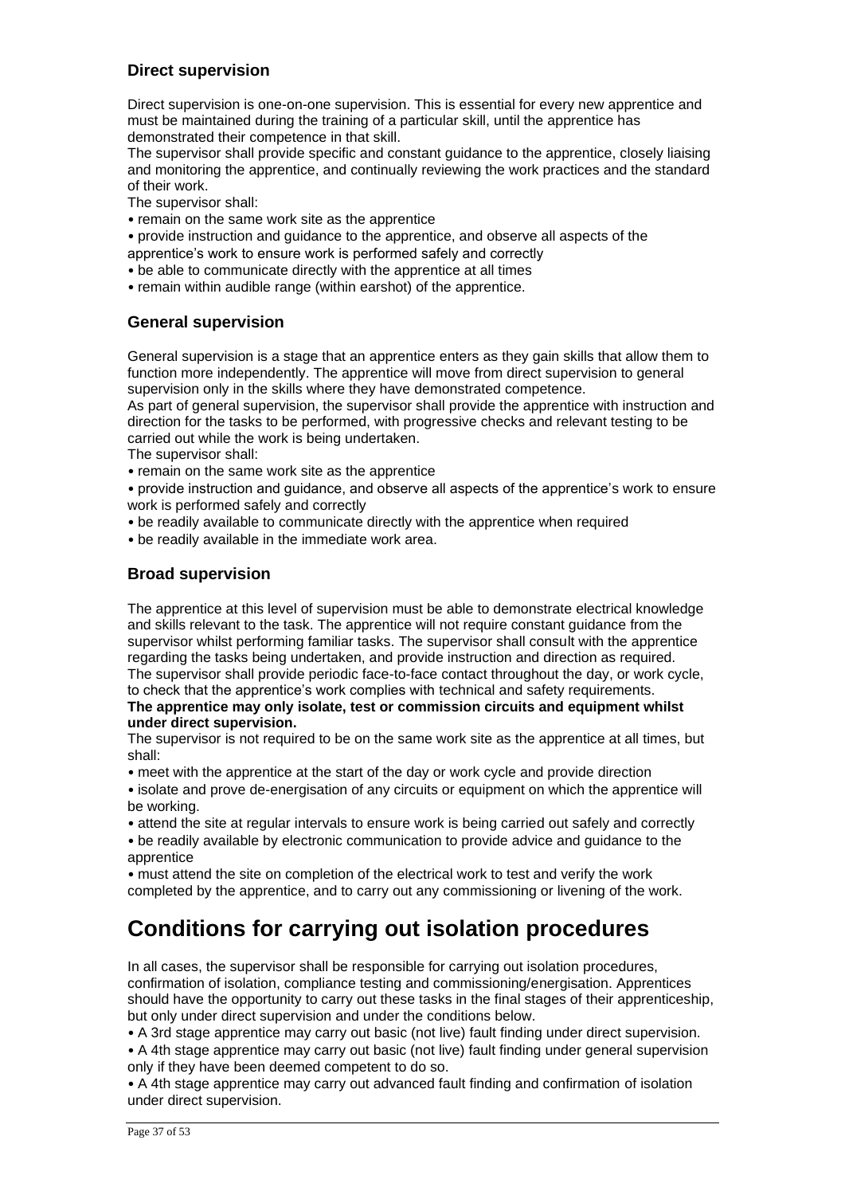### Direct supervision

Direct supervision is one-on-one supervision. This is essential for every new apprentice and must be maintained during the training of a particular skill, until the apprentice has demonstrated their competence in that skill.
The supervisor shall provide specific and constant guidance to the apprentice, closely liaising and monitoring the apprentice, and continually reviewing the work practices and the standard of their work.
The supervisor shall:

- remain on the same work site as the apprentice
- provide instruction and guidance to the apprentice, and observe all aspects of the apprentice's work to ensure work is performed safely and correctly
- be able to communicate directly with the apprentice at all times
- remain within audible range (within earshot) of the apprentice.

### General supervision

General supervision is a stage that an apprentice enters as they gain skills that allow them to function more independently. The apprentice will move from direct supervision to general supervision only in the skills where they have demonstrated competence.
As part of general supervision, the supervisor shall provide the apprentice with instruction and direction for the tasks to be performed, with progressive checks and relevant testing to be carried out while the work is being undertaken.
The supervisor shall:

- remain on the same work site as the apprentice
- provide instruction and guidance, and observe all aspects of the apprentice's work to ensure work is performed safely and correctly
- be readily available to communicate directly with the apprentice when required
- be readily available in the immediate work area.

### Broad supervision

The apprentice at this level of supervision must be able to demonstrate electrical knowledge and skills relevant to the task. The apprentice will not require constant guidance from the supervisor whilst performing familiar tasks. The supervisor shall consult with the apprentice regarding the tasks being undertaken, and provide instruction and direction as required.
The supervisor shall provide periodic face-to-face contact throughout the day, or work cycle, to check that the apprentice's work complies with technical and safety requirements.
**The apprentice may only isolate, test or commission circuits and equipment whilst under direct supervision.**
The supervisor is not required to be on the same work site as the apprentice at all times, but shall:

- meet with the apprentice at the start of the day or work cycle and provide direction
- isolate and prove de-energisation of any circuits or equipment on which the apprentice will be working.
- attend the site at regular intervals to ensure work is being carried out safely and correctly
- be readily available by electronic communication to provide advice and guidance to the apprentice
- must attend the site on completion of the electrical work to test and verify the work completed by the apprentice, and to carry out any commissioning or livening of the work.

# Conditions for carrying out isolation procedures

In all cases, the supervisor shall be responsible for carrying out isolation procedures, confirmation of isolation, compliance testing and commissioning/energisation. Apprentices should have the opportunity to carry out these tasks in the final stages of their apprenticeship, but only under direct supervision and under the conditions below.

- A 3rd stage apprentice may carry out basic (not live) fault finding under direct supervision.
- A 4th stage apprentice may carry out basic (not live) fault finding under general supervision only if they have been deemed competent to do so.
- A 4th stage apprentice may carry out advanced fault finding and confirmation of isolation under direct supervision.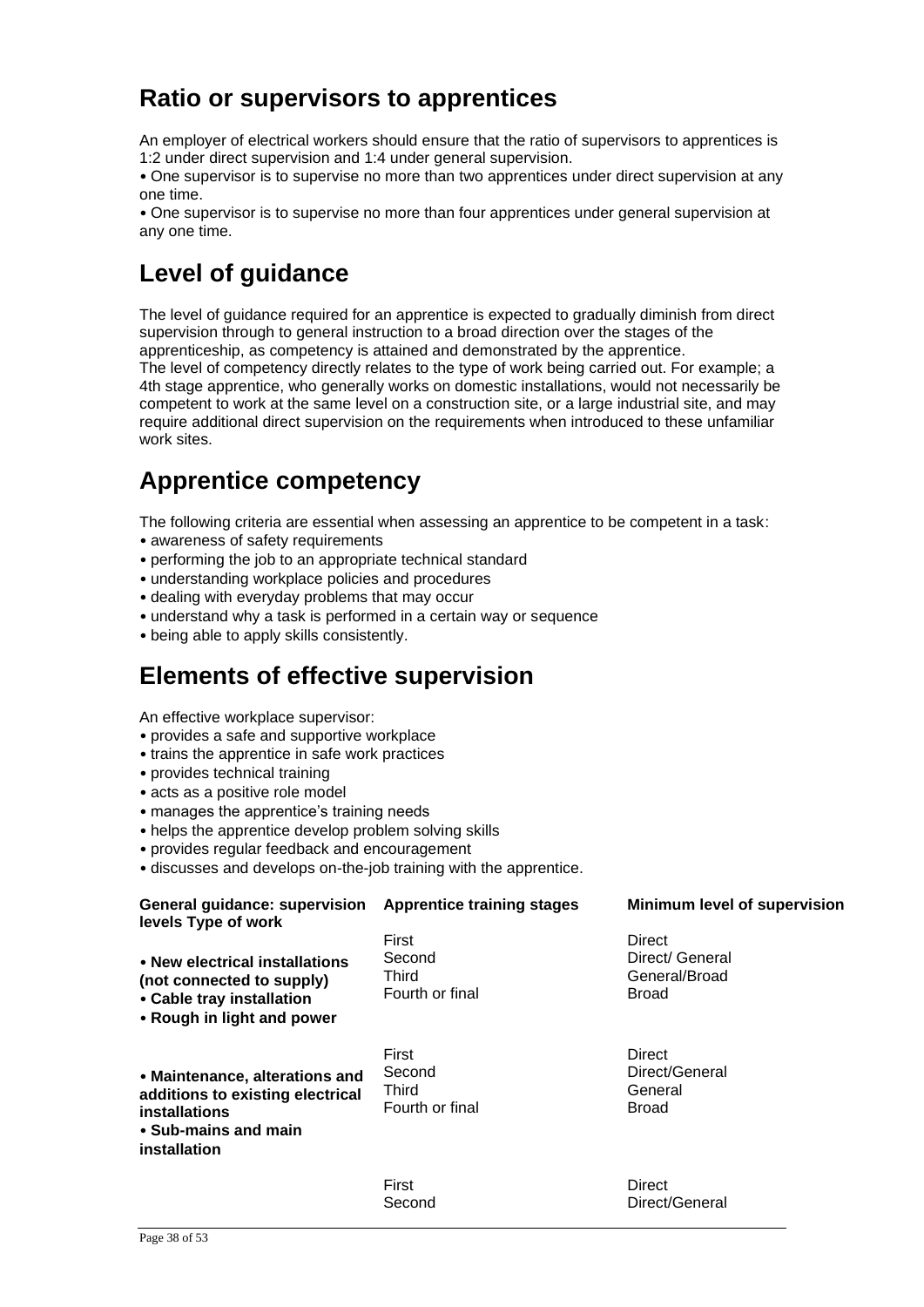## Ratio or supervisors to apprentices

An employer of electrical workers should ensure that the ratio of supervisors to apprentices is 1:2 under direct supervision and 1:4 under general supervision.

- One supervisor is to supervise no more than two apprentices under direct supervision at any one time.
- One supervisor is to supervise no more than four apprentices under general supervision at any one time.

## Level of guidance

The level of guidance required for an apprentice is expected to gradually diminish from direct supervision through to general instruction to a broad direction over the stages of the apprenticeship, as competency is attained and demonstrated by the apprentice.
The level of competency directly relates to the type of work being carried out. For example; a 4th stage apprentice, who generally works on domestic installations, would not necessarily be competent to work at the same level on a construction site, or a large industrial site, and may require additional direct supervision on the requirements when introduced to these unfamiliar work sites.

## Apprentice competency

The following criteria are essential when assessing an apprentice to be competent in a task:

- awareness of safety requirements
- performing the job to an appropriate technical standard
- understanding workplace policies and procedures
- dealing with everyday problems that may occur
- understand why a task is performed in a certain way or sequence
- being able to apply skills consistently.

## Elements of effective supervision

An effective workplace supervisor:

- provides a safe and supportive workplace
- trains the apprentice in safe work practices
- provides technical training
- acts as a positive role model
- manages the apprentice's training needs
- helps the apprentice develop problem solving skills
- provides regular feedback and encouragement
- discusses and develops on-the-job training with the apprentice.

| General guidance: supervision levels Type of work | Apprentice training stages | Minimum level of supervision |
|---|---|---|
| • **New electrical installations (not connected to supply)**<br>• **Cable tray installation**<br>• **Rough in light and power** | First<br>Second<br>Third<br>Fourth or final | Direct<br>Direct/ General<br>General/Broad<br>Broad |
| • **Maintenance, alterations and additions to existing electrical installations**<br>• **Sub-mains and main installation** | First<br>Second<br>Third<br>Fourth or final | Direct<br>Direct/General<br>General<br>Broad |
| | First<br>Second | Direct<br>Direct/General |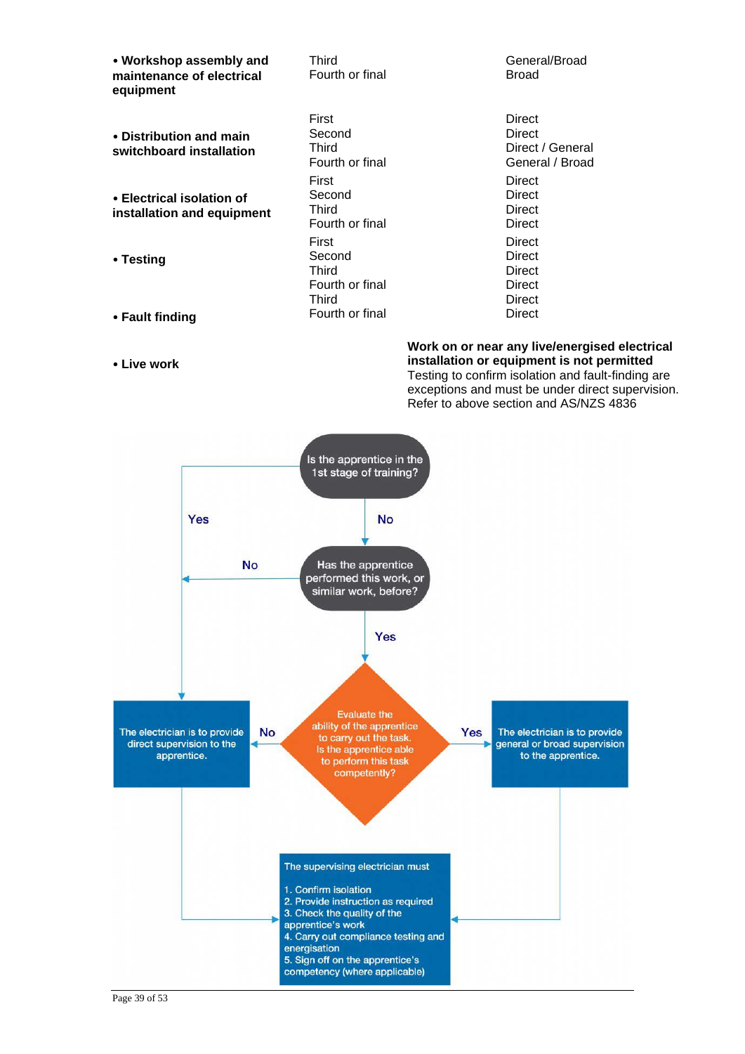| | | |
|---|---|---|
| **• Workshop assembly and maintenance of electrical equipment** | Third | General/Broad |
| | Fourth or final | Broad |
| **• Distribution and main switchboard installation** | First | Direct |
| | Second | Direct |
| | Third | Direct / General |
| | Fourth or final | General / Broad |
| **• Electrical isolation of installation and equipment** | First | Direct |
| | Second | Direct |
| | Third | Direct |
| | Fourth or final | Direct |
| **• Testing** | First | Direct |
| | Second | Direct |
| | Third | Direct |
| | Fourth or final | Direct |
| **• Fault finding** | Third | Direct |
| | Fourth or final | Direct |
| **• Live work** | **Work on or near any live/energised electrical installation or equipment is not permitted** Testing to confirm isolation and fault-finding are exceptions and must be under direct supervision. Refer to above section and AS/NZS 4836 | |

Is the apprentice in the 1st stage of training?

- Yes → The electrician is to provide direct supervision to the apprentice.
- No → Has the apprentice performed this work, or similar work, before?
  - No → The electrician is to provide direct supervision to the apprentice.
  - Yes → Evaluate the ability of the apprentice to carry out the task. Is the apprentice able to perform this task competently?
    - No → The electrician is to provide direct supervision to the apprentice.
    - Yes → The electrician is to provide general or broad supervision to the apprentice.

The supervising electrician must

1. Confirm isolation
2. Provide instruction as required
3. Check the quality of the apprentice's work
4. Carry out compliance testing and energisation
5. Sign off on the apprentice's competency (where applicable)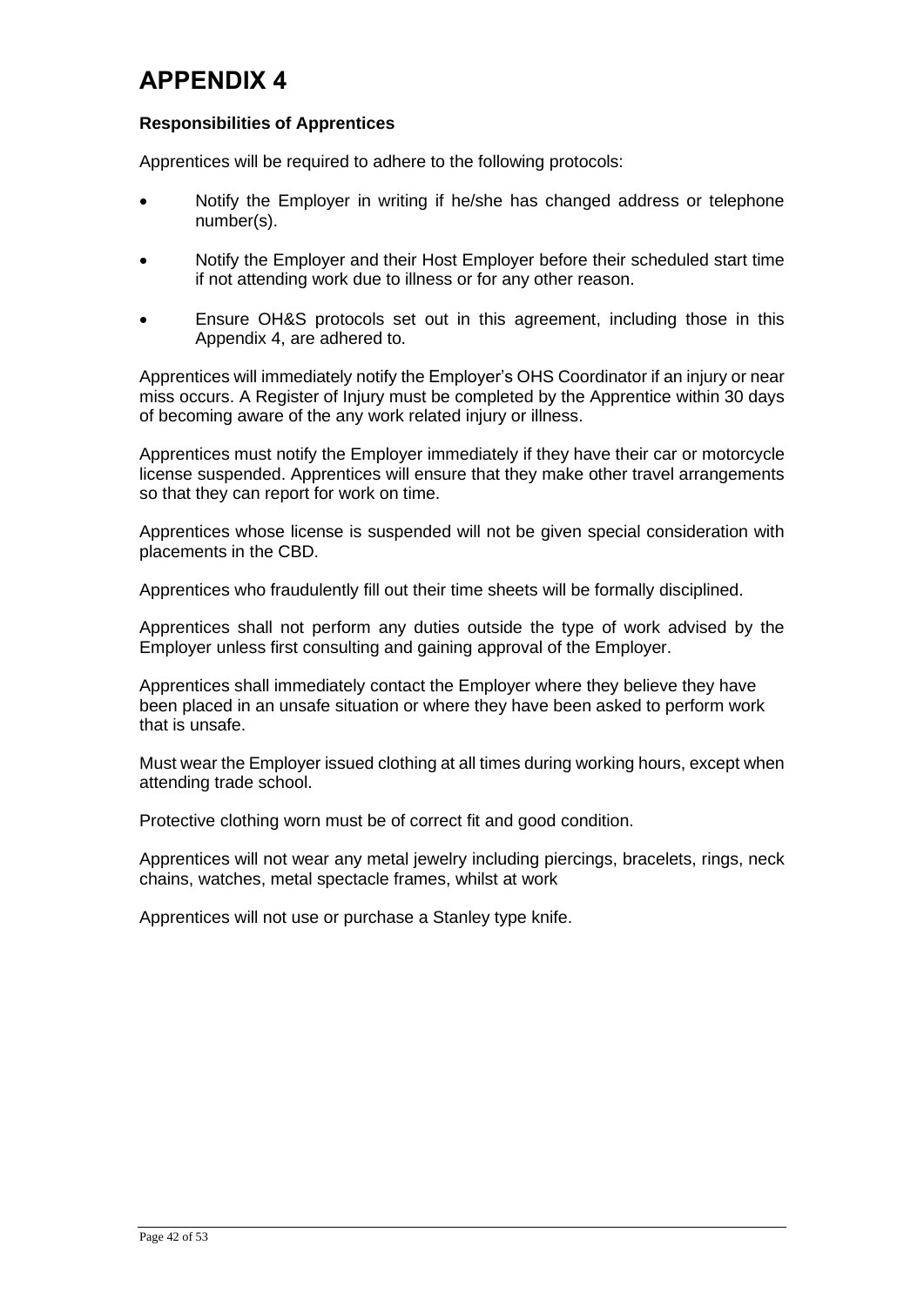# APPENDIX 4

**Responsibilities of Apprentices**

Apprentices will be required to adhere to the following protocols:

- Notify the Employer in writing if he/she has changed address or telephone number(s).
- Notify the Employer and their Host Employer before their scheduled start time if not attending work due to illness or for any other reason.
- Ensure OH&S protocols set out in this agreement, including those in this Appendix 4, are adhered to.

Apprentices will immediately notify the Employer's OHS Coordinator if an injury or near miss occurs. A Register of Injury must be completed by the Apprentice within 30 days of becoming aware of the any work related injury or illness.

Apprentices must notify the Employer immediately if they have their car or motorcycle license suspended. Apprentices will ensure that they make other travel arrangements so that they can report for work on time.

Apprentices whose license is suspended will not be given special consideration with placements in the CBD.

Apprentices who fraudulently fill out their time sheets will be formally disciplined.

Apprentices shall not perform any duties outside the type of work advised by the Employer unless first consulting and gaining approval of the Employer.

Apprentices shall immediately contact the Employer where they believe they have been placed in an unsafe situation or where they have been asked to perform work that is unsafe.

Must wear the Employer issued clothing at all times during working hours, except when attending trade school.

Protective clothing worn must be of correct fit and good condition.

Apprentices will not wear any metal jewelry including piercings, bracelets, rings, neck chains, watches, metal spectacle frames, whilst at work

Apprentices will not use or purchase a Stanley type knife.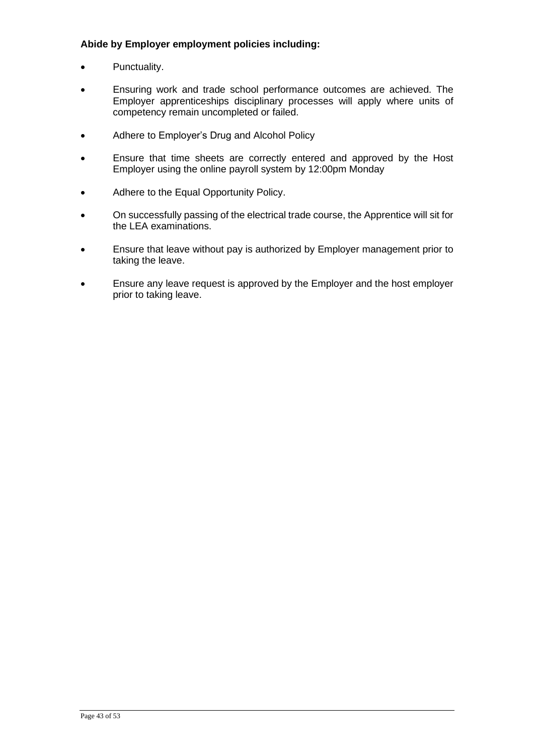**Abide by Employer employment policies including:**

- Punctuality.
- Ensuring work and trade school performance outcomes are achieved. The Employer apprenticeships disciplinary processes will apply where units of competency remain uncompleted or failed.
- Adhere to Employer's Drug and Alcohol Policy
- Ensure that time sheets are correctly entered and approved by the Host Employer using the online payroll system by 12:00pm Monday
- Adhere to the Equal Opportunity Policy.
- On successfully passing of the electrical trade course, the Apprentice will sit for the LEA examinations.
- Ensure that leave without pay is authorized by Employer management prior to taking the leave.
- Ensure any leave request is approved by the Employer and the host employer prior to taking leave.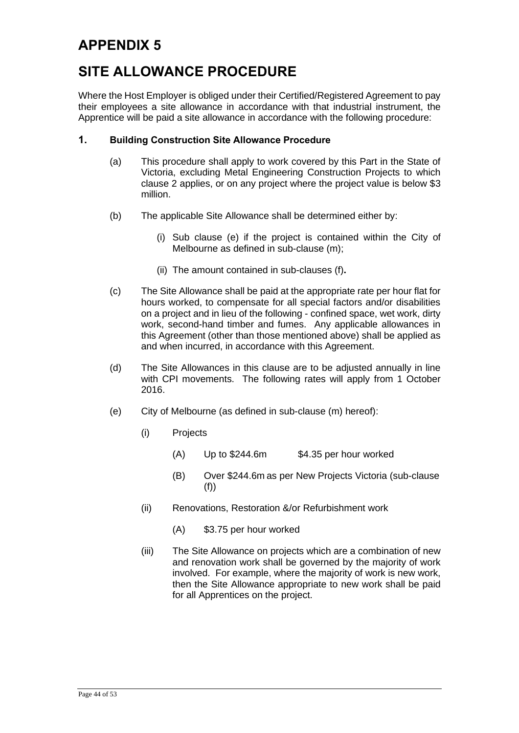# APPENDIX 5

# SITE ALLOWANCE PROCEDURE

Where the Host Employer is obliged under their Certified/Registered Agreement to pay their employees a site allowance in accordance with that industrial instrument, the Apprentice will be paid a site allowance in accordance with the following procedure:

### 1. Building Construction Site Allowance Procedure

(a) This procedure shall apply to work covered by this Part in the State of Victoria, excluding Metal Engineering Construction Projects to which clause 2 applies, or on any project where the project value is below $3 million.

(b) The applicable Site Allowance shall be determined either by:

  (i) Sub clause (e) if the project is contained within the City of Melbourne as defined in sub-clause (m);

  (ii) The amount contained in sub-clauses (f)**.**

(c) The Site Allowance shall be paid at the appropriate rate per hour flat for hours worked, to compensate for all special factors and/or disabilities on a project and in lieu of the following - confined space, wet work, dirty work, second-hand timber and fumes. Any applicable allowances in this Agreement (other than those mentioned above) shall be applied as and when incurred, in accordance with this Agreement.

(d) The Site Allowances in this clause are to be adjusted annually in line with CPI movements. The following rates will apply from 1 October 2016.

(e) City of Melbourne (as defined in sub-clause (m) hereof):

  (i) Projects

    (A) Up to $244.6m $4.35 per hour worked

    (B) Over $244.6m as per New Projects Victoria (sub-clause (f))

  (ii) Renovations, Restoration &/or Refurbishment work

    (A) $3.75 per hour worked

  (iii) The Site Allowance on projects which are a combination of new and renovation work shall be governed by the majority of work involved. For example, where the majority of work is new work, then the Site Allowance appropriate to new work shall be paid for all Apprentices on the project.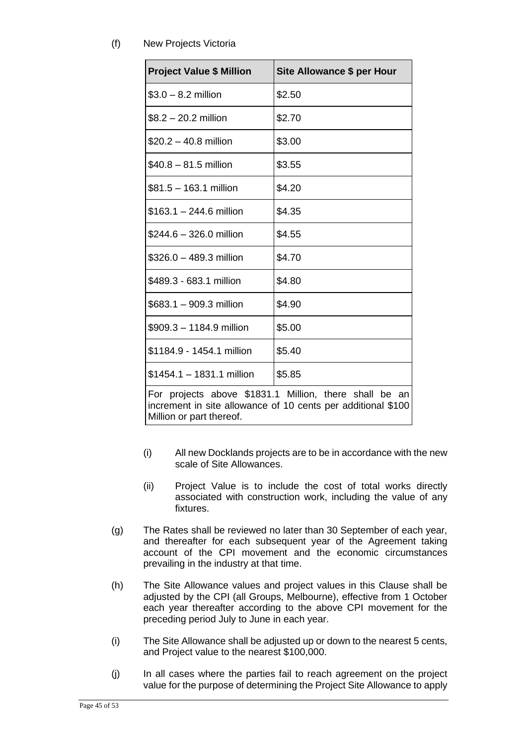(f) New Projects Victoria

| Project Value $ Million | Site Allowance $ per Hour |
|---|---|
| $3.0 – 8.2 million | $2.50 |
| $8.2 – 20.2 million | $2.70 |
| $20.2 – 40.8 million | $3.00 |
| $40.8 – 81.5 million | $3.55 |
| $81.5 – 163.1 million | $4.20 |
| $163.1 – 244.6 million | $4.35 |
| $244.6 – 326.0 million | $4.55 |
| $326.0 – 489.3 million | $4.70 |
| $489.3 - 683.1 million | $4.80 |
| $683.1 – 909.3 million | $4.90 |
| $909.3 – 1184.9 million | $5.00 |
| $1184.9 - 1454.1 million | $5.40 |
| $1454.1 – 1831.1 million | $5.85 |
| For projects above $1831.1 Million, there shall be an increment in site allowance of 10 cents per additional $100 Million or part thereof. | |

(i) All new Docklands projects are to be in accordance with the new scale of Site Allowances.

(ii) Project Value is to include the cost of total works directly associated with construction work, including the value of any fixtures.

(g) The Rates shall be reviewed no later than 30 September of each year, and thereafter for each subsequent year of the Agreement taking account of the CPI movement and the economic circumstances prevailing in the industry at that time.

(h) The Site Allowance values and project values in this Clause shall be adjusted by the CPI (all Groups, Melbourne), effective from 1 October each year thereafter according to the above CPI movement for the preceding period July to June in each year.

(i) The Site Allowance shall be adjusted up or down to the nearest 5 cents, and Project value to the nearest $100,000.

(j) In all cases where the parties fail to reach agreement on the project value for the purpose of determining the Project Site Allowance to apply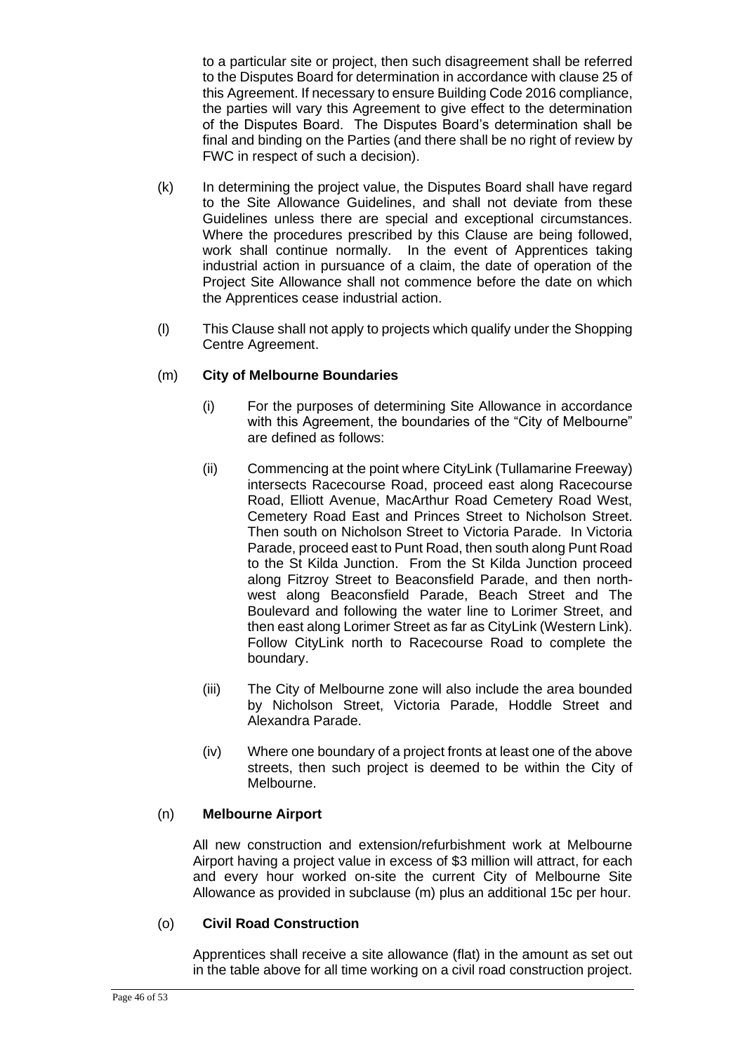to a particular site or project, then such disagreement shall be referred to the Disputes Board for determination in accordance with clause 25 of this Agreement. If necessary to ensure Building Code 2016 compliance, the parties will vary this Agreement to give effect to the determination of the Disputes Board. The Disputes Board's determination shall be final and binding on the Parties (and there shall be no right of review by FWC in respect of such a decision).

(k) In determining the project value, the Disputes Board shall have regard to the Site Allowance Guidelines, and shall not deviate from these Guidelines unless there are special and exceptional circumstances. Where the procedures prescribed by this Clause are being followed, work shall continue normally. In the event of Apprentices taking industrial action in pursuance of a claim, the date of operation of the Project Site Allowance shall not commence before the date on which the Apprentices cease industrial action.

(l) This Clause shall not apply to projects which qualify under the Shopping Centre Agreement.

(m) **City of Melbourne Boundaries**

(i) For the purposes of determining Site Allowance in accordance with this Agreement, the boundaries of the "City of Melbourne" are defined as follows:

(ii) Commencing at the point where CityLink (Tullamarine Freeway) intersects Racecourse Road, proceed east along Racecourse Road, Elliott Avenue, MacArthur Road Cemetery Road West, Cemetery Road East and Princes Street to Nicholson Street. Then south on Nicholson Street to Victoria Parade. In Victoria Parade, proceed east to Punt Road, then south along Punt Road to the St Kilda Junction. From the St Kilda Junction proceed along Fitzroy Street to Beaconsfield Parade, and then north-west along Beaconsfield Parade, Beach Street and The Boulevard and following the water line to Lorimer Street, and then east along Lorimer Street as far as CityLink (Western Link). Follow CityLink north to Racecourse Road to complete the boundary.

(iii) The City of Melbourne zone will also include the area bounded by Nicholson Street, Victoria Parade, Hoddle Street and Alexandra Parade.

(iv) Where one boundary of a project fronts at least one of the above streets, then such project is deemed to be within the City of Melbourne.

(n) **Melbourne Airport**

All new construction and extension/refurbishment work at Melbourne Airport having a project value in excess of $3 million will attract, for each and every hour worked on-site the current City of Melbourne Site Allowance as provided in subclause (m) plus an additional 15c per hour.

(o) **Civil Road Construction**

Apprentices shall receive a site allowance (flat) in the amount as set out in the table above for all time working on a civil road construction project.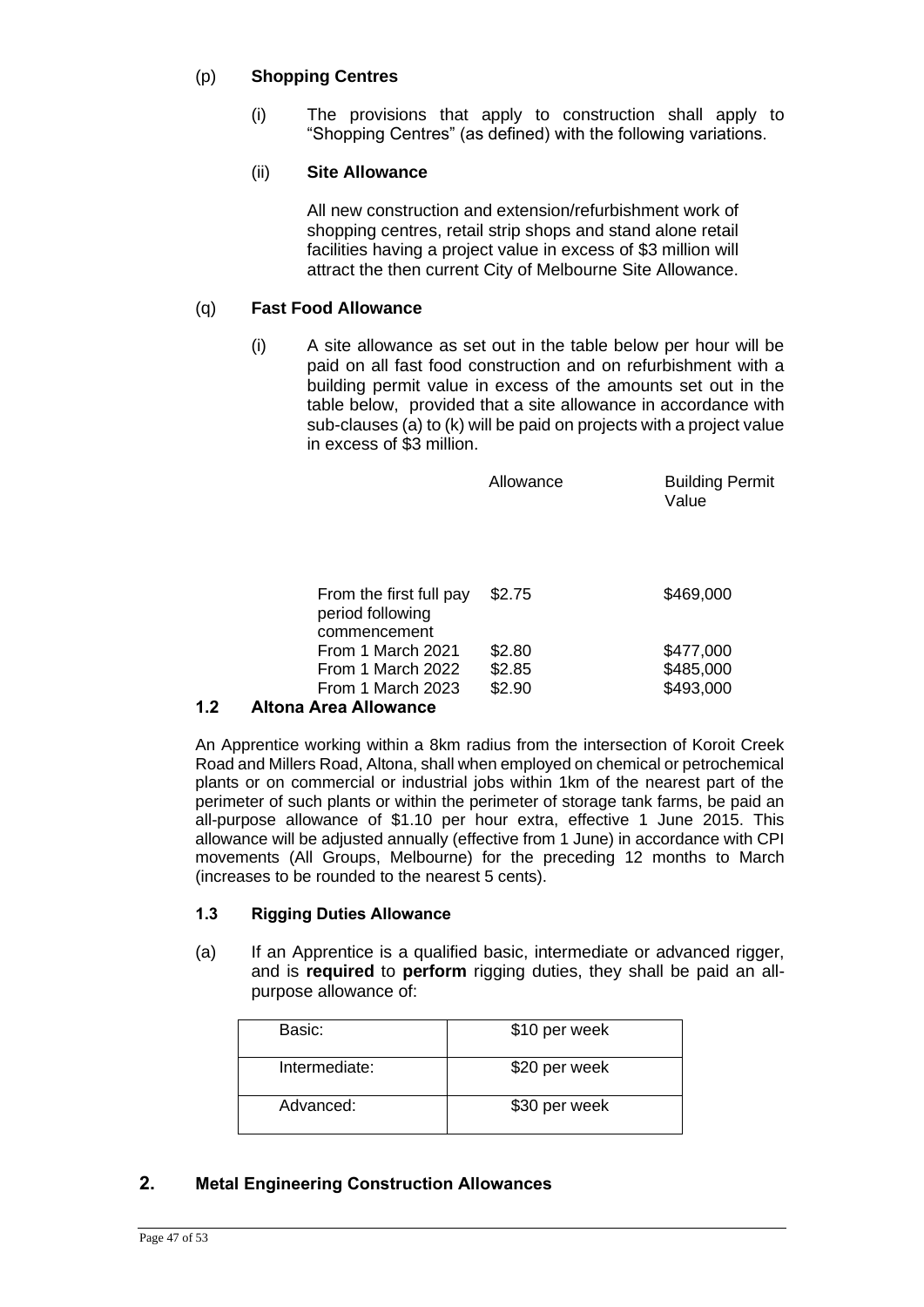(p) **Shopping Centres**

(i) The provisions that apply to construction shall apply to "Shopping Centres" (as defined) with the following variations.

(ii) **Site Allowance**

All new construction and extension/refurbishment work of shopping centres, retail strip shops and stand alone retail facilities having a project value in excess of $3 million will attract the then current City of Melbourne Site Allowance.

(q) **Fast Food Allowance**

(i) A site allowance as set out in the table below per hour will be paid on all fast food construction and on refurbishment with a building permit value in excess of the amounts set out in the table below, provided that a site allowance in accordance with sub-clauses (a) to (k) will be paid on projects with a project value in excess of $3 million.

| | Allowance | Building Permit Value |
|---|---|---|
| From the first full pay period following commencement | $2.75 | $469,000 |
| From 1 March 2021 | $2.80 | $477,000 |
| From 1 March 2022 | $2.85 | $485,000 |
| From 1 March 2023 | $2.90 | $493,000 |

## 1.2 Altona Area Allowance

An Apprentice working within a 8km radius from the intersection of Koroit Creek Road and Millers Road, Altona, shall when employed on chemical or petrochemical plants or on commercial or industrial jobs within 1km of the nearest part of the perimeter of such plants or within the perimeter of storage tank farms, be paid an all-purpose allowance of $1.10 per hour extra, effective 1 June 2015. This allowance will be adjusted annually (effective from 1 June) in accordance with CPI movements (All Groups, Melbourne) for the preceding 12 months to March (increases to be rounded to the nearest 5 cents).

### 1.3 Rigging Duties Allowance

(a) If an Apprentice is a qualified basic, intermediate or advanced rigger, and is **required** to **perform** rigging duties, they shall be paid an all-purpose allowance of:

| | |
|---|---|
| Basic: | $10 per week |
| Intermediate: | $20 per week |
| Advanced: | $30 per week |

## 2. Metal Engineering Construction Allowances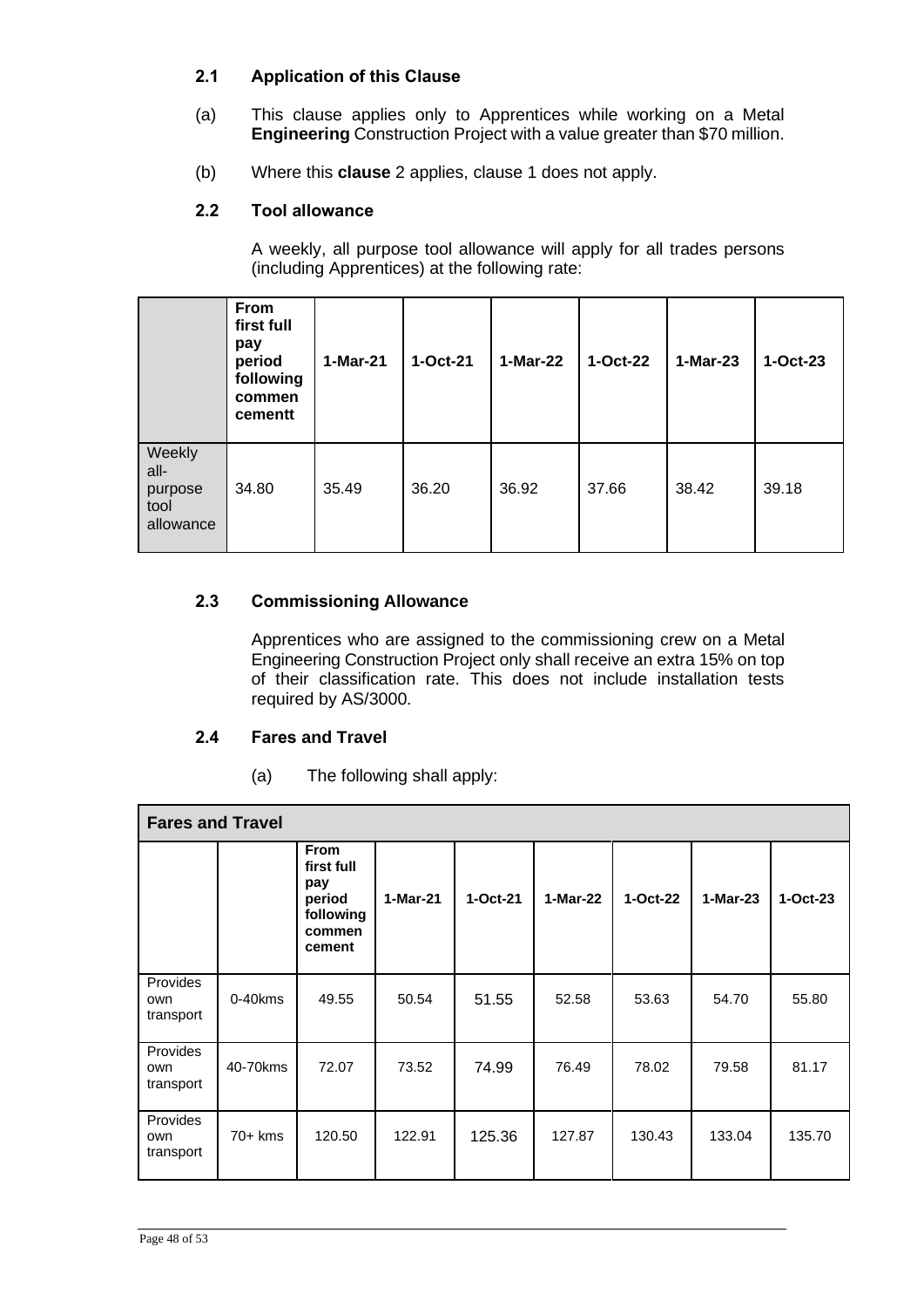### 2.1 Application of this Clause

(a) This clause applies only to Apprentices while working on a Metal **Engineering** Construction Project with a value greater than $70 million.

(b) Where this **clause** 2 applies, clause 1 does not apply.

### 2.2 Tool allowance

A weekly, all purpose tool allowance will apply for all trades persons (including Apprentices) at the following rate:

| | **From first full pay period following commen cementt** | **1-Mar-21** | **1-Oct-21** | **1-Mar-22** | **1-Oct-22** | **1-Mar-23** | **1-Oct-23** |
|---|---|---|---|---|---|---|---|
| Weekly all-purpose tool allowance | 34.80 | 35.49 | 36.20 | 36.92 | 37.66 | 38.42 | 39.18 |

### 2.3 Commissioning Allowance

Apprentices who are assigned to the commissioning crew on a Metal Engineering Construction Project only shall receive an extra 15% on top of their classification rate. This does not include installation tests required by AS/3000.

### 2.4 Fares and Travel

(a) The following shall apply:

| **Fares and Travel** | | | | | | | | |
|---|---|---|---|---|---|---|---|---|
| | | **From first full pay period following commen cement** | **1-Mar-21** | **1-Oct-21** | **1-Mar-22** | **1-Oct-22** | **1-Mar-23** | **1-Oct-23** |
| Provides own transport | 0-40kms | 49.55 | 50.54 | 51.55 | 52.58 | 53.63 | 54.70 | 55.80 |
| Provides own transport | 40-70kms | 72.07 | 73.52 | 74.99 | 76.49 | 78.02 | 79.58 | 81.17 |
| Provides own transport | 70+ kms | 120.50 | 122.91 | 125.36 | 127.87 | 130.43 | 133.04 | 135.70 |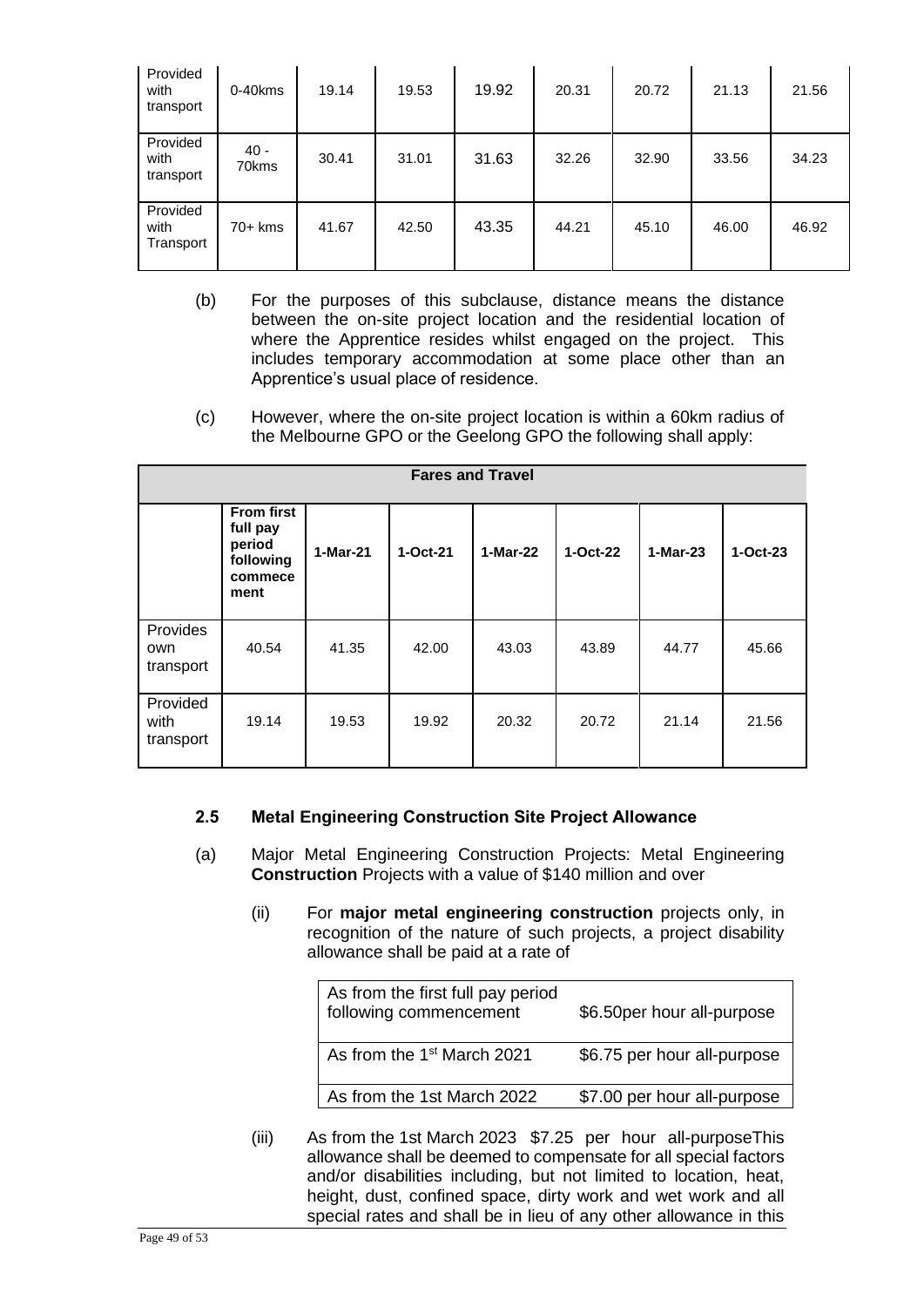| | | | | | | | | |
|---|---|---|---|---|---|---|---|---|
| Provided with transport | 0-40kms | 19.14 | 19.53 | 19.92 | 20.31 | 20.72 | 21.13 | 21.56 |
| Provided with transport | 40 - 70kms | 30.41 | 31.01 | 31.63 | 32.26 | 32.90 | 33.56 | 34.23 |
| Provided with Transport | 70+ kms | 41.67 | 42.50 | 43.35 | 44.21 | 45.10 | 46.00 | 46.92 |

(b) For the purposes of this subclause, distance means the distance between the on-site project location and the residential location of where the Apprentice resides whilst engaged on the project. This includes temporary accommodation at some place other than an Apprentice's usual place of residence.

(c) However, where the on-site project location is within a 60km radius of the Melbourne GPO or the Geelong GPO the following shall apply:

| Fares and Travel | | | | | | | |
|---|---|---|---|---|---|---|---|
| | **From first full pay period following commencement** | **1-Mar-21** | **1-Oct-21** | **1-Mar-22** | **1-Oct-22** | **1-Mar-23** | **1-Oct-23** |
| Provides own transport | 40.54 | 41.35 | 42.00 | 43.03 | 43.89 | 44.77 | 45.66 |
| Provided with transport | 19.14 | 19.53 | 19.92 | 20.32 | 20.72 | 21.14 | 21.56 |

### 2.5 Metal Engineering Construction Site Project Allowance

(a) Major Metal Engineering Construction Projects: Metal Engineering **Construction** Projects with a value of $140 million and over

(ii) For **major metal engineering construction** projects only, in recognition of the nature of such projects, a project disability allowance shall be paid at a rate of

| | |
|---|---|
| As from the first full pay period following commencement | $6.50per hour all-purpose |
| As from the 1st March 2021 | $6.75 per hour all-purpose |
| As from the 1st March 2022 | $7.00 per hour all-purpose |

(iii) As from the 1st March 2023 $7.25 per hour all-purposeThis allowance shall be deemed to compensate for all special factors and/or disabilities including, but not limited to location, heat, height, dust, confined space, dirty work and wet work and all special rates and shall be in lieu of any other allowance in this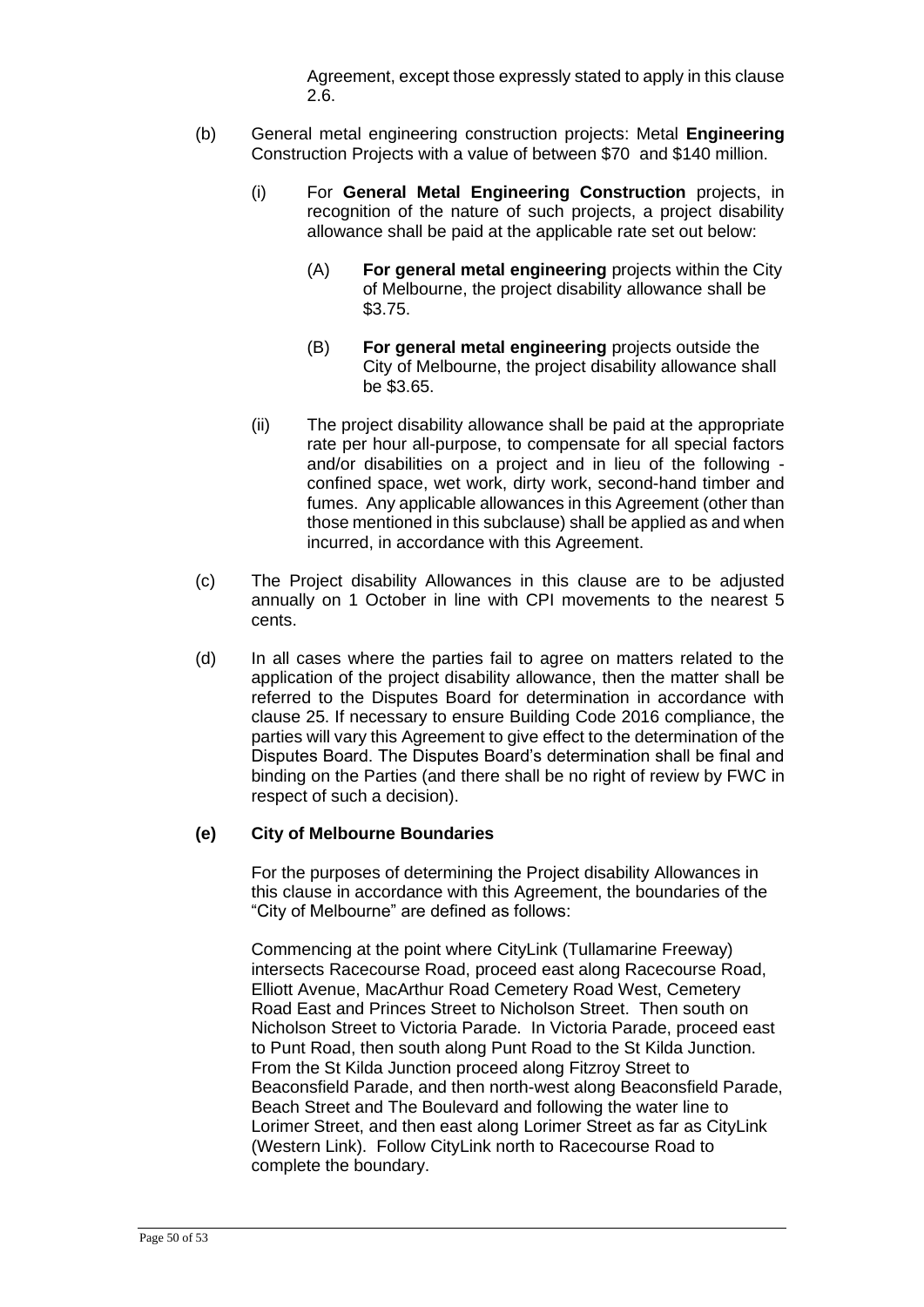Agreement, except those expressly stated to apply in this clause 2.6.

(b) General metal engineering construction projects: Metal **Engineering** Construction Projects with a value of between $70 and $140 million.

(i) For **General Metal Engineering Construction** projects, in recognition of the nature of such projects, a project disability allowance shall be paid at the applicable rate set out below:

(A) **For general metal engineering** projects within the City of Melbourne, the project disability allowance shall be $3.75.

(B) **For general metal engineering** projects outside the City of Melbourne, the project disability allowance shall be $3.65.

(ii) The project disability allowance shall be paid at the appropriate rate per hour all-purpose, to compensate for all special factors and/or disabilities on a project and in lieu of the following - confined space, wet work, dirty work, second-hand timber and fumes. Any applicable allowances in this Agreement (other than those mentioned in this subclause) shall be applied as and when incurred, in accordance with this Agreement.

(c) The Project disability Allowances in this clause are to be adjusted annually on 1 October in line with CPI movements to the nearest 5 cents.

(d) In all cases where the parties fail to agree on matters related to the application of the project disability allowance, then the matter shall be referred to the Disputes Board for determination in accordance with clause 25. If necessary to ensure Building Code 2016 compliance, the parties will vary this Agreement to give effect to the determination of the Disputes Board. The Disputes Board's determination shall be final and binding on the Parties (and there shall be no right of review by FWC in respect of such a decision).

**(e) City of Melbourne Boundaries**

For the purposes of determining the Project disability Allowances in this clause in accordance with this Agreement, the boundaries of the "City of Melbourne" are defined as follows:

Commencing at the point where CityLink (Tullamarine Freeway) intersects Racecourse Road, proceed east along Racecourse Road, Elliott Avenue, MacArthur Road Cemetery Road West, Cemetery Road East and Princes Street to Nicholson Street. Then south on Nicholson Street to Victoria Parade. In Victoria Parade, proceed east to Punt Road, then south along Punt Road to the St Kilda Junction. From the St Kilda Junction proceed along Fitzroy Street to Beaconsfield Parade, and then north-west along Beaconsfield Parade, Beach Street and The Boulevard and following the water line to Lorimer Street, and then east along Lorimer Street as far as CityLink (Western Link). Follow CityLink north to Racecourse Road to complete the boundary.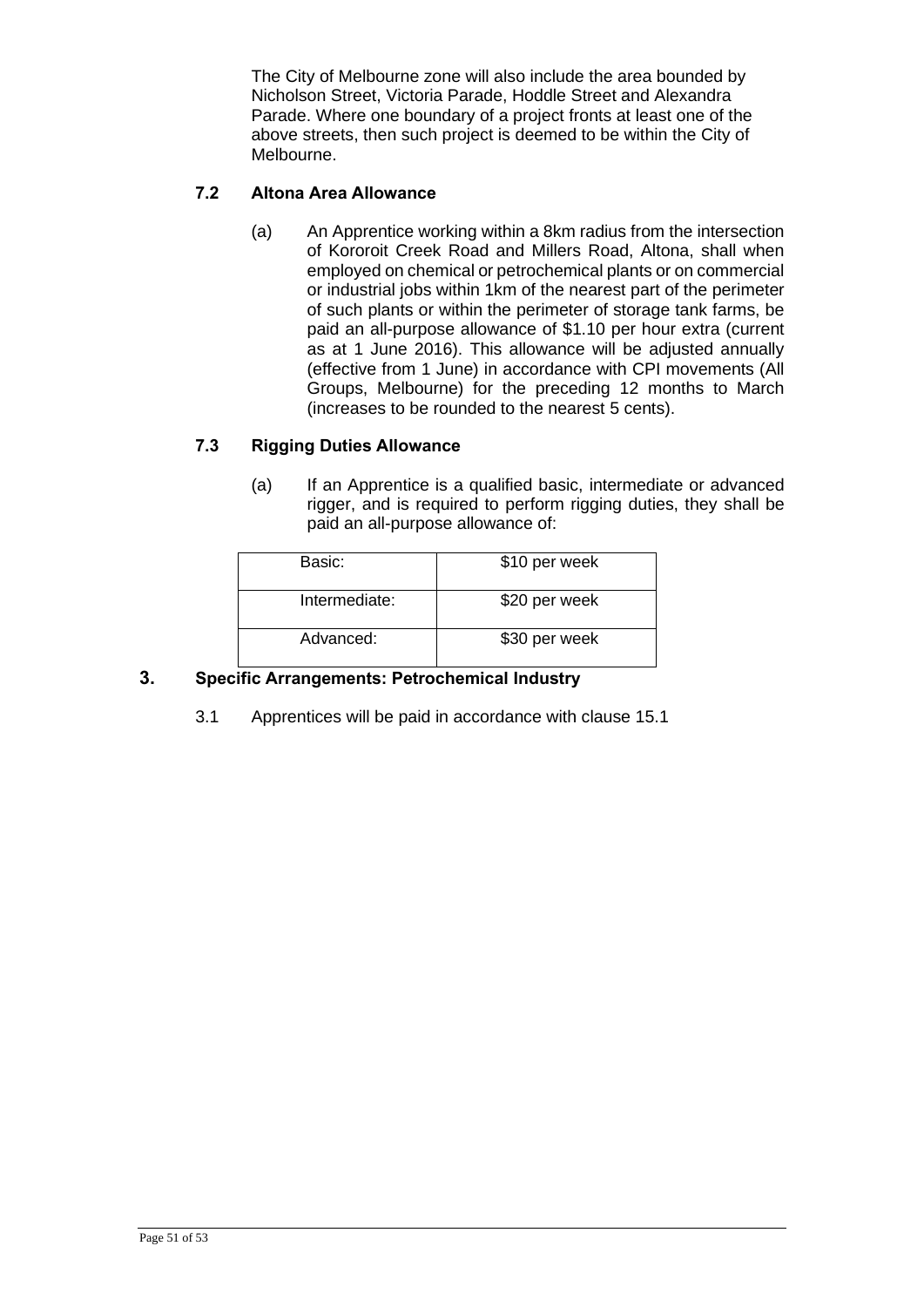The City of Melbourne zone will also include the area bounded by Nicholson Street, Victoria Parade, Hoddle Street and Alexandra Parade. Where one boundary of a project fronts at least one of the above streets, then such project is deemed to be within the City of Melbourne.

### 7.2 Altona Area Allowance

(a) An Apprentice working within a 8km radius from the intersection of Kororoit Creek Road and Millers Road, Altona, shall when employed on chemical or petrochemical plants or on commercial or industrial jobs within 1km of the nearest part of the perimeter of such plants or within the perimeter of storage tank farms, be paid an all-purpose allowance of $1.10 per hour extra (current as at 1 June 2016). This allowance will be adjusted annually (effective from 1 June) in accordance with CPI movements (All Groups, Melbourne) for the preceding 12 months to March (increases to be rounded to the nearest 5 cents).

### 7.3 Rigging Duties Allowance

(a) If an Apprentice is a qualified basic, intermediate or advanced rigger, and is required to perform rigging duties, they shall be paid an all-purpose allowance of:

| | |
|---|---|
| Basic: | $10 per week |
| Intermediate: | $20 per week |
| Advanced: | $30 per week |

## 3. Specific Arrangements: Petrochemical Industry

3.1 Apprentices will be paid in accordance with clause 15.1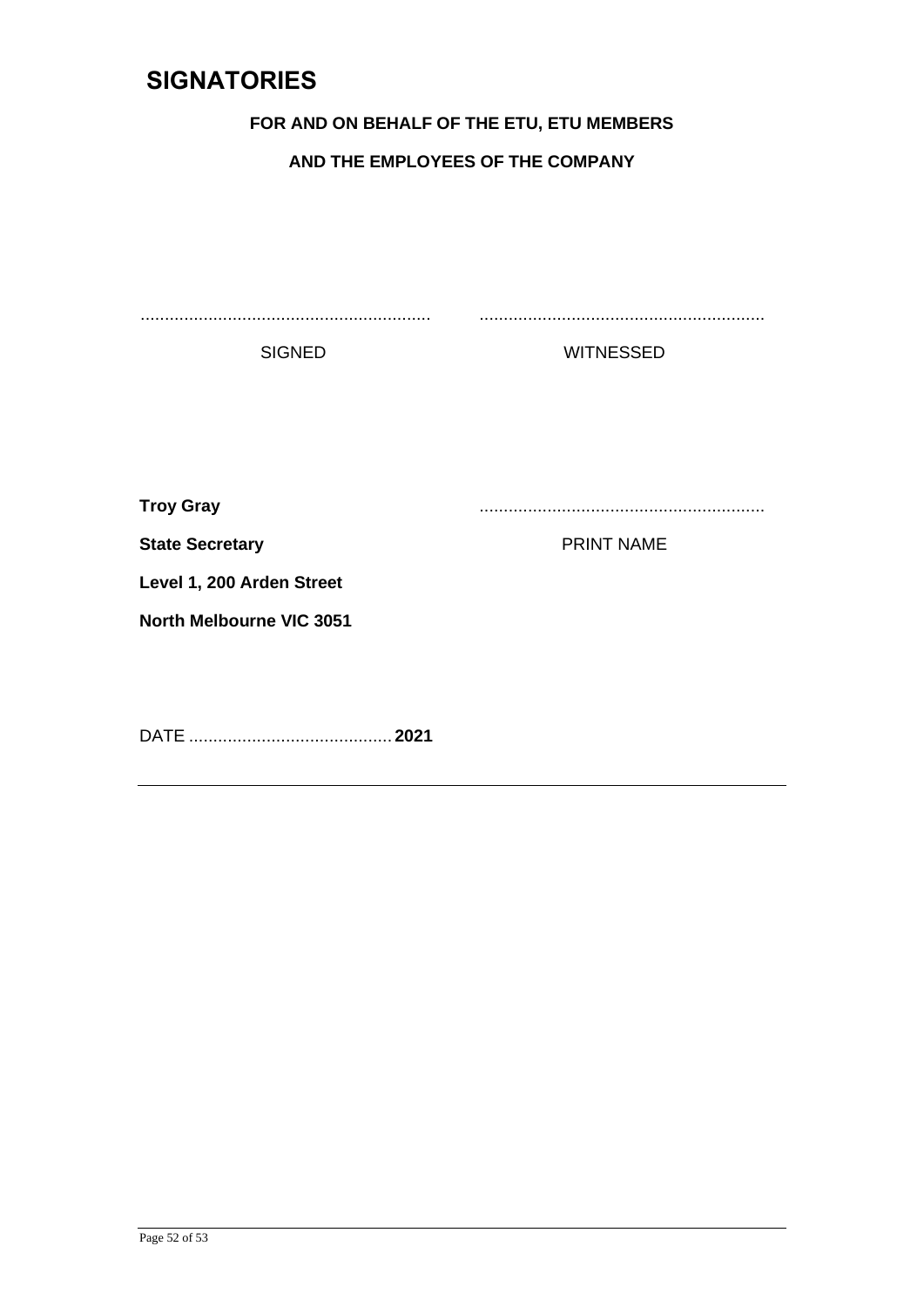# SIGNATORIES

**FOR AND ON BEHALF OF THE ETU, ETU MEMBERS**

**AND THE EMPLOYEES OF THE COMPANY**

| ........................................................... | ........................................................... |
|---|---|
| SIGNED | WITNESSED |

**Troy Gray** ...........................................................

**State Secretary** PRINT NAME

**Level 1, 200 Arden Street**

**North Melbourne VIC 3051**

DATE .......................................... **2021**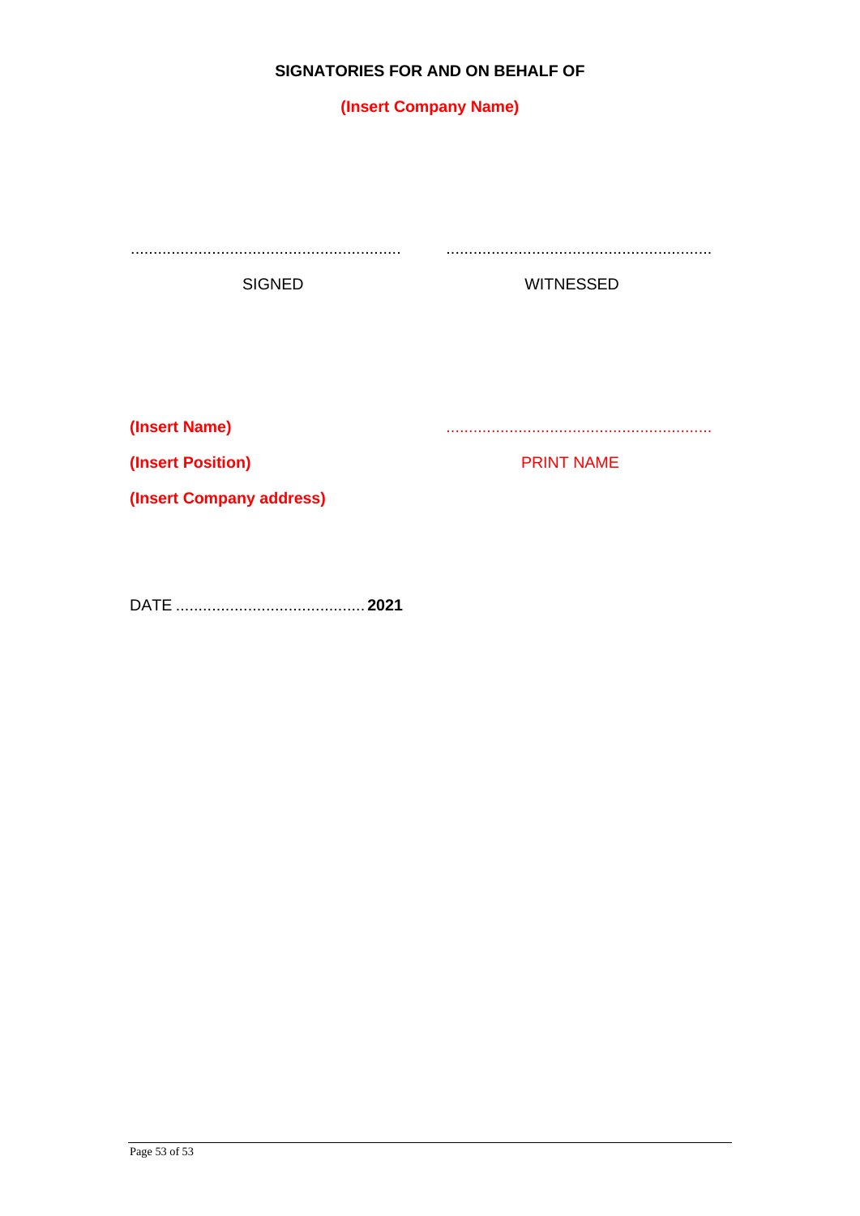**SIGNATORIES FOR AND ON BEHALF OF**

**(Insert Company Name)**

| | |
|---|---|
| ............................................................ | ............................................................ |
| SIGNED | WITNESSED |
| **(Insert Name)** | ............................................................ |
| **(Insert Position)** | PRINT NAME |
| **(Insert Company address)** | |

DATE .......................................... **2021**